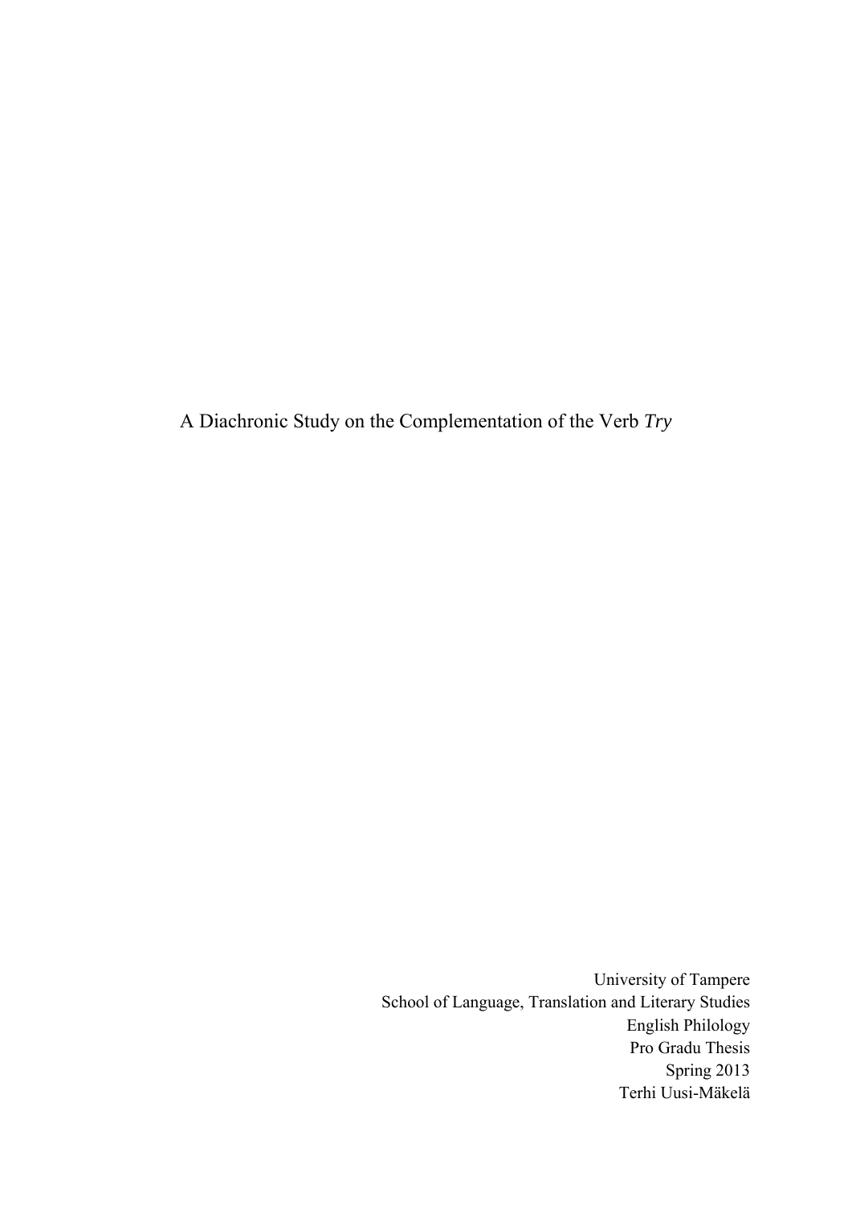# A Diachronic Study on the Complementation of the Verb *Try*

University of Tampere
School of Language, Translation and Literary Studies
English Philology
Pro Gradu Thesis
Spring 2013
Terhi Uusi-Mäkelä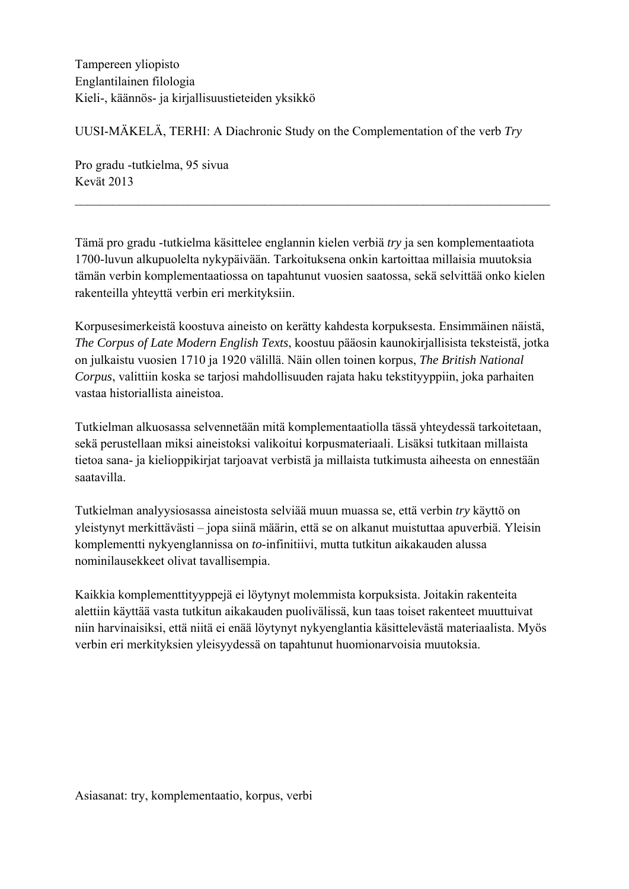Tampereen yliopisto
Englantilainen filologia
Kieli-, käännös- ja kirjallisuustieteiden yksikkö

UUSI-MÄKELÄ, TERHI: A Diachronic Study on the Complementation of the verb *Try*

Pro gradu -tutkielma, 95 sivua
Kevät 2013

---

Tämä pro gradu -tutkielma käsittelee englannin kielen verbiä *try* ja sen komplementaatiota 1700-luvun alkupuolelta nykypäivään. Tarkoituksena onkin kartoittaa millaisia muutoksia tämän verbin komplementaatiossa on tapahtunut vuosien saatossa, sekä selvittää onko kielen rakenteilla yhteyttä verbin eri merkityksiin.

Korpusesimerkeistä koostuva aineisto on kerätty kahdesta korpuksesta. Ensimmäinen näistä, *The Corpus of Late Modern English Texts*, koostuu pääosin kaunokirjallisista teksteistä, jotka on julkaistu vuosien 1710 ja 1920 välillä. Näin ollen toinen korpus, *The British National Corpus*, valittiin koska se tarjosi mahdollisuuden rajata haku tekstityyppiin, joka parhaiten vastaa historiallista aineistoa.

Tutkielman alkuosassa selvennetään mitä komplementaatiolla tässä yhteydessä tarkoitetaan, sekä perustellaan miksi aineistoksi valikoitui korpusmateriaali. Lisäksi tutkitaan millaista tietoa sana- ja kielioppikirjat tarjoavat verbistä ja millaista tutkimusta aiheesta on ennestään saatavilla.

Tutkielman analyysiosassa aineistosta selviää muun muassa se, että verbin *try* käyttö on yleistynyt merkittävästi – jopa siinä määrin, että se on alkanut muistuttaa apuverbiä. Yleisin komplementti nykyenglannissa on *to*-infinitiivi, mutta tutkitun aikakauden alussa nominilausekkeet olivat tavallisempia.

Kaikkia komplementtityyppejä ei löytynyt molemmista korpuksista. Joitakin rakenteita alettiin käyttää vasta tutkitun aikakauden puolivälissä, kun taas toiset rakenteet muuttuivat niin harvinaisiksi, että niitä ei enää löytynyt nykyenglantia käsittelevästä materiaalista. Myös verbin eri merkityksien yleisyydessä on tapahtunut huomionarvoisia muutoksia.

Asiasanat: try, komplementaatio, korpus, verbi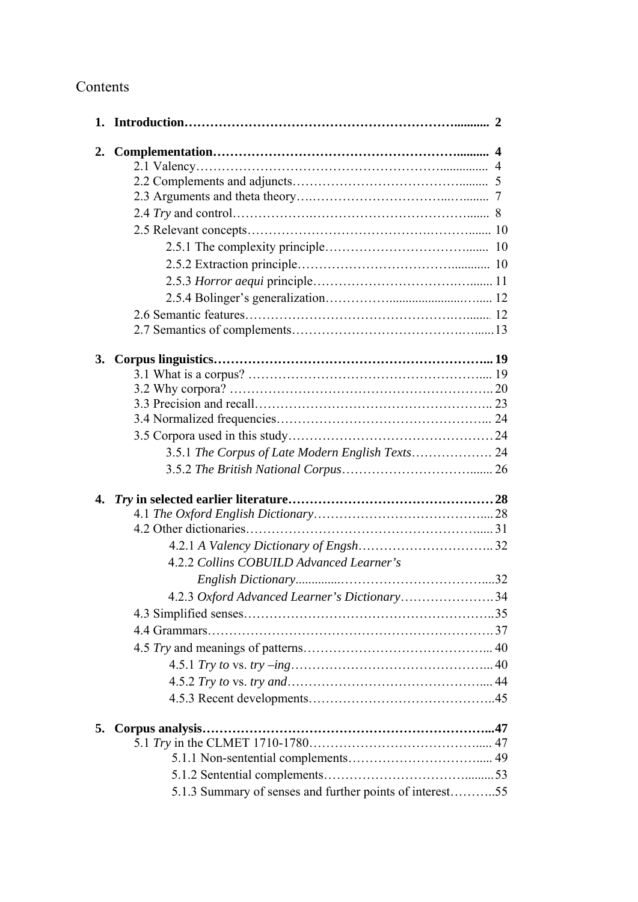# Contents

**1. Introduction** ........ 2

**2. Complementation** ........ 4

- 2.1 Valency ........ 4
- 2.2 Complements and adjuncts ........ 5
- 2.3 Arguments and theta theory ........ 7
- 2.4 *Try* and control ........ 8
- 2.5 Relevant concepts ........ 10
  - 2.5.1 The complexity principle ........ 10
  - 2.5.2 Extraction principle ........ 10
  - 2.5.3 *Horror aequi* principle ........ 11
  - 2.5.4 Bolinger's generalization ........ 12
- 2.6 Semantic features ........ 12
- 2.7 Semantics of complements ........ 13

**3. Corpus linguistics** ........ 19

- 3.1 What is a corpus? ........ 19
- 3.2 Why corpora? ........ 20
- 3.3 Precision and recall ........ 23
- 3.4 Normalized frequencies ........ 24
- 3.5 Corpora used in this study ........ 24
  - 3.5.1 *The Corpus of Late Modern English Texts* ........ 24
  - 3.5.2 *The British National Corpus* ........ 26

**4. *Try* in selected earlier literature** ........ 28

- 4.1 *The Oxford English Dictionary* ........ 28
- 4.2 Other dictionaries ........ 31
  - 4.2.1 *A Valency Dictionary of Engsh* ........ 32
  - 4.2.2 *Collins COBUILD Advanced Learner's English Dictionary* ........ 32
  - 4.2.3 *Oxford Advanced Learner's Dictionary* ........ 34
- 4.3 Simplified senses ........ 35
- 4.4 Grammars ........ 37
- 4.5 *Try* and meanings of patterns ........ 40
  - 4.5.1 *Try to* vs. *try –ing* ........ 40
  - 4.5.2 *Try to* vs. *try and* ........ 44
  - 4.5.3 Recent developments ........ 45

**5. Corpus analysis** ........ 47

- 5.1 *Try* in the CLMET 1710-1780 ........ 47
  - 5.1.1 Non-sentential complements ........ 49
  - 5.1.2 Sentential complements ........ 53
  - 5.1.3 Summary of senses and further points of interest ........ 55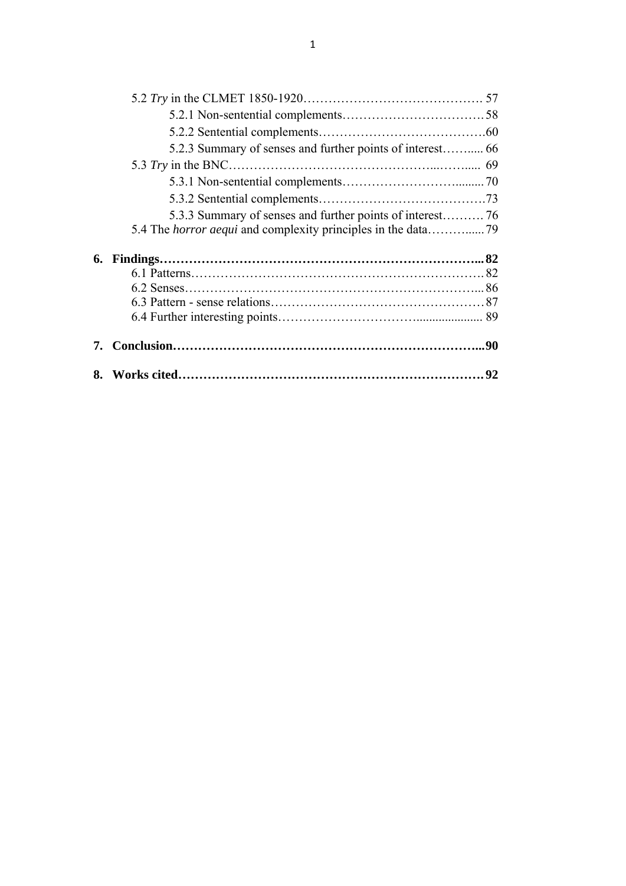5.2 *Try* in the CLMET 1850-1920……………………………………. 57

5.2.1 Non-sentential complements……………………………58

5.2.2 Sentential complements…………………………………60

5.2.3 Summary of senses and further points of interest……..... 66

5.3 *Try* in the BNC…………………………………………...…….... 69

5.3.1 Non-sentential complements…………………………......... 70

5.3.2 Sentential complements…………………………………73

5.3.3 Summary of senses and further points of interest………. 76

5.4 The *horror aequi* and complexity principles in the data……….....79

**6. Findings……………………………………………………………...82**

6.1 Patterns………………………………………………………… 82

6.2 Senses…………………………………………………………...86

6.3 Pattern - sense relations…………………………………………87

6.4 Further interesting points…………………………….................... 89

**7. Conclusion…………………………………………………………...90**

**8. Works cited…………………………………………………………92**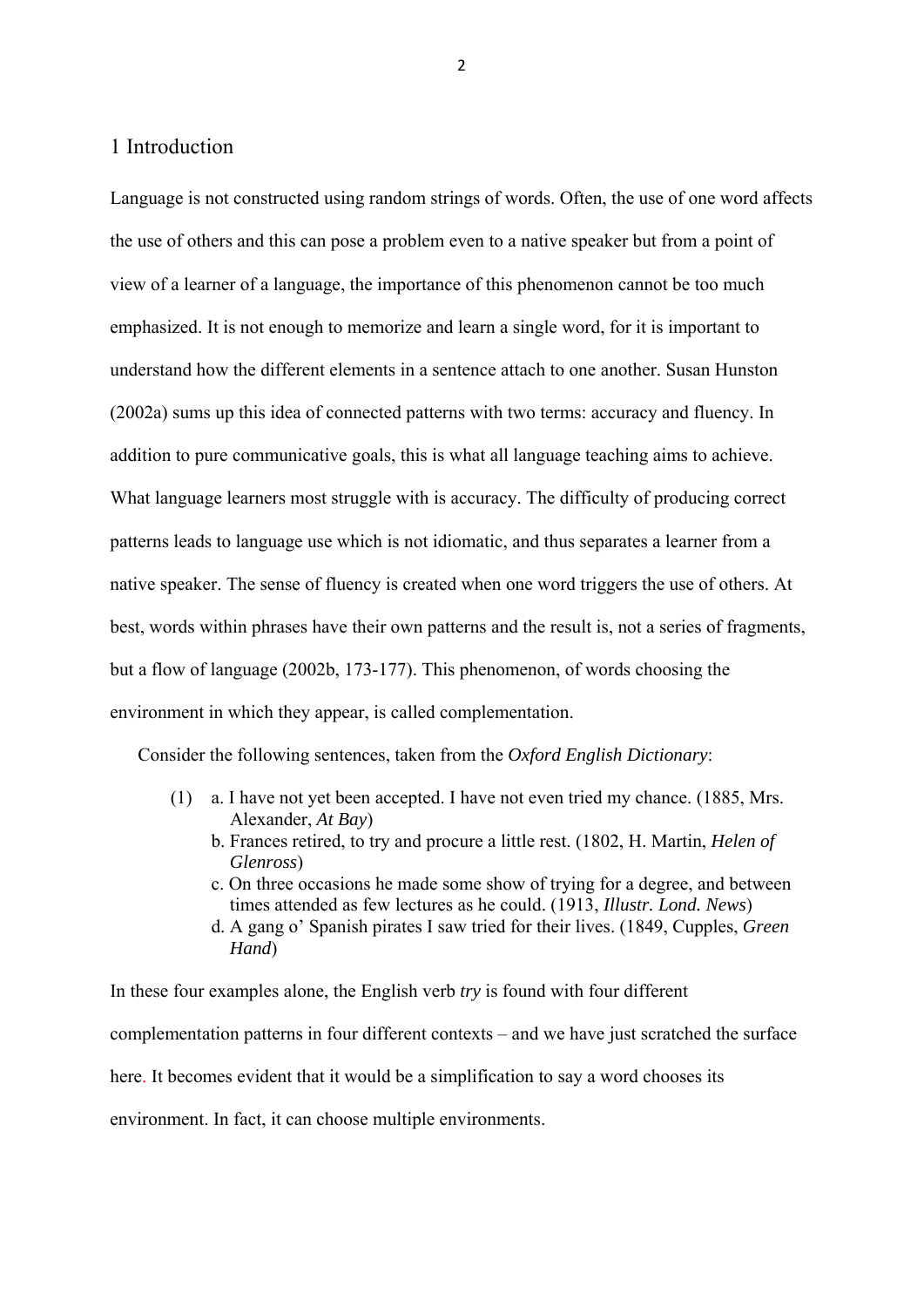# 1 Introduction

Language is not constructed using random strings of words. Often, the use of one word affects the use of others and this can pose a problem even to a native speaker but from a point of view of a learner of a language, the importance of this phenomenon cannot be too much emphasized. It is not enough to memorize and learn a single word, for it is important to understand how the different elements in a sentence attach to one another. Susan Hunston (2002a) sums up this idea of connected patterns with two terms: accuracy and fluency. In addition to pure communicative goals, this is what all language teaching aims to achieve. What language learners most struggle with is accuracy. The difficulty of producing correct patterns leads to language use which is not idiomatic, and thus separates a learner from a native speaker. The sense of fluency is created when one word triggers the use of others. At best, words within phrases have their own patterns and the result is, not a series of fragments, but a flow of language (2002b, 173-177). This phenomenon, of words choosing the environment in which they appear, is called complementation.

Consider the following sentences, taken from the *Oxford English Dictionary*:

(1) a. I have not yet been accepted. I have not even tried my chance. (1885, Mrs. Alexander, *At Bay*)
b. Frances retired, to try and procure a little rest. (1802, H. Martin, *Helen of Glenross*)
c. On three occasions he made some show of trying for a degree, and between times attended as few lectures as he could. (1913, *Illustr. Lond. News*)
d. A gang o' Spanish pirates I saw tried for their lives. (1849, Cupples, *Green Hand*)

In these four examples alone, the English verb *try* is found with four different complementation patterns in four different contexts – and we have just scratched the surface here. It becomes evident that it would be a simplification to say a word chooses its environment. In fact, it can choose multiple environments.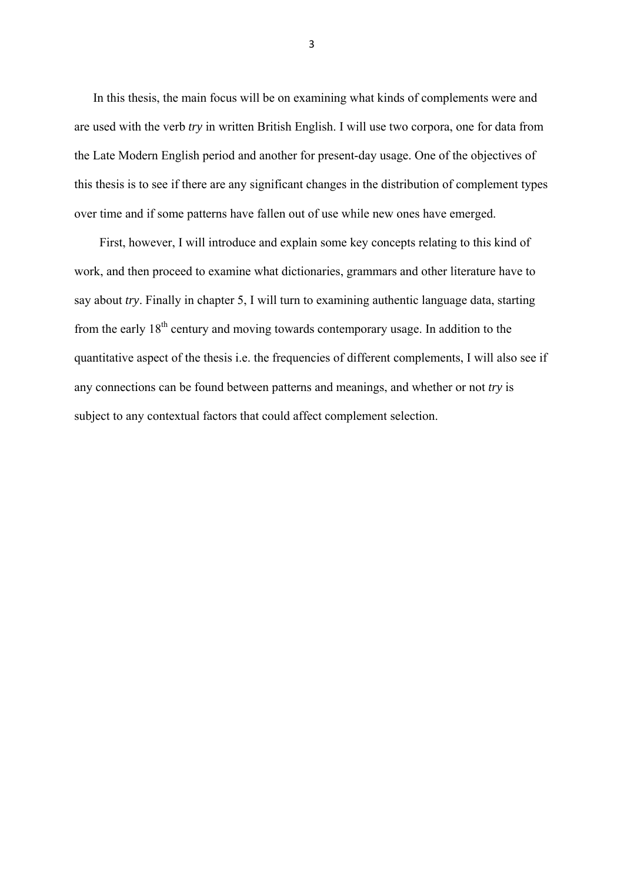In this thesis, the main focus will be on examining what kinds of complements were and are used with the verb *try* in written British English. I will use two corpora, one for data from the Late Modern English period and another for present-day usage. One of the objectives of this thesis is to see if there are any significant changes in the distribution of complement types over time and if some patterns have fallen out of use while new ones have emerged.

First, however, I will introduce and explain some key concepts relating to this kind of work, and then proceed to examine what dictionaries, grammars and other literature have to say about *try*. Finally in chapter 5, I will turn to examining authentic language data, starting from the early 18$^{th}$ century and moving towards contemporary usage. In addition to the quantitative aspect of the thesis i.e. the frequencies of different complements, I will also see if any connections can be found between patterns and meanings, and whether or not *try* is subject to any contextual factors that could affect complement selection.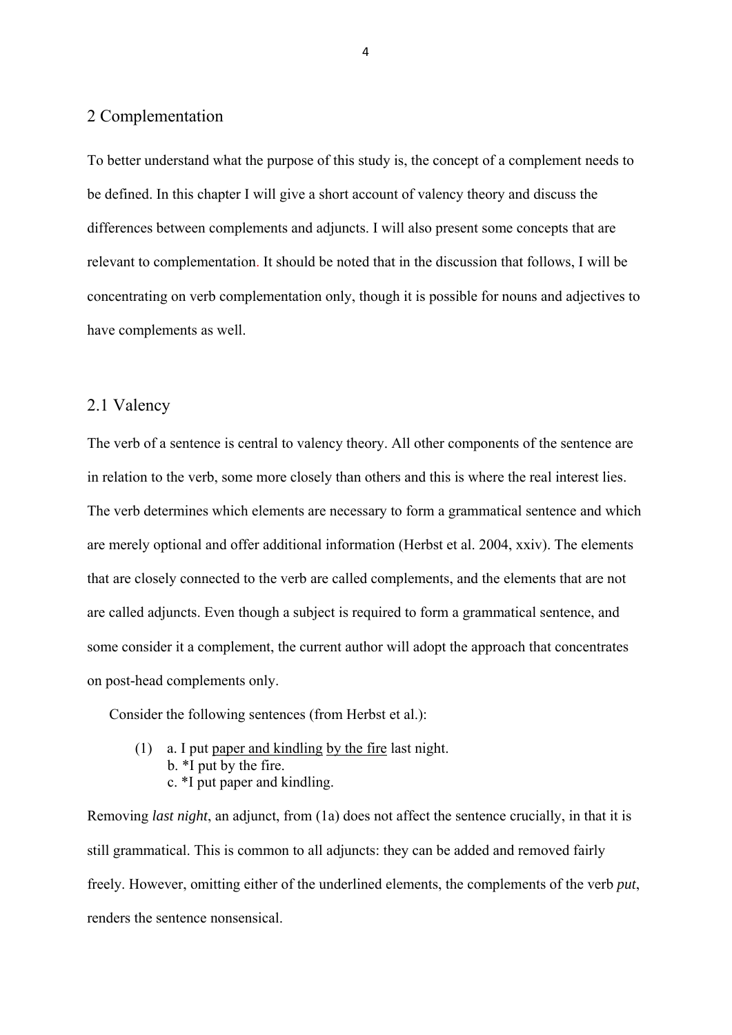# 2 Complementation

To better understand what the purpose of this study is, the concept of a complement needs to be defined. In this chapter I will give a short account of valency theory and discuss the differences between complements and adjuncts. I will also present some concepts that are relevant to complementation. It should be noted that in the discussion that follows, I will be concentrating on verb complementation only, though it is possible for nouns and adjectives to have complements as well.

## 2.1 Valency

The verb of a sentence is central to valency theory. All other components of the sentence are in relation to the verb, some more closely than others and this is where the real interest lies. The verb determines which elements are necessary to form a grammatical sentence and which are merely optional and offer additional information (Herbst et al. 2004, xxiv). The elements that are closely connected to the verb are called complements, and the elements that are not are called adjuncts. Even though a subject is required to form a grammatical sentence, and some consider it a complement, the current author will adopt the approach that concentrates on post-head complements only.

Consider the following sentences (from Herbst et al.):

(1) a. I put <u>paper and kindling</u> <u>by the fire</u> last night.
    b. *I put by the fire.
    c. *I put paper and kindling.

Removing *last night*, an adjunct, from (1a) does not affect the sentence crucially, in that it is still grammatical. This is common to all adjuncts: they can be added and removed fairly freely. However, omitting either of the underlined elements, the complements of the verb *put*, renders the sentence nonsensical.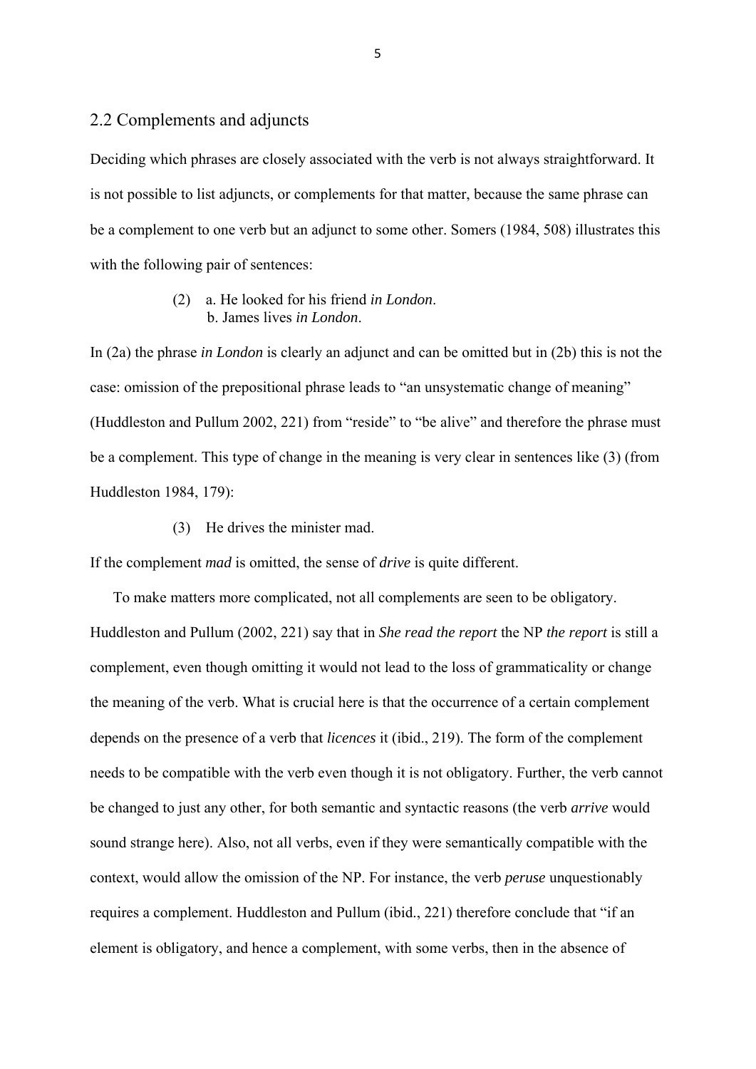## 2.2 Complements and adjuncts

Deciding which phrases are closely associated with the verb is not always straightforward. It is not possible to list adjuncts, or complements for that matter, because the same phrase can be a complement to one verb but an adjunct to some other. Somers (1984, 508) illustrates this with the following pair of sentences:

> (2) a. He looked for his friend *in London*.
>     b. James lives *in London*.

In (2a) the phrase *in London* is clearly an adjunct and can be omitted but in (2b) this is not the case: omission of the prepositional phrase leads to "an unsystematic change of meaning" (Huddleston and Pullum 2002, 221) from "reside" to "be alive" and therefore the phrase must be a complement. This type of change in the meaning is very clear in sentences like (3) (from Huddleston 1984, 179):

> (3) He drives the minister mad.

If the complement *mad* is omitted, the sense of *drive* is quite different.

To make matters more complicated, not all complements are seen to be obligatory. Huddleston and Pullum (2002, 221) say that in *She read the report* the NP *the report* is still a complement, even though omitting it would not lead to the loss of grammaticality or change the meaning of the verb. What is crucial here is that the occurrence of a certain complement depends on the presence of a verb that *licences* it (ibid., 219). The form of the complement needs to be compatible with the verb even though it is not obligatory. Further, the verb cannot be changed to just any other, for both semantic and syntactic reasons (the verb *arrive* would sound strange here). Also, not all verbs, even if they were semantically compatible with the context, would allow the omission of the NP. For instance, the verb *peruse* unquestionably requires a complement. Huddleston and Pullum (ibid., 221) therefore conclude that "if an element is obligatory, and hence a complement, with some verbs, then in the absence of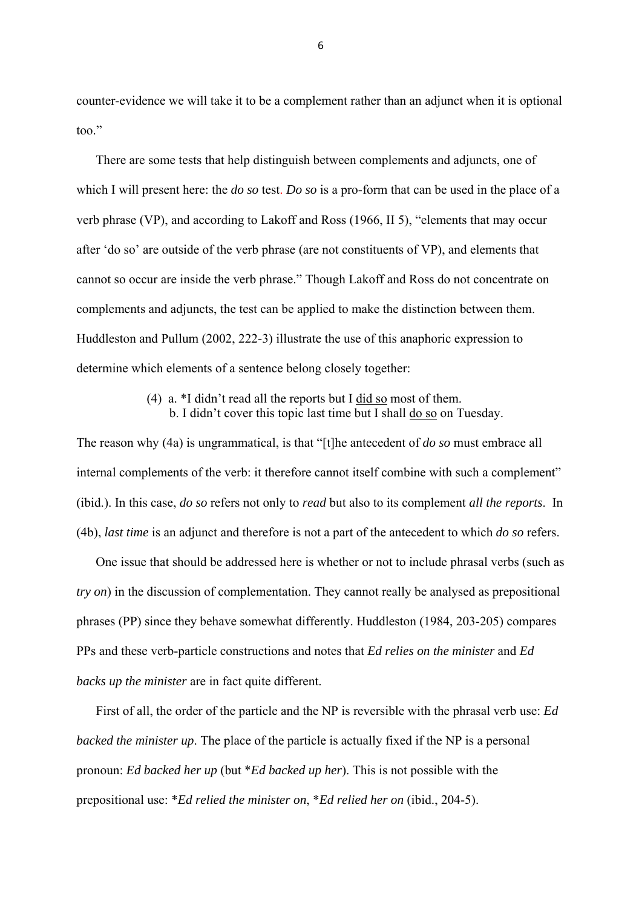counter-evidence we will take it to be a complement rather than an adjunct when it is optional too."

There are some tests that help distinguish between complements and adjuncts, one of which I will present here: the *do so* test. *Do so* is a pro-form that can be used in the place of a verb phrase (VP), and according to Lakoff and Ross (1966, II 5), "elements that may occur after 'do so' are outside of the verb phrase (are not constituents of VP), and elements that cannot so occur are inside the verb phrase." Though Lakoff and Ross do not concentrate on complements and adjuncts, the test can be applied to make the distinction between them. Huddleston and Pullum (2002, 222-3) illustrate the use of this anaphoric expression to determine which elements of a sentence belong closely together:

(4) a. *I didn't read all the reports but I <u>did so</u> most of them.
b. I didn't cover this topic last time but I shall <u>do so</u> on Tuesday.

The reason why (4a) is ungrammatical, is that "[t]he antecedent of *do so* must embrace all internal complements of the verb: it therefore cannot itself combine with such a complement" (ibid.). In this case, *do so* refers not only to *read* but also to its complement *all the reports*. In (4b), *last time* is an adjunct and therefore is not a part of the antecedent to which *do so* refers.

One issue that should be addressed here is whether or not to include phrasal verbs (such as *try on*) in the discussion of complementation. They cannot really be analysed as prepositional phrases (PP) since they behave somewhat differently. Huddleston (1984, 203-205) compares PPs and these verb-particle constructions and notes that *Ed relies on the minister* and *Ed backs up the minister* are in fact quite different.

First of all, the order of the particle and the NP is reversible with the phrasal verb use: *Ed backed the minister up*. The place of the particle is actually fixed if the NP is a personal pronoun: *Ed backed her up* (but **Ed backed up her*). This is not possible with the prepositional use: **Ed relied the minister on*, **Ed relied her on* (ibid., 204-5).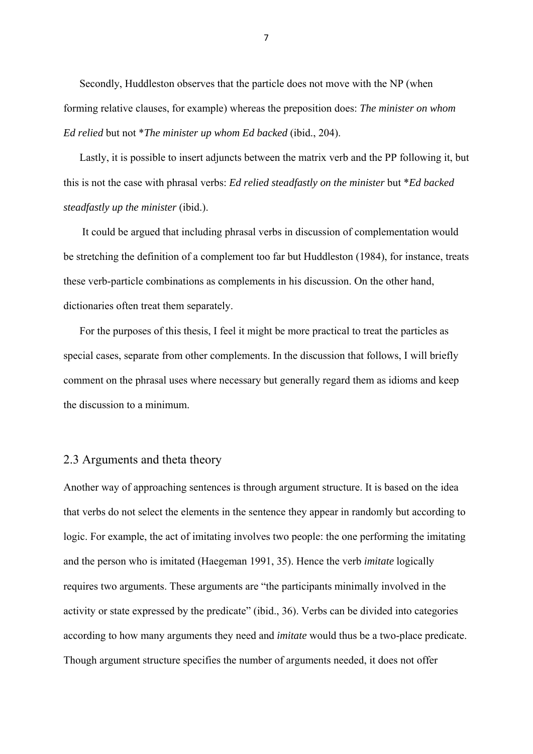Secondly, Huddleston observes that the particle does not move with the NP (when forming relative clauses, for example) whereas the preposition does: *The minister on whom Ed relied* but not \**The minister up whom Ed backed* (ibid., 204).

Lastly, it is possible to insert adjuncts between the matrix verb and the PP following it, but this is not the case with phrasal verbs: *Ed relied steadfastly on the minister* but \**Ed backed steadfastly up the minister* (ibid.).

It could be argued that including phrasal verbs in discussion of complementation would be stretching the definition of a complement too far but Huddleston (1984), for instance, treats these verb-particle combinations as complements in his discussion. On the other hand, dictionaries often treat them separately.

For the purposes of this thesis, I feel it might be more practical to treat the particles as special cases, separate from other complements. In the discussion that follows, I will briefly comment on the phrasal uses where necessary but generally regard them as idioms and keep the discussion to a minimum.

## 2.3 Arguments and theta theory

Another way of approaching sentences is through argument structure. It is based on the idea that verbs do not select the elements in the sentence they appear in randomly but according to logic. For example, the act of imitating involves two people: the one performing the imitating and the person who is imitated (Haegeman 1991, 35). Hence the verb *imitate* logically requires two arguments. These arguments are "the participants minimally involved in the activity or state expressed by the predicate" (ibid., 36). Verbs can be divided into categories according to how many arguments they need and *imitate* would thus be a two-place predicate. Though argument structure specifies the number of arguments needed, it does not offer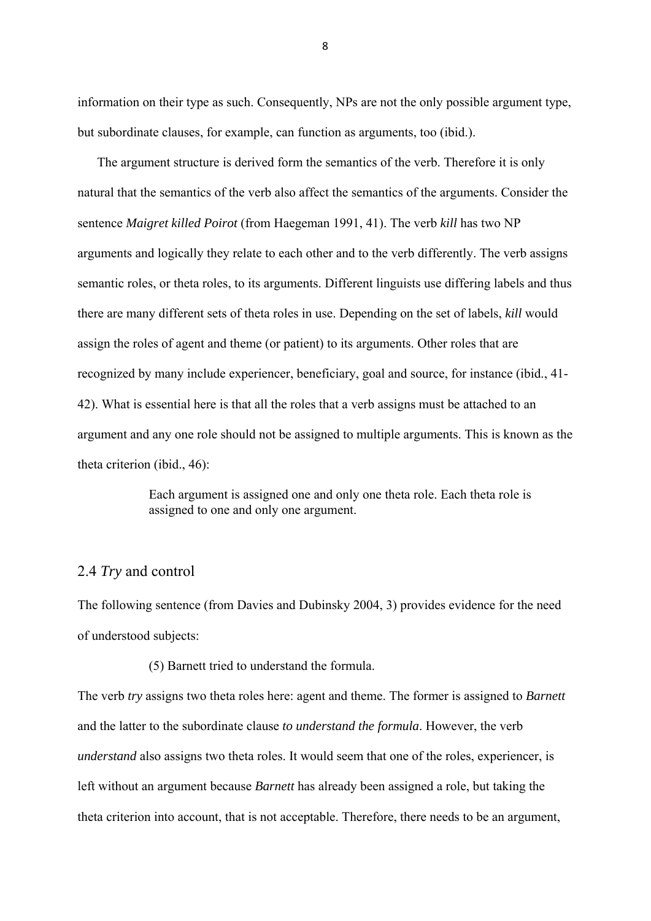information on their type as such. Consequently, NPs are not the only possible argument type, but subordinate clauses, for example, can function as arguments, too (ibid.).

The argument structure is derived form the semantics of the verb. Therefore it is only natural that the semantics of the verb also affect the semantics of the arguments. Consider the sentence *Maigret killed Poirot* (from Haegeman 1991, 41). The verb *kill* has two NP arguments and logically they relate to each other and to the verb differently. The verb assigns semantic roles, or theta roles, to its arguments. Different linguists use differing labels and thus there are many different sets of theta roles in use. Depending on the set of labels, *kill* would assign the roles of agent and theme (or patient) to its arguments. Other roles that are recognized by many include experiencer, beneficiary, goal and source, for instance (ibid., 41-42). What is essential here is that all the roles that a verb assigns must be attached to an argument and any one role should not be assigned to multiple arguments. This is known as the theta criterion (ibid., 46):

> Each argument is assigned one and only one theta role. Each theta role is assigned to one and only one argument.

## 2.4 *Try* and control

The following sentence (from Davies and Dubinsky 2004, 3) provides evidence for the need of understood subjects:

(5) Barnett tried to understand the formula.

The verb *try* assigns two theta roles here: agent and theme. The former is assigned to *Barnett* and the latter to the subordinate clause *to understand the formula*. However, the verb *understand* also assigns two theta roles. It would seem that one of the roles, experiencer, is left without an argument because *Barnett* has already been assigned a role, but taking the theta criterion into account, that is not acceptable. Therefore, there needs to be an argument,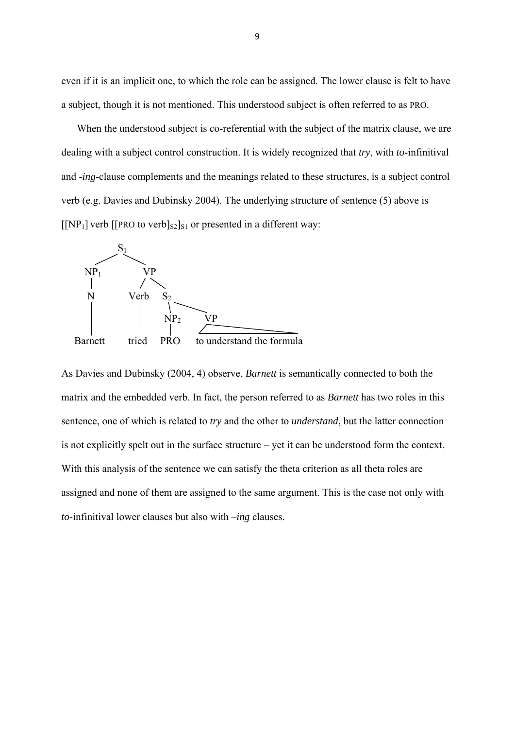even if it is an implicit one, to which the role can be assigned. The lower clause is felt to have a subject, though it is not mentioned. This understood subject is often referred to as PRO.

When the understood subject is co-referential with the subject of the matrix clause, we are dealing with a subject control construction. It is widely recognized that *try*, with *to*-infinitival and *-ing*-clause complements and the meanings related to these structures, is a subject control verb (e.g. Davies and Dubinsky 2004). The underlying structure of sentence (5) above is $[[NP_1]$ verb $[[$PRO to verb$]_{S2}]_{S1}$ or presented in a different way:

```
              S1
            /    \
         NP1      VP
          |      /  \
          N   Verb   S2
          |     |    |  \
          |     |   NP2   VP
          |     |    |   /___________________\
      Barnett tried PRO  to understand the formula
```

As Davies and Dubinsky (2004, 4) observe, *Barnett* is semantically connected to both the matrix and the embedded verb. In fact, the person referred to as *Barnett* has two roles in this sentence, one of which is related to *try* and the other to *understand*, but the latter connection is not explicitly spelt out in the surface structure – yet it can be understood form the context. With this analysis of the sentence we can satisfy the theta criterion as all theta roles are assigned and none of them are assigned to the same argument. This is the case not only with *to*-infinitival lower clauses but also with *–ing* clauses.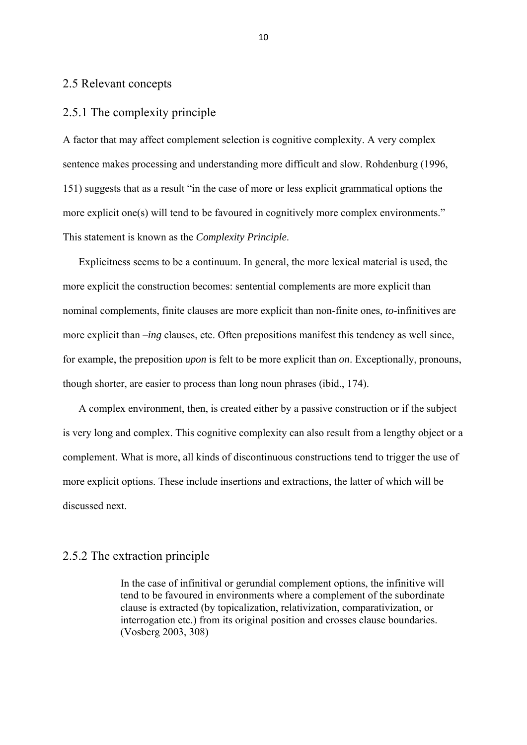## 2.5 Relevant concepts

### 2.5.1 The complexity principle

A factor that may affect complement selection is cognitive complexity. A very complex sentence makes processing and understanding more difficult and slow. Rohdenburg (1996, 151) suggests that as a result "in the case of more or less explicit grammatical options the more explicit one(s) will tend to be favoured in cognitively more complex environments." This statement is known as the *Complexity Principle*.

Explicitness seems to be a continuum. In general, the more lexical material is used, the more explicit the construction becomes: sentential complements are more explicit than nominal complements, finite clauses are more explicit than non-finite ones, *to*-infinitives are more explicit than *–ing* clauses, etc. Often prepositions manifest this tendency as well since, for example, the preposition *upon* is felt to be more explicit than *on*. Exceptionally, pronouns, though shorter, are easier to process than long noun phrases (ibid., 174).

A complex environment, then, is created either by a passive construction or if the subject is very long and complex. This cognitive complexity can also result from a lengthy object or a complement. What is more, all kinds of discontinuous constructions tend to trigger the use of more explicit options. These include insertions and extractions, the latter of which will be discussed next.

### 2.5.2 The extraction principle

> In the case of infinitival or gerundial complement options, the infinitive will tend to be favoured in environments where a complement of the subordinate clause is extracted (by topicalization, relativization, comparativization, or interrogation etc.) from its original position and crosses clause boundaries. (Vosberg 2003, 308)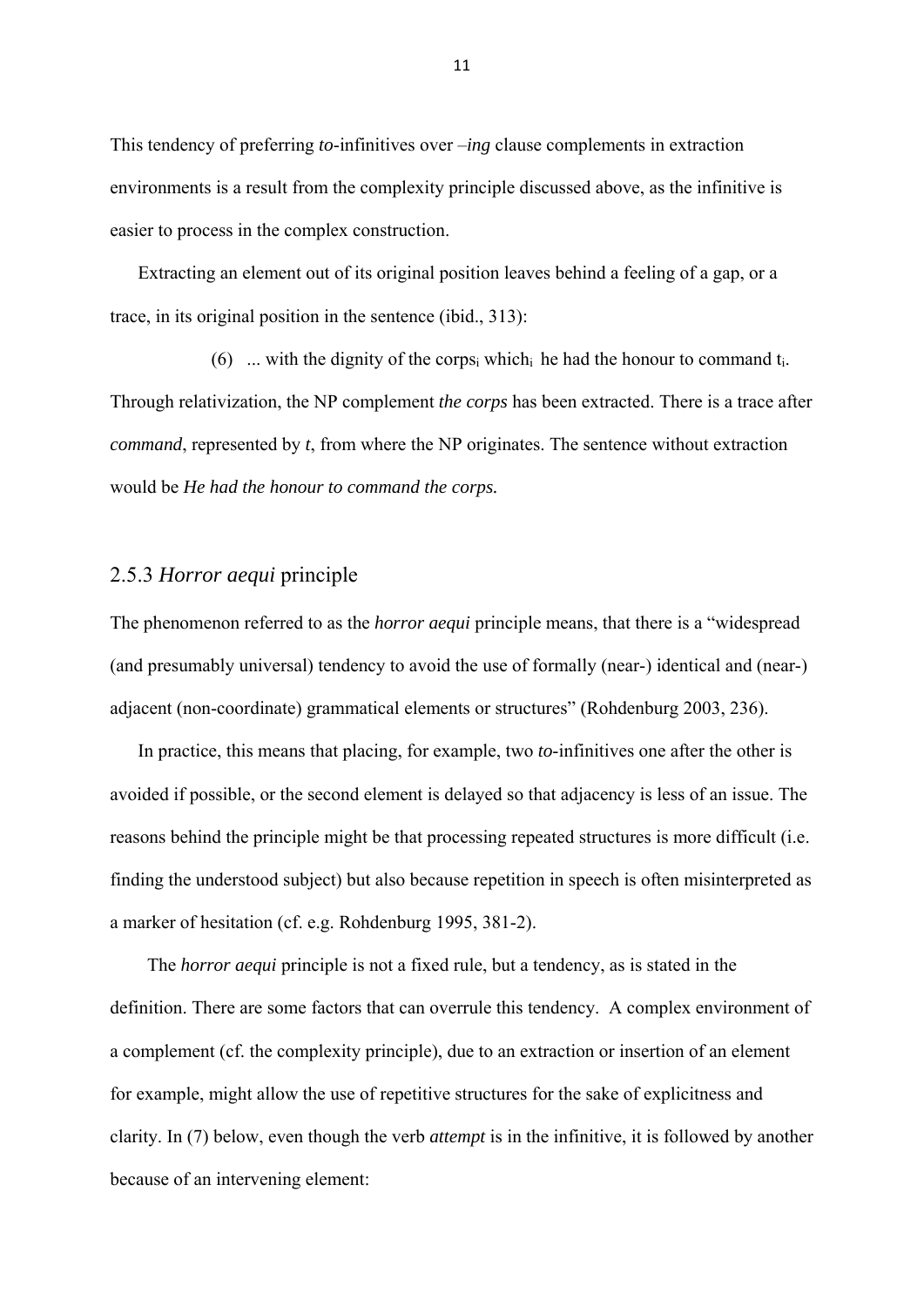This tendency of preferring *to*-infinitives over *–ing* clause complements in extraction environments is a result from the complexity principle discussed above, as the infinitive is easier to process in the complex construction.

Extracting an element out of its original position leaves behind a feeling of a gap, or a trace, in its original position in the sentence (ibid., 313):

(6) ... with the dignity of the corps$_i$ which$_i$ he had the honour to command t$_i$.

Through relativization, the NP complement *the corps* has been extracted. There is a trace after *command*, represented by *t*, from where the NP originates. The sentence without extraction would be *He had the honour to command the corps.*

### 2.5.3 *Horror aequi* principle

The phenomenon referred to as the *horror aequi* principle means, that there is a "widespread (and presumably universal) tendency to avoid the use of formally (near-) identical and (near-) adjacent (non-coordinate) grammatical elements or structures" (Rohdenburg 2003, 236).

In practice, this means that placing, for example, two *to*-infinitives one after the other is avoided if possible, or the second element is delayed so that adjacency is less of an issue. The reasons behind the principle might be that processing repeated structures is more difficult (i.e. finding the understood subject) but also because repetition in speech is often misinterpreted as a marker of hesitation (cf. e.g. Rohdenburg 1995, 381-2).

The *horror aequi* principle is not a fixed rule, but a tendency, as is stated in the definition. There are some factors that can overrule this tendency. A complex environment of a complement (cf. the complexity principle), due to an extraction or insertion of an element for example, might allow the use of repetitive structures for the sake of explicitness and clarity. In (7) below, even though the verb *attempt* is in the infinitive, it is followed by another because of an intervening element: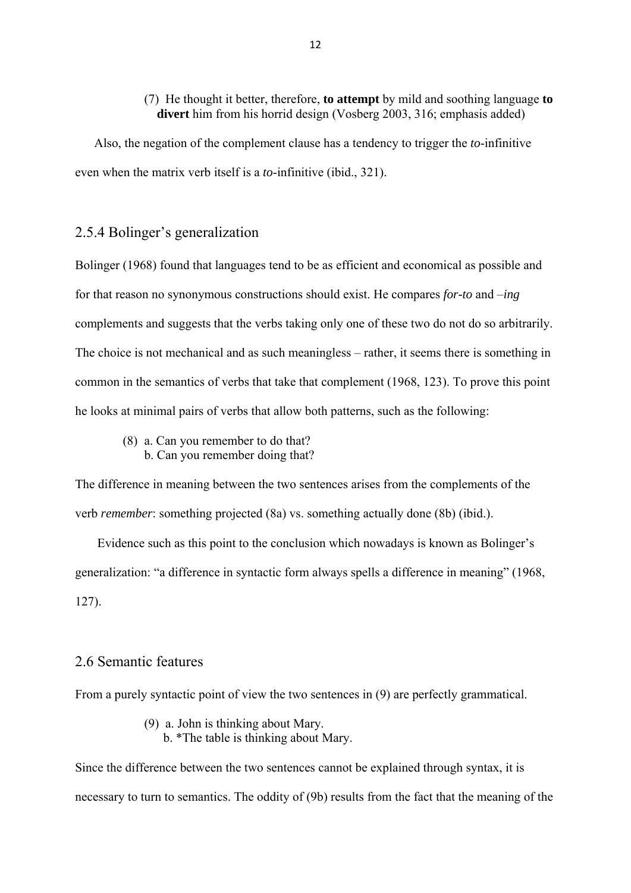(7) He thought it better, therefore, **to attempt** by mild and soothing language **to divert** him from his horrid design (Vosberg 2003, 316; emphasis added)

Also, the negation of the complement clause has a tendency to trigger the *to*-infinitive even when the matrix verb itself is a *to*-infinitive (ibid., 321).

### 2.5.4 Bolinger's generalization

Bolinger (1968) found that languages tend to be as efficient and economical as possible and for that reason no synonymous constructions should exist. He compares *for-to* and *–ing* complements and suggests that the verbs taking only one of these two do not do so arbitrarily. The choice is not mechanical and as such meaningless – rather, it seems there is something in common in the semantics of verbs that take that complement (1968, 123). To prove this point he looks at minimal pairs of verbs that allow both patterns, such as the following:

(8) a. Can you remember to do that?
 b. Can you remember doing that?

The difference in meaning between the two sentences arises from the complements of the verb *remember*: something projected (8a) vs. something actually done (8b) (ibid.).

Evidence such as this point to the conclusion which nowadays is known as Bolinger's generalization: "a difference in syntactic form always spells a difference in meaning" (1968, 127).

## 2.6 Semantic features

From a purely syntactic point of view the two sentences in (9) are perfectly grammatical.

(9) a. John is thinking about Mary.
 b. *The table is thinking about Mary.

Since the difference between the two sentences cannot be explained through syntax, it is necessary to turn to semantics. The oddity of (9b) results from the fact that the meaning of the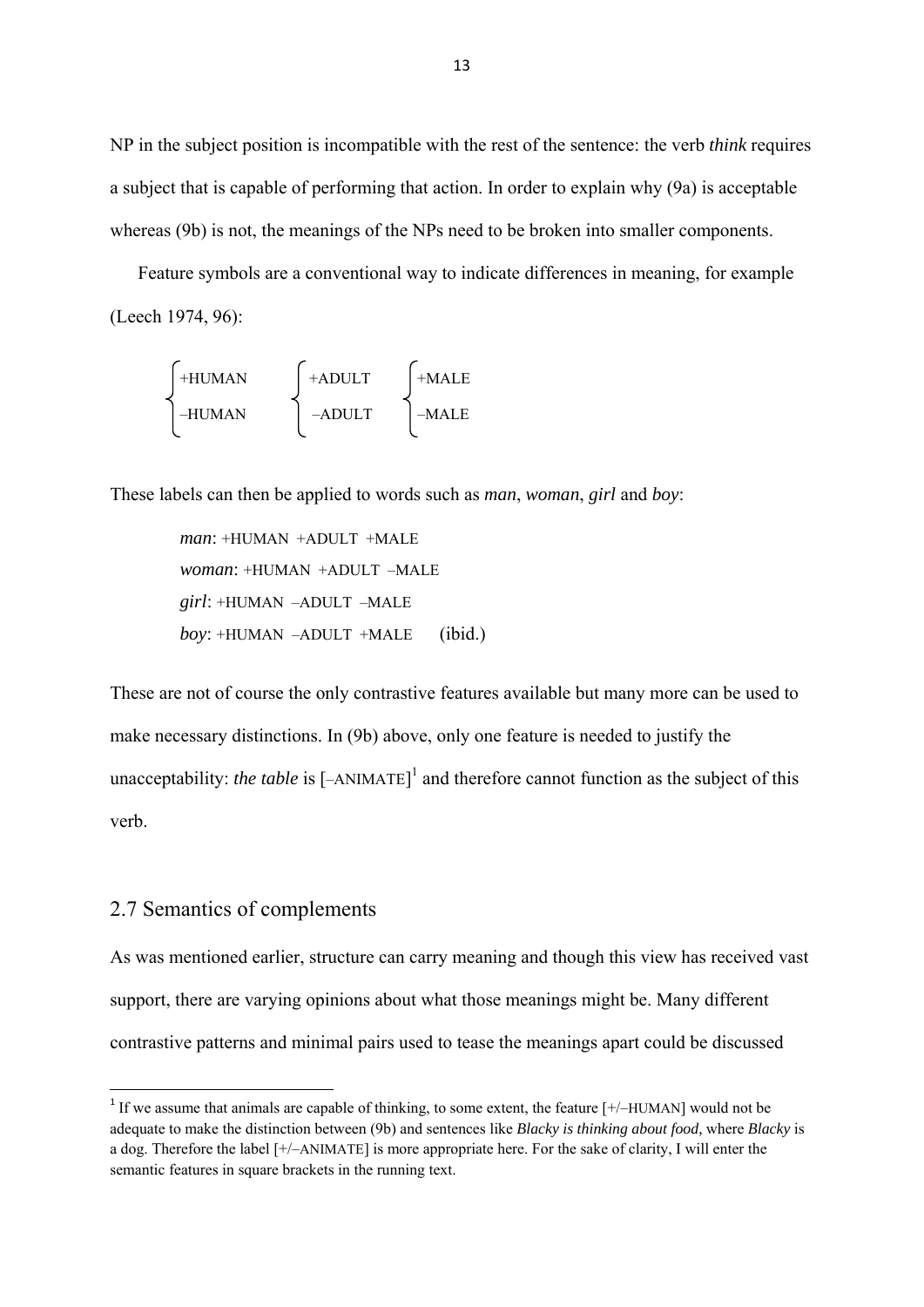NP in the subject position is incompatible with the rest of the sentence: the verb *think* requires a subject that is capable of performing that action. In order to explain why (9a) is acceptable whereas (9b) is not, the meanings of the NPs need to be broken into smaller components.

Feature symbols are a conventional way to indicate differences in meaning, for example (Leech 1974, 96):

$$\begin{cases} \text{+HUMAN} \\ \text{–HUMAN} \end{cases} \quad \begin{cases} \text{+ADULT} \\ \text{–ADULT} \end{cases} \quad \begin{cases} \text{+MALE} \\ \text{–MALE} \end{cases}$$

These labels can then be applied to words such as *man*, *woman*, *girl* and *boy*:

> *man*: +HUMAN +ADULT +MALE
> *woman*: +HUMAN +ADULT –MALE
> *girl*: +HUMAN –ADULT –MALE
> *boy*: +HUMAN –ADULT +MALE (ibid.)

These are not of course the only contrastive features available but many more can be used to make necessary distinctions. In (9b) above, only one feature is needed to justify the unacceptability: *the table* is [–ANIMATE][1] and therefore cannot function as the subject of this verb.

## 2.7 Semantics of complements

As was mentioned earlier, structure can carry meaning and though this view has received vast support, there are varying opinions about what those meanings might be. Many different contrastive patterns and minimal pairs used to tease the meanings apart could be discussed

[1] If we assume that animals are capable of thinking, to some extent, the feature [+/–HUMAN] would not be adequate to make the distinction between (9b) and sentences like *Blacky is thinking about food,* where *Blacky* is a dog. Therefore the label [+/–ANIMATE] is more appropriate here. For the sake of clarity, I will enter the semantic features in square brackets in the running text.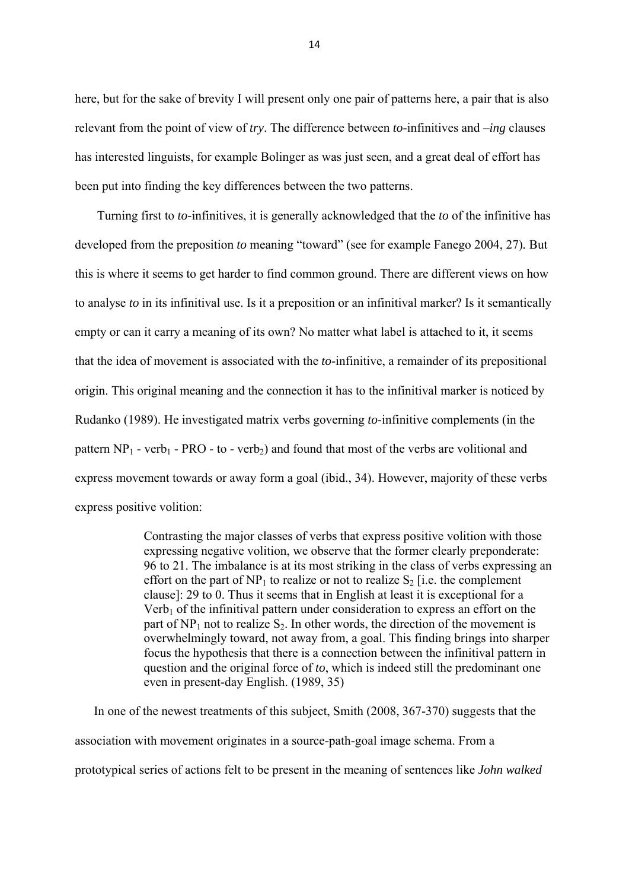here, but for the sake of brevity I will present only one pair of patterns here, a pair that is also relevant from the point of view of *try*. The difference between *to*-infinitives and *–ing* clauses has interested linguists, for example Bolinger as was just seen, and a great deal of effort has been put into finding the key differences between the two patterns.

Turning first to *to*-infinitives, it is generally acknowledged that the *to* of the infinitive has developed from the preposition *to* meaning "toward" (see for example Fanego 2004, 27). But this is where it seems to get harder to find common ground. There are different views on how to analyse *to* in its infinitival use. Is it a preposition or an infinitival marker? Is it semantically empty or can it carry a meaning of its own? No matter what label is attached to it, it seems that the idea of movement is associated with the *to*-infinitive, a remainder of its prepositional origin. This original meaning and the connection it has to the infinitival marker is noticed by Rudanko (1989). He investigated matrix verbs governing *to*-infinitive complements (in the pattern $NP_1$ - $verb_1$ - PRO - to - $verb_2$) and found that most of the verbs are volitional and express movement towards or away form a goal (ibid., 34). However, majority of these verbs express positive volition:

> Contrasting the major classes of verbs that express positive volition with those expressing negative volition, we observe that the former clearly preponderate: 96 to 21. The imbalance is at its most striking in the class of verbs expressing an effort on the part of $NP_1$ to realize or not to realize $S_2$ [i.e. the complement clause]: 29 to 0. Thus it seems that in English at least it is exceptional for a $Verb_1$ of the infinitival pattern under consideration to express an effort on the part of $NP_1$ not to realize $S_2$. In other words, the direction of the movement is overwhelmingly toward, not away from, a goal. This finding brings into sharper focus the hypothesis that there is a connection between the infinitival pattern in question and the original force of *to*, which is indeed still the predominant one even in present-day English. (1989, 35)

In one of the newest treatments of this subject, Smith (2008, 367-370) suggests that the association with movement originates in a source-path-goal image schema. From a prototypical series of actions felt to be present in the meaning of sentences like *John walked*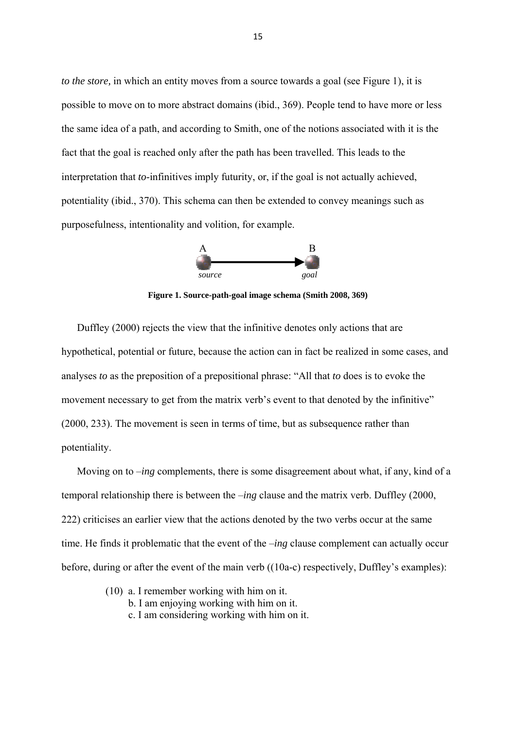*to the store,* in which an entity moves from a source towards a goal (see Figure 1), it is possible to move on to more abstract domains (ibid., 369). People tend to have more or less the same idea of a path, and according to Smith, one of the notions associated with it is the fact that the goal is reached only after the path has been travelled. This leads to the interpretation that *to*-infinitives imply futurity, or, if the goal is not actually achieved, potentiality (ibid., 370). This schema can then be extended to convey meanings such as purposefulness, intentionality and volition, for example.

A B

*source* *goal*

**Figure 1. Source-path-goal image schema (Smith 2008, 369)**

Duffley (2000) rejects the view that the infinitive denotes only actions that are hypothetical, potential or future, because the action can in fact be realized in some cases, and analyses *to* as the preposition of a prepositional phrase: "All that *to* does is to evoke the movement necessary to get from the matrix verb's event to that denoted by the infinitive" (2000, 233). The movement is seen in terms of time, but as subsequence rather than potentiality.

Moving on to *–ing* complements, there is some disagreement about what, if any, kind of a temporal relationship there is between the *–ing* clause and the matrix verb. Duffley (2000, 222) criticises an earlier view that the actions denoted by the two verbs occur at the same time. He finds it problematic that the event of the *–ing* clause complement can actually occur before, during or after the event of the main verb ((10a-c) respectively, Duffley's examples):

(10) a. I remember working with him on it.
b. I am enjoying working with him on it.
c. I am considering working with him on it.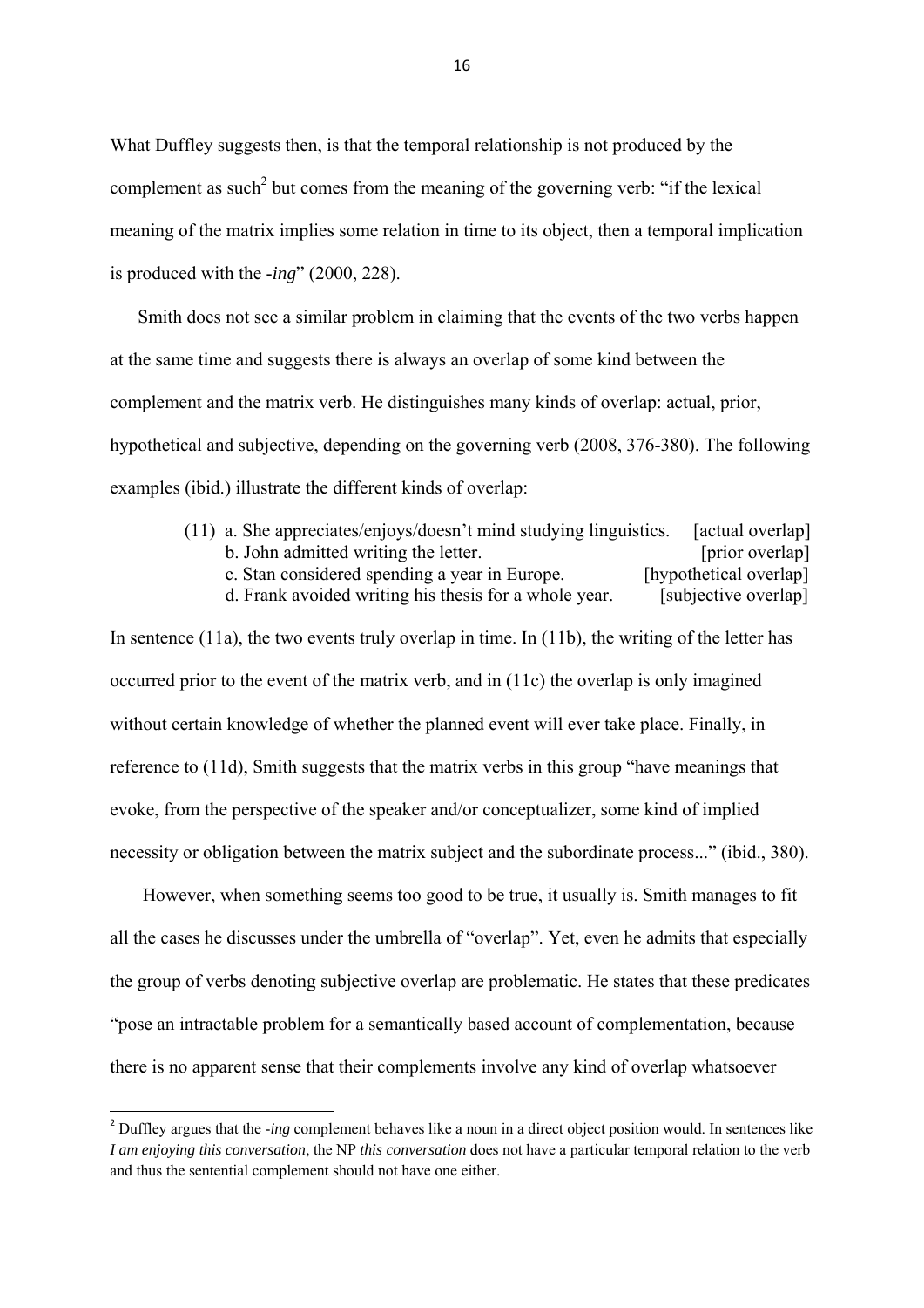What Duffley suggests then, is that the temporal relationship is not produced by the complement as such[2] but comes from the meaning of the governing verb: "if the lexical meaning of the matrix implies some relation in time to its object, then a temporal implication is produced with the *-ing*" (2000, 228).

Smith does not see a similar problem in claiming that the events of the two verbs happen at the same time and suggests there is always an overlap of some kind between the complement and the matrix verb. He distinguishes many kinds of overlap: actual, prior, hypothetical and subjective, depending on the governing verb (2008, 376-380). The following examples (ibid.) illustrate the different kinds of overlap:

(11) a. She appreciates/enjoys/doesn't mind studying linguistics. [actual overlap]
b. John admitted writing the letter. [prior overlap]
c. Stan considered spending a year in Europe. [hypothetical overlap]
d. Frank avoided writing his thesis for a whole year. [subjective overlap]

In sentence (11a), the two events truly overlap in time. In (11b), the writing of the letter has occurred prior to the event of the matrix verb, and in (11c) the overlap is only imagined without certain knowledge of whether the planned event will ever take place. Finally, in reference to (11d), Smith suggests that the matrix verbs in this group "have meanings that evoke, from the perspective of the speaker and/or conceptualizer, some kind of implied necessity or obligation between the matrix subject and the subordinate process..." (ibid., 380).

However, when something seems too good to be true, it usually is. Smith manages to fit all the cases he discusses under the umbrella of "overlap". Yet, even he admits that especially the group of verbs denoting subjective overlap are problematic. He states that these predicates "pose an intractable problem for a semantically based account of complementation, because there is no apparent sense that their complements involve any kind of overlap whatsoever

---

[2] Duffley argues that the *-ing* complement behaves like a noun in a direct object position would. In sentences like *I am enjoying this conversation*, the NP *this conversation* does not have a particular temporal relation to the verb and thus the sentential complement should not have one either.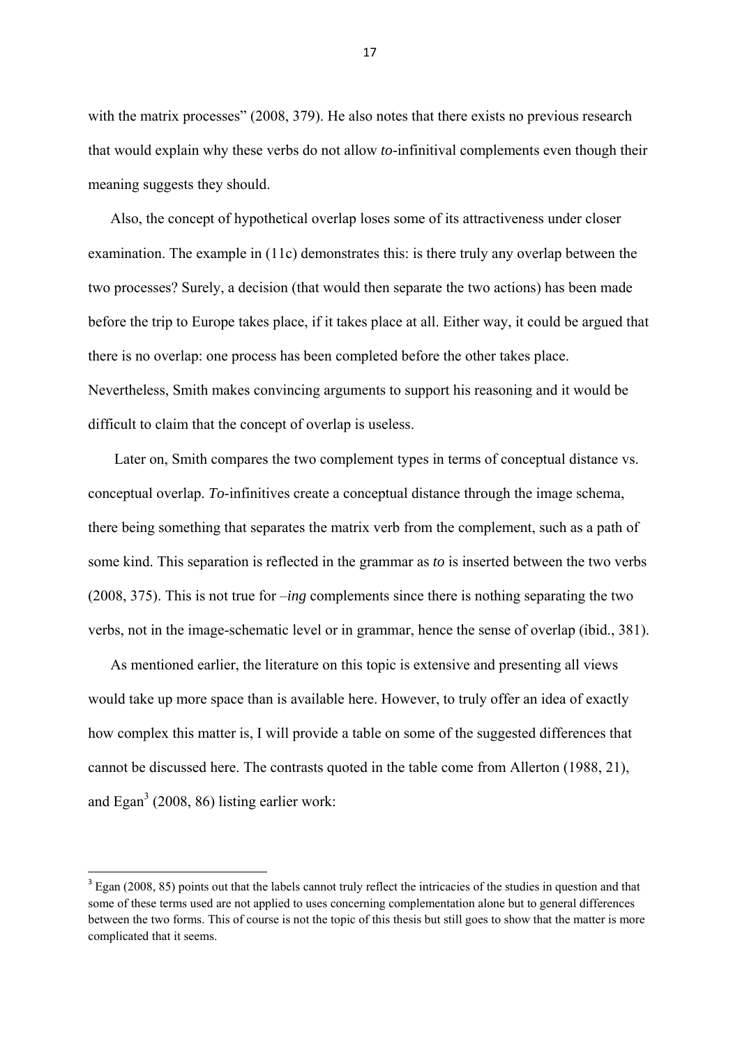with the matrix processes" (2008, 379). He also notes that there exists no previous research that would explain why these verbs do not allow *to*-infinitival complements even though their meaning suggests they should.

Also, the concept of hypothetical overlap loses some of its attractiveness under closer examination. The example in (11c) demonstrates this: is there truly any overlap between the two processes? Surely, a decision (that would then separate the two actions) has been made before the trip to Europe takes place, if it takes place at all. Either way, it could be argued that there is no overlap: one process has been completed before the other takes place. Nevertheless, Smith makes convincing arguments to support his reasoning and it would be difficult to claim that the concept of overlap is useless.

Later on, Smith compares the two complement types in terms of conceptual distance vs. conceptual overlap. *To*-infinitives create a conceptual distance through the image schema, there being something that separates the matrix verb from the complement, such as a path of some kind. This separation is reflected in the grammar as *to* is inserted between the two verbs (2008, 375). This is not true for *–ing* complements since there is nothing separating the two verbs, not in the image-schematic level or in grammar, hence the sense of overlap (ibid., 381).

As mentioned earlier, the literature on this topic is extensive and presenting all views would take up more space than is available here. However, to truly offer an idea of exactly how complex this matter is, I will provide a table on some of the suggested differences that cannot be discussed here. The contrasts quoted in the table come from Allerton (1988, 21), and Egan[3] (2008, 86) listing earlier work:

---

[3] Egan (2008, 85) points out that the labels cannot truly reflect the intricacies of the studies in question and that some of these terms used are not applied to uses concerning complementation alone but to general differences between the two forms. This of course is not the topic of this thesis but still goes to show that the matter is more complicated that it seems.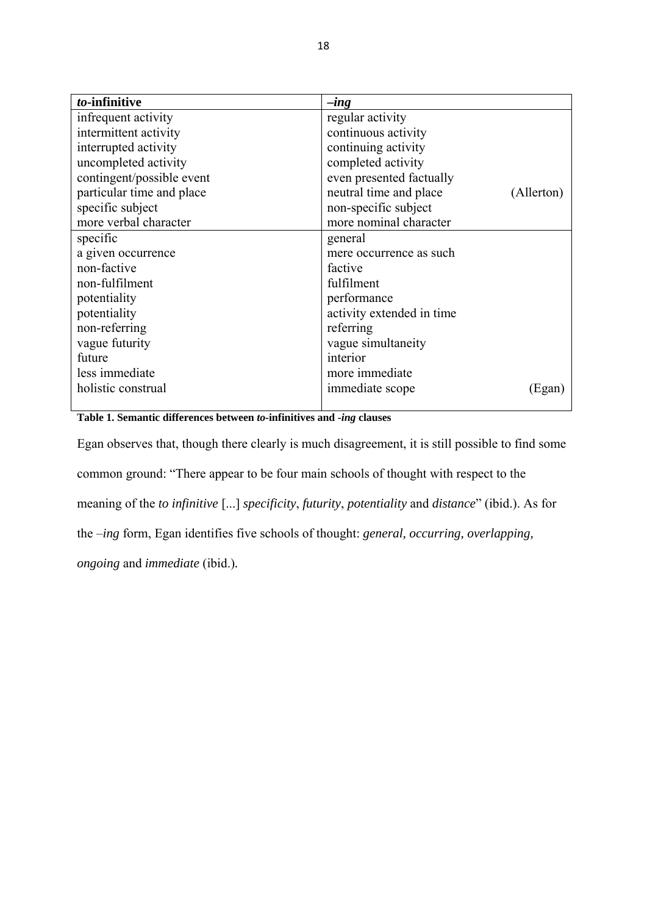| *to*-infinitive | *–ing* |
|---|---|
| infrequent activity | regular activity |
| intermittent activity | continuous activity |
| interrupted activity | continuing activity |
| uncompleted activity | completed activity |
| contingent/possible event | even presented factually |
| particular time and place | neutral time and place (Allerton) |
| specific subject | non-specific subject |
| more verbal character | more nominal character |
| specific | general |
| a given occurrence | mere occurrence as such |
| non-factive | factive |
| non-fulfilment | fulfilment |
| potentiality | performance |
| potentiality | activity extended in time |
| non-referring | referring |
| vague futurity | vague simultaneity |
| future | interior |
| less immediate | more immediate |
| holistic construal | immediate scope (Egan) |

**Table 1. Semantic differences between *to*-infinitives and -*ing* clauses**

Egan observes that, though there clearly is much disagreement, it is still possible to find some common ground: "There appear to be four main schools of thought with respect to the meaning of the *to infinitive* [...] *specificity*, *futurity*, *potentiality* and *distance*" (ibid.). As for the –*ing* form, Egan identifies five schools of thought: *general, occurring, overlapping, ongoing* and *immediate* (ibid.).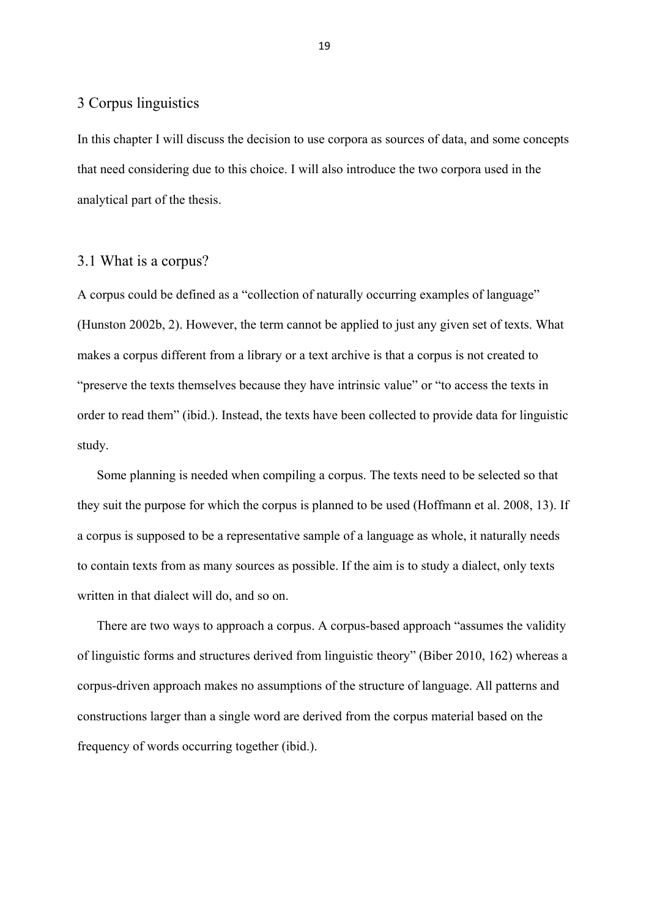# 3 Corpus linguistics

In this chapter I will discuss the decision to use corpora as sources of data, and some concepts that need considering due to this choice. I will also introduce the two corpora used in the analytical part of the thesis.

## 3.1 What is a corpus?

A corpus could be defined as a "collection of naturally occurring examples of language" (Hunston 2002b, 2). However, the term cannot be applied to just any given set of texts. What makes a corpus different from a library or a text archive is that a corpus is not created to "preserve the texts themselves because they have intrinsic value" or "to access the texts in order to read them" (ibid.). Instead, the texts have been collected to provide data for linguistic study.

Some planning is needed when compiling a corpus. The texts need to be selected so that they suit the purpose for which the corpus is planned to be used (Hoffmann et al. 2008, 13). If a corpus is supposed to be a representative sample of a language as whole, it naturally needs to contain texts from as many sources as possible. If the aim is to study a dialect, only texts written in that dialect will do, and so on.

There are two ways to approach a corpus. A corpus-based approach "assumes the validity of linguistic forms and structures derived from linguistic theory" (Biber 2010, 162) whereas a corpus-driven approach makes no assumptions of the structure of language. All patterns and constructions larger than a single word are derived from the corpus material based on the frequency of words occurring together (ibid.).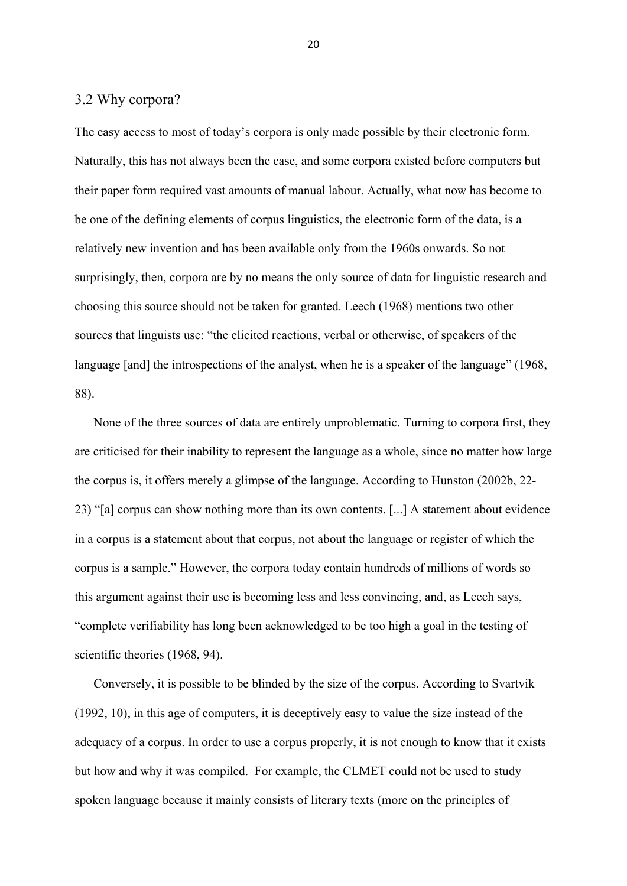## 3.2 Why corpora?

The easy access to most of today's corpora is only made possible by their electronic form. Naturally, this has not always been the case, and some corpora existed before computers but their paper form required vast amounts of manual labour. Actually, what now has become to be one of the defining elements of corpus linguistics, the electronic form of the data, is a relatively new invention and has been available only from the 1960s onwards. So not surprisingly, then, corpora are by no means the only source of data for linguistic research and choosing this source should not be taken for granted. Leech (1968) mentions two other sources that linguists use: "the elicited reactions, verbal or otherwise, of speakers of the language [and] the introspections of the analyst, when he is a speaker of the language" (1968, 88).

None of the three sources of data are entirely unproblematic. Turning to corpora first, they are criticised for their inability to represent the language as a whole, since no matter how large the corpus is, it offers merely a glimpse of the language. According to Hunston (2002b, 22-23) "[a] corpus can show nothing more than its own contents. [...] A statement about evidence in a corpus is a statement about that corpus, not about the language or register of which the corpus is a sample." However, the corpora today contain hundreds of millions of words so this argument against their use is becoming less and less convincing, and, as Leech says, "complete verifiability has long been acknowledged to be too high a goal in the testing of scientific theories (1968, 94).

Conversely, it is possible to be blinded by the size of the corpus. According to Svartvik (1992, 10), in this age of computers, it is deceptively easy to value the size instead of the adequacy of a corpus. In order to use a corpus properly, it is not enough to know that it exists but how and why it was compiled. For example, the CLMET could not be used to study spoken language because it mainly consists of literary texts (more on the principles of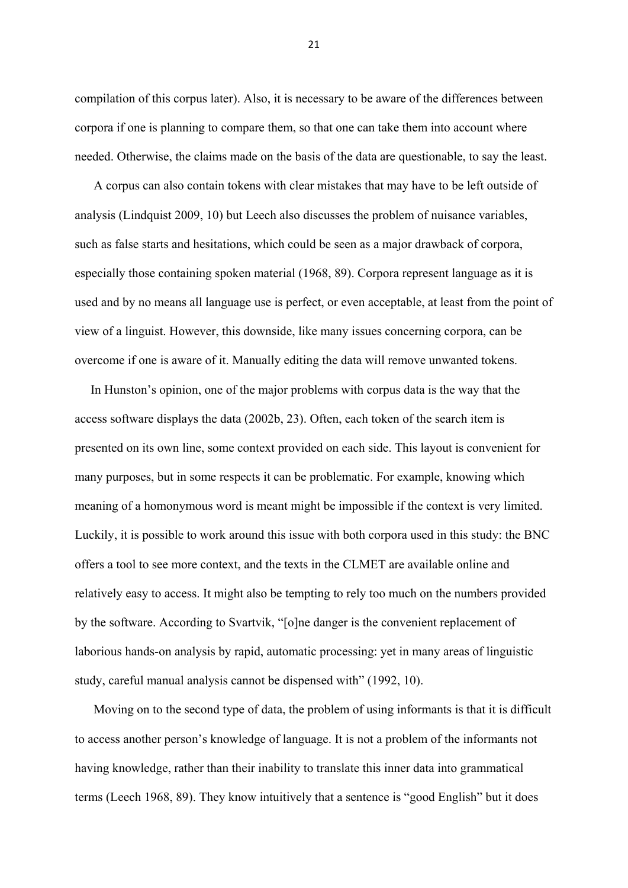compilation of this corpus later). Also, it is necessary to be aware of the differences between corpora if one is planning to compare them, so that one can take them into account where needed. Otherwise, the claims made on the basis of the data are questionable, to say the least.

A corpus can also contain tokens with clear mistakes that may have to be left outside of analysis (Lindquist 2009, 10) but Leech also discusses the problem of nuisance variables, such as false starts and hesitations, which could be seen as a major drawback of corpora, especially those containing spoken material (1968, 89). Corpora represent language as it is used and by no means all language use is perfect, or even acceptable, at least from the point of view of a linguist. However, this downside, like many issues concerning corpora, can be overcome if one is aware of it. Manually editing the data will remove unwanted tokens.

In Hunston's opinion, one of the major problems with corpus data is the way that the access software displays the data (2002b, 23). Often, each token of the search item is presented on its own line, some context provided on each side. This layout is convenient for many purposes, but in some respects it can be problematic. For example, knowing which meaning of a homonymous word is meant might be impossible if the context is very limited. Luckily, it is possible to work around this issue with both corpora used in this study: the BNC offers a tool to see more context, and the texts in the CLMET are available online and relatively easy to access. It might also be tempting to rely too much on the numbers provided by the software. According to Svartvik, "[o]ne danger is the convenient replacement of laborious hands-on analysis by rapid, automatic processing: yet in many areas of linguistic study, careful manual analysis cannot be dispensed with" (1992, 10).

Moving on to the second type of data, the problem of using informants is that it is difficult to access another person's knowledge of language. It is not a problem of the informants not having knowledge, rather than their inability to translate this inner data into grammatical terms (Leech 1968, 89). They know intuitively that a sentence is "good English" but it does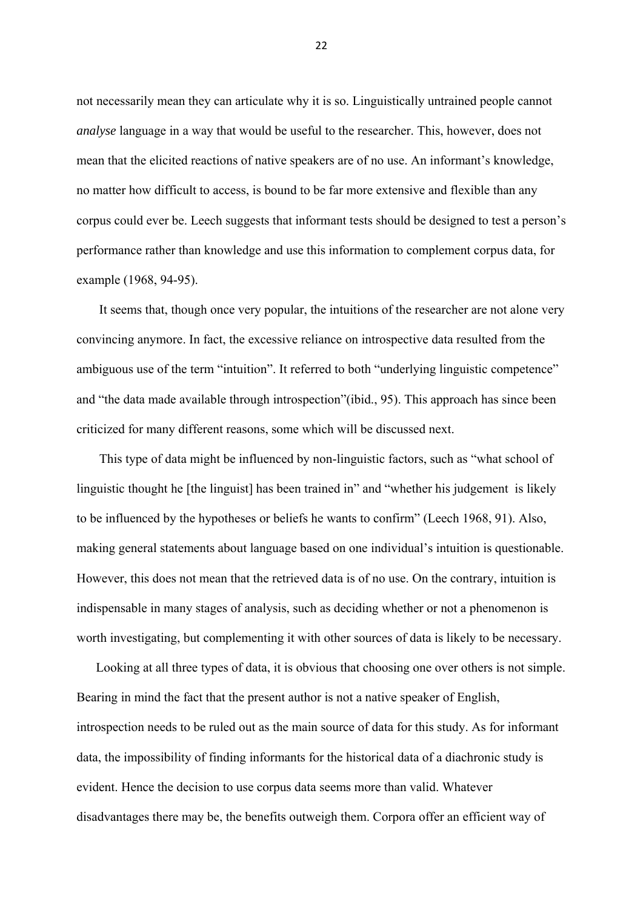not necessarily mean they can articulate why it is so. Linguistically untrained people cannot *analyse* language in a way that would be useful to the researcher. This, however, does not mean that the elicited reactions of native speakers are of no use. An informant's knowledge, no matter how difficult to access, is bound to be far more extensive and flexible than any corpus could ever be. Leech suggests that informant tests should be designed to test a person's performance rather than knowledge and use this information to complement corpus data, for example (1968, 94-95).

It seems that, though once very popular, the intuitions of the researcher are not alone very convincing anymore. In fact, the excessive reliance on introspective data resulted from the ambiguous use of the term "intuition". It referred to both "underlying linguistic competence" and "the data made available through introspection"(ibid., 95). This approach has since been criticized for many different reasons, some which will be discussed next.

This type of data might be influenced by non-linguistic factors, such as "what school of linguistic thought he [the linguist] has been trained in" and "whether his judgement is likely to be influenced by the hypotheses or beliefs he wants to confirm" (Leech 1968, 91). Also, making general statements about language based on one individual's intuition is questionable. However, this does not mean that the retrieved data is of no use. On the contrary, intuition is indispensable in many stages of analysis, such as deciding whether or not a phenomenon is worth investigating, but complementing it with other sources of data is likely to be necessary.

Looking at all three types of data, it is obvious that choosing one over others is not simple. Bearing in mind the fact that the present author is not a native speaker of English, introspection needs to be ruled out as the main source of data for this study. As for informant data, the impossibility of finding informants for the historical data of a diachronic study is evident. Hence the decision to use corpus data seems more than valid. Whatever disadvantages there may be, the benefits outweigh them. Corpora offer an efficient way of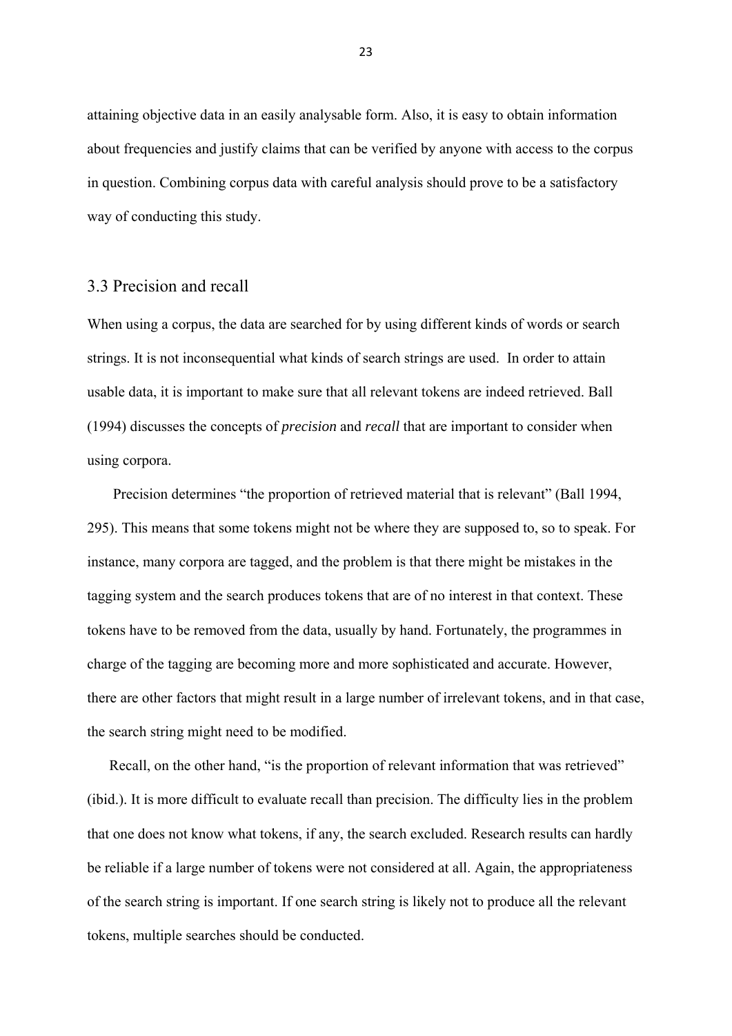attaining objective data in an easily analysable form. Also, it is easy to obtain information about frequencies and justify claims that can be verified by anyone with access to the corpus in question. Combining corpus data with careful analysis should prove to be a satisfactory way of conducting this study.

## 3.3 Precision and recall

When using a corpus, the data are searched for by using different kinds of words or search strings. It is not inconsequential what kinds of search strings are used. In order to attain usable data, it is important to make sure that all relevant tokens are indeed retrieved. Ball (1994) discusses the concepts of *precision* and *recall* that are important to consider when using corpora.

Precision determines "the proportion of retrieved material that is relevant" (Ball 1994, 295). This means that some tokens might not be where they are supposed to, so to speak. For instance, many corpora are tagged, and the problem is that there might be mistakes in the tagging system and the search produces tokens that are of no interest in that context. These tokens have to be removed from the data, usually by hand. Fortunately, the programmes in charge of the tagging are becoming more and more sophisticated and accurate. However, there are other factors that might result in a large number of irrelevant tokens, and in that case, the search string might need to be modified.

Recall, on the other hand, "is the proportion of relevant information that was retrieved" (ibid.). It is more difficult to evaluate recall than precision. The difficulty lies in the problem that one does not know what tokens, if any, the search excluded. Research results can hardly be reliable if a large number of tokens were not considered at all. Again, the appropriateness of the search string is important. If one search string is likely not to produce all the relevant tokens, multiple searches should be conducted.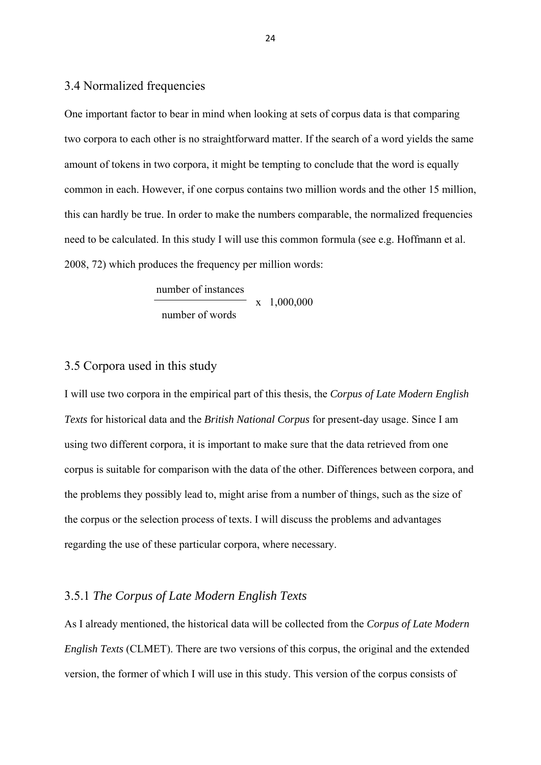## 3.4 Normalized frequencies

One important factor to bear in mind when looking at sets of corpus data is that comparing two corpora to each other is no straightforward matter. If the search of a word yields the same amount of tokens in two corpora, it might be tempting to conclude that the word is equally common in each. However, if one corpus contains two million words and the other 15 million, this can hardly be true. In order to make the numbers comparable, the normalized frequencies need to be calculated. In this study I will use this common formula (see e.g. Hoffmann et al. 2008, 72) which produces the frequency per million words:

$$\frac{\text{number of instances}}{\text{number of words}} \times 1{,}000{,}000$$

## 3.5 Corpora used in this study

I will use two corpora in the empirical part of this thesis, the *Corpus of Late Modern English Texts* for historical data and the *British National Corpus* for present-day usage. Since I am using two different corpora, it is important to make sure that the data retrieved from one corpus is suitable for comparison with the data of the other. Differences between corpora, and the problems they possibly lead to, might arise from a number of things, such as the size of the corpus or the selection process of texts. I will discuss the problems and advantages regarding the use of these particular corpora, where necessary.

### 3.5.1 *The Corpus of Late Modern English Texts*

As I already mentioned, the historical data will be collected from the *Corpus of Late Modern English Texts* (CLMET). There are two versions of this corpus, the original and the extended version, the former of which I will use in this study. This version of the corpus consists of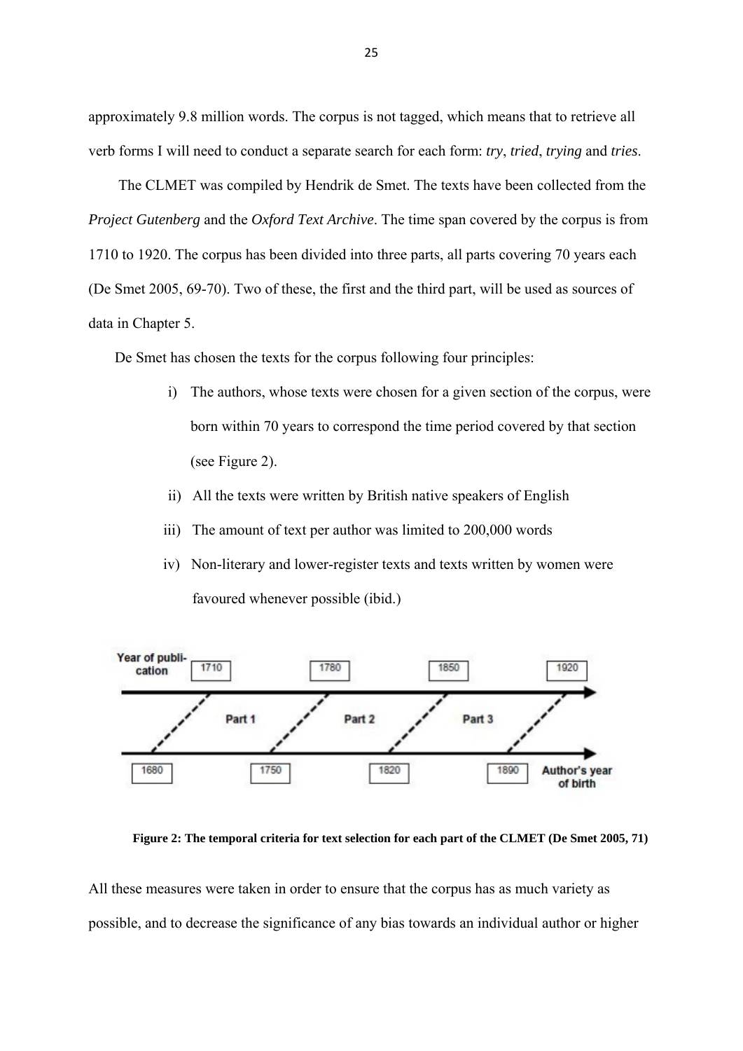approximately 9.8 million words. The corpus is not tagged, which means that to retrieve all verb forms I will need to conduct a separate search for each form: *try*, *tried*, *trying* and *tries*.

The CLMET was compiled by Hendrik de Smet. The texts have been collected from the *Project Gutenberg* and the *Oxford Text Archive*. The time span covered by the corpus is from 1710 to 1920. The corpus has been divided into three parts, all parts covering 70 years each (De Smet 2005, 69-70). Two of these, the first and the third part, will be used as sources of data in Chapter 5.

De Smet has chosen the texts for the corpus following four principles:

i) The authors, whose texts were chosen for a given section of the corpus, were born within 70 years to correspond the time period covered by that section (see Figure 2).

ii) All the texts were written by British native speakers of English

iii) The amount of text per author was limited to 200,000 words

iv) Non-literary and lower-register texts and texts written by women were favoured whenever possible (ibid.)

**Figure 2: The temporal criteria for text selection for each part of the CLMET (De Smet 2005, 71)**

All these measures were taken in order to ensure that the corpus has as much variety as possible, and to decrease the significance of any bias towards an individual author or higher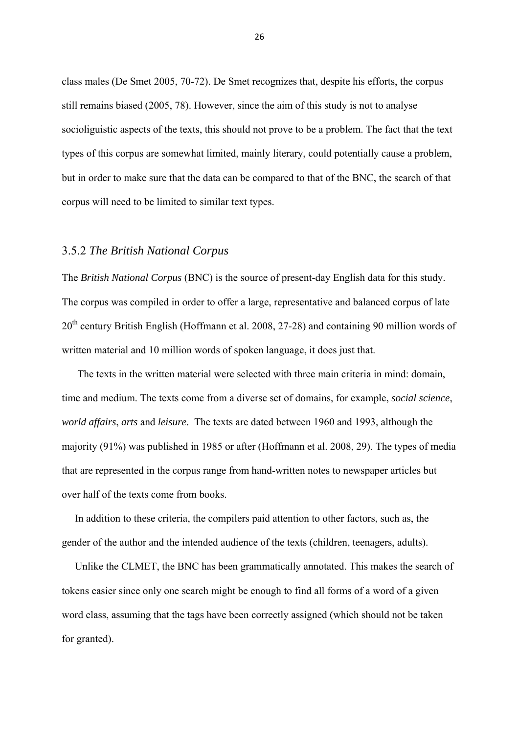class males (De Smet 2005, 70-72). De Smet recognizes that, despite his efforts, the corpus still remains biased (2005, 78). However, since the aim of this study is not to analyse socioliguistic aspects of the texts, this should not prove to be a problem. The fact that the text types of this corpus are somewhat limited, mainly literary, could potentially cause a problem, but in order to make sure that the data can be compared to that of the BNC, the search of that corpus will need to be limited to similar text types.

### 3.5.2 *The British National Corpus*

The *British National Corpus* (BNC) is the source of present-day English data for this study. The corpus was compiled in order to offer a large, representative and balanced corpus of late 20th century British English (Hoffmann et al. 2008, 27-28) and containing 90 million words of written material and 10 million words of spoken language, it does just that.

The texts in the written material were selected with three main criteria in mind: domain, time and medium. The texts come from a diverse set of domains, for example, *social science*, *world affairs*, *arts* and *leisure*. The texts are dated between 1960 and 1993, although the majority (91%) was published in 1985 or after (Hoffmann et al. 2008, 29). The types of media that are represented in the corpus range from hand-written notes to newspaper articles but over half of the texts come from books.

In addition to these criteria, the compilers paid attention to other factors, such as, the gender of the author and the intended audience of the texts (children, teenagers, adults).

Unlike the CLMET, the BNC has been grammatically annotated. This makes the search of tokens easier since only one search might be enough to find all forms of a word of a given word class, assuming that the tags have been correctly assigned (which should not be taken for granted).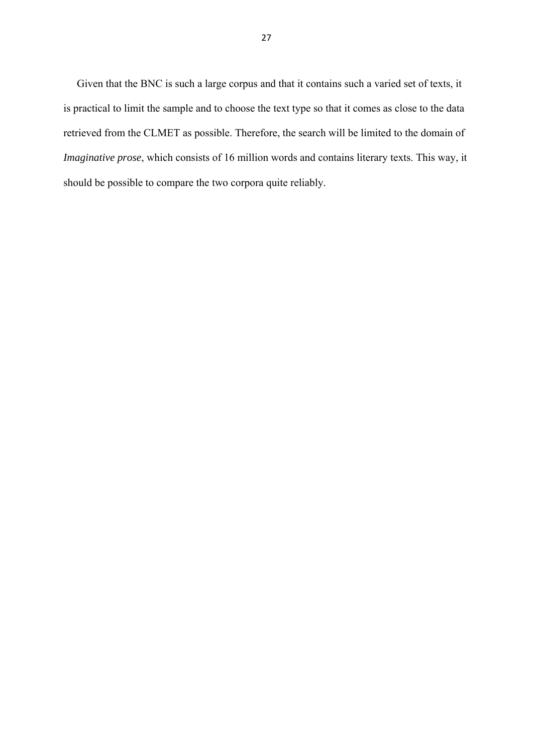Given that the BNC is such a large corpus and that it contains such a varied set of texts, it is practical to limit the sample and to choose the text type so that it comes as close to the data retrieved from the CLMET as possible. Therefore, the search will be limited to the domain of *Imaginative prose*, which consists of 16 million words and contains literary texts. This way, it should be possible to compare the two corpora quite reliably.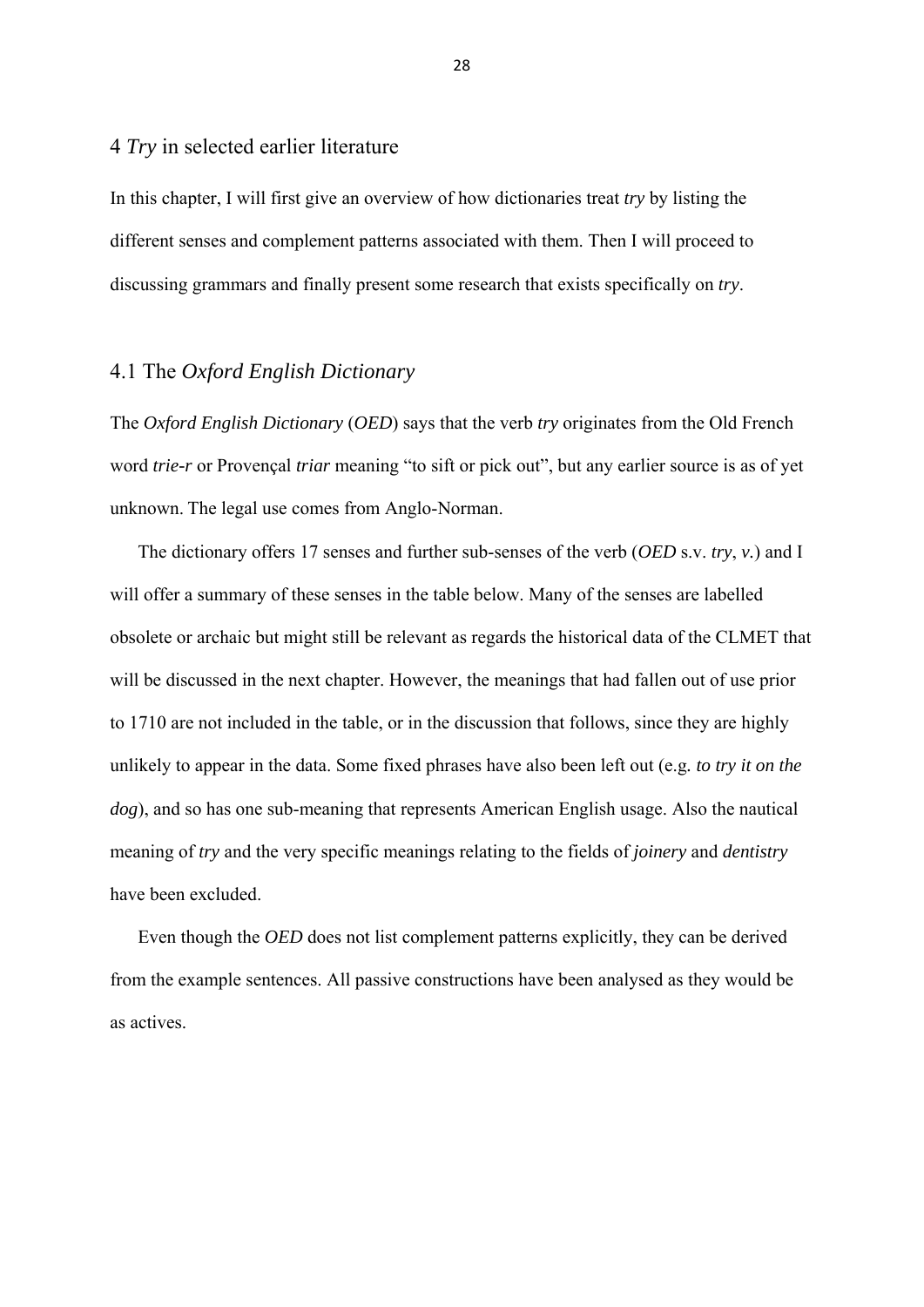# 4 *Try* in selected earlier literature

In this chapter, I will first give an overview of how dictionaries treat *try* by listing the different senses and complement patterns associated with them. Then I will proceed to discussing grammars and finally present some research that exists specifically on *try*.

## 4.1 The *Oxford English Dictionary*

The *Oxford English Dictionary* (*OED*) says that the verb *try* originates from the Old French word *trie-r* or Provençal *triar* meaning "to sift or pick out", but any earlier source is as of yet unknown. The legal use comes from Anglo-Norman.

The dictionary offers 17 senses and further sub-senses of the verb (*OED* s.v. *try*, *v.*) and I will offer a summary of these senses in the table below. Many of the senses are labelled obsolete or archaic but might still be relevant as regards the historical data of the CLMET that will be discussed in the next chapter. However, the meanings that had fallen out of use prior to 1710 are not included in the table, or in the discussion that follows, since they are highly unlikely to appear in the data. Some fixed phrases have also been left out (e.g. *to try it on the dog*), and so has one sub-meaning that represents American English usage. Also the nautical meaning of *try* and the very specific meanings relating to the fields of *joinery* and *dentistry* have been excluded.

Even though the *OED* does not list complement patterns explicitly, they can be derived from the example sentences. All passive constructions have been analysed as they would be as actives.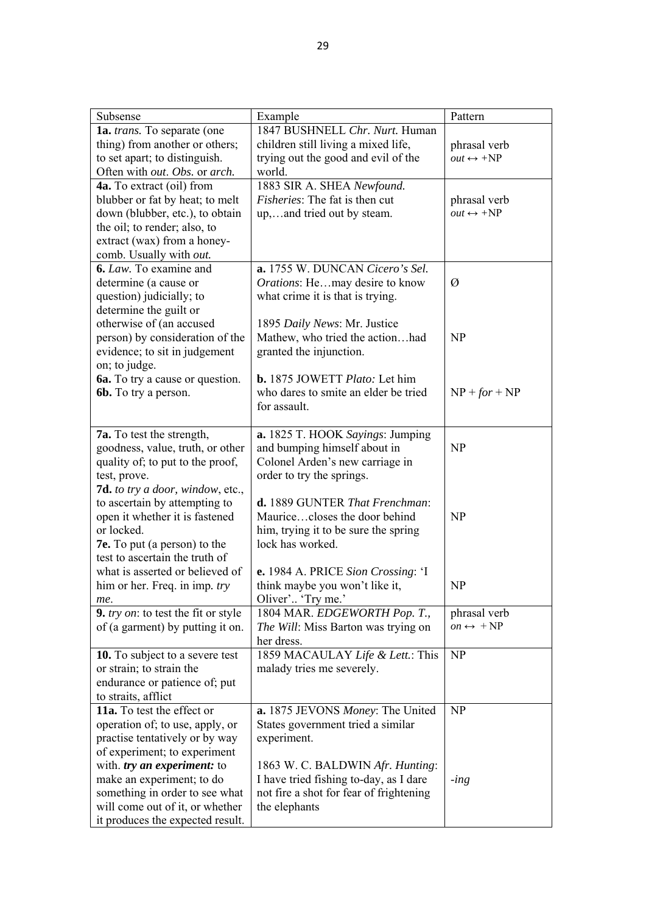| Subsense | Example | Pattern |
|---|---|---|
| **1a.** *trans.* To separate (one thing) from another or others; to set apart; to distinguish. Often with *out*. *Obs.* or *arch.* | 1847 BUSHNELL *Chr. Nurt.* Human children still living a mixed life, trying out the good and evil of the world. | phrasal verb *out* ↔ +NP |
| **4a.** To extract (oil) from blubber or fat by heat; to melt down (blubber, etc.), to obtain the oil; to render; also, to extract (wax) from a honey-comb. Usually with *out.* | 1883 SIR A. SHEA *Newfound. Fisheries*: The fat is then cut up,…and tried out by steam. | phrasal verb *out* ↔ +NP |
| **6.** *Law.* To examine and determine (a cause or question) judicially; to determine the guilt or otherwise of (an accused person) by consideration of the evidence; to sit in judgement on; to judge.<br>**6a.** To try a cause or question.<br>**6b.** To try a person. | **a.** 1755 W. DUNCAN *Cicero's Sel. Orations*: He…may desire to know what crime it is that is trying.<br><br>1895 *Daily News*: Mr. Justice Mathew, who tried the action…had granted the injunction.<br><br>**b.** 1875 JOWETT *Plato:* Let him who dares to smite an elder be tried for assault. | Ø<br><br>NP<br><br>NP + *for* + NP |
| **7a.** To test the strength, goodness, value, truth, or other quality of; to put to the proof, test, prove.<br>**7d.** *to try a door, window*, etc., to ascertain by attempting to open it whether it is fastened or locked.<br>**7e.** To put (a person) to the test to ascertain the truth of what is asserted or believed of him or her. Freq. in imp*. try me*. | **a.** 1825 T. HOOK *Sayings*: Jumping and bumping himself about in Colonel Arden's new carriage in order to try the springs.<br><br>**d.** 1889 GUNTER *That Frenchman*: Maurice…closes the door behind him, trying it to be sure the spring lock has worked.<br><br>**e.** 1984 A. PRICE *Sion Crossing*: 'I think maybe you won't like it, Oliver'.. 'Try me.' | NP<br><br>NP<br><br>NP |
| **9.** *try on*: to test the fit or style of (a garment) by putting it on. | 1804 MAR. EDGEWORTH *Pop. T., The Will*: Miss Barton was trying on her dress. | phrasal verb *on* ↔ + NP |
| **10.** To subject to a severe test or strain; to strain the endurance or patience of; put to straits, afflict | 1859 MACAULAY *Life & Lett.*: This malady tries me severely. | NP |
| **11a.** To test the effect or operation of; to use, apply, or practise tentatively or by way of experiment; to experiment with. ***try an experiment:*** to make an experiment; to do something in order to see what will come out of it, or whether it produces the expected result. | **a.** 1875 JEVONS *Money*: The United States government tried a similar experiment.<br><br>1863 W. C. BALDWIN *Afr. Hunting*: I have tried fishing to-day, as I dare not fire a shot for fear of frightening the elephants | NP<br><br><br>*-ing* |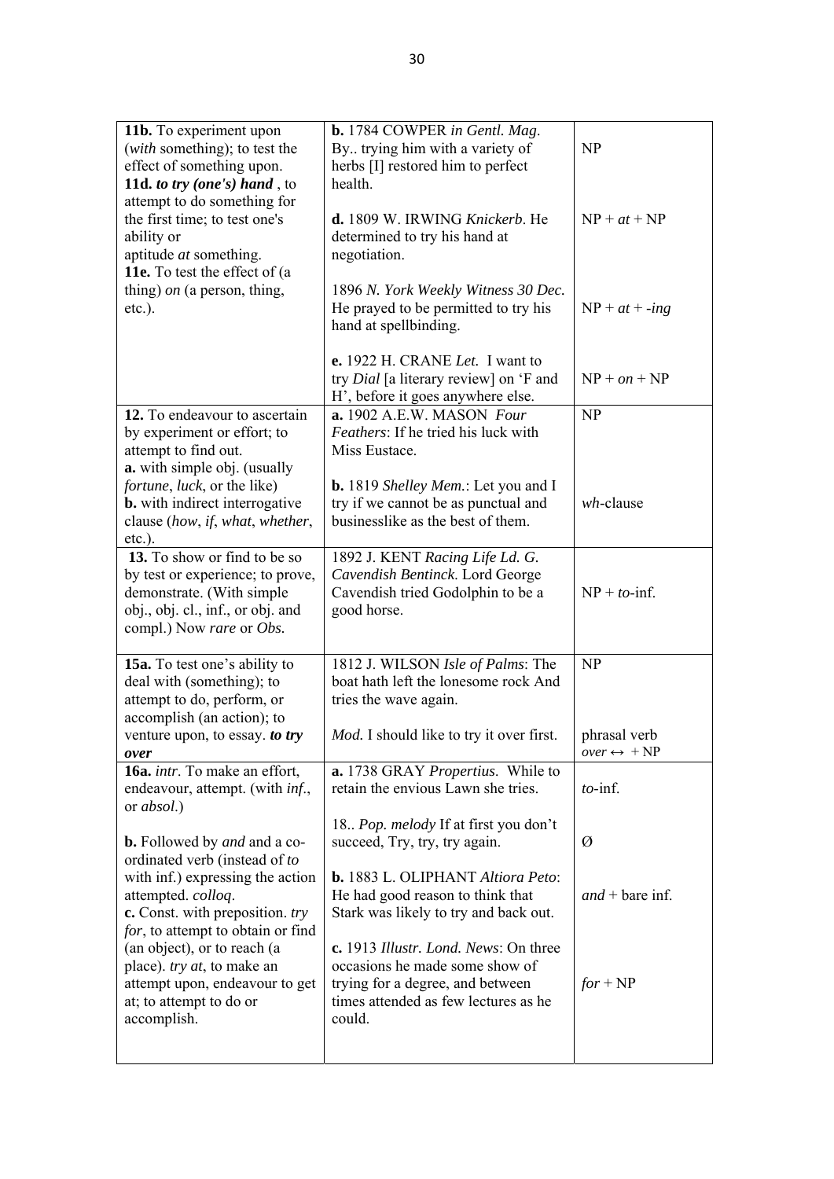| | | |
|---|---|---|
| **11b.** To experiment upon (*with* something); to test the effect of something upon.<br>**11d.** ***to try (one's) hand*** , to attempt to do something for the first time; to test one's ability or aptitude *at* something.<br>**11e.** To test the effect of (a thing) *on* (a person, thing, etc.). | **b.** 1784 COWPER *in Gentl. Mag*. By.. trying him with a variety of herbs [I] restored him to perfect health.<br><br>**d.** 1809 W. IRWING *Knickerb*. He determined to try his hand at negotiation.<br><br>1896 *N. York Weekly Witness 30 Dec.* He prayed to be permitted to try his hand at spellbinding.<br><br>**e.** 1922 H. CRANE *Let.* I want to try *Dial* [a literary review] on 'F and H', before it goes anywhere else. | NP<br><br>NP + *at* + NP<br><br>NP + *at* + *-ing*<br><br>NP + *on* + NP |
| **12.** To endeavour to ascertain by experiment or effort; to attempt to find out.<br>**a.** with simple obj. (usually *fortune*, *luck*, or the like)<br>**b.** with indirect interrogative clause (*how*, *if*, *what*, *whether*, etc.). | **a.** 1902 A.E.W. MASON *Four Feathers*: If he tried his luck with Miss Eustace.<br><br>**b.** 1819 *Shelley Mem.*: Let you and I try if we cannot be as punctual and businesslike as the best of them. | NP<br><br>*wh*-clause |
| **13.** To show or find to be so by test or experience; to prove, demonstrate. (With simple obj., obj. cl., inf., or obj. and compl.) Now *rare* or *Obs.* | 1892 J. KENT *Racing Life Ld. G. Cavendish Bentinck*. Lord George Cavendish tried Godolphin to be a good horse. | NP + *to*-inf. |
| **15a.** To test one's ability to deal with (something); to attempt to do, perform, or accomplish (an action); to venture upon, to essay. ***to try over*** | 1812 J. WILSON *Isle of Palms*: The boat hath left the lonesome rock And tries the wave again.<br><br>*Mod.* I should like to try it over first. | NP<br><br>phrasal verb<br>*over* ↔ + NP |
| **16a.** *intr*. To make an effort, endeavour, attempt. (with *inf*., or *absol*.)<br><br>**b.** Followed by *and* and a co-ordinated verb (instead of *to* with inf.) expressing the action attempted. *colloq*.<br>**c.** Const. with preposition. *try for*, to attempt to obtain or find (an object), or to reach (a place). *try at*, to make an attempt upon, endeavour to get at; to attempt to do or accomplish. | **a.** 1738 GRAY *Propertius*. While to retain the envious Lawn she tries.<br><br>18.. *Pop. melody* If at first you don't succeed, Try, try, try again.<br><br>**b.** 1883 L. OLIPHANT *Altiora Peto*: He had good reason to think that Stark was likely to try and back out.<br><br>**c.** 1913 *Illustr. Lond. News*: On three occasions he made some show of trying for a degree, and between times attended as few lectures as he could. | *to*-inf.<br><br>Ø<br><br>*and* + bare inf.<br><br>*for* + NP |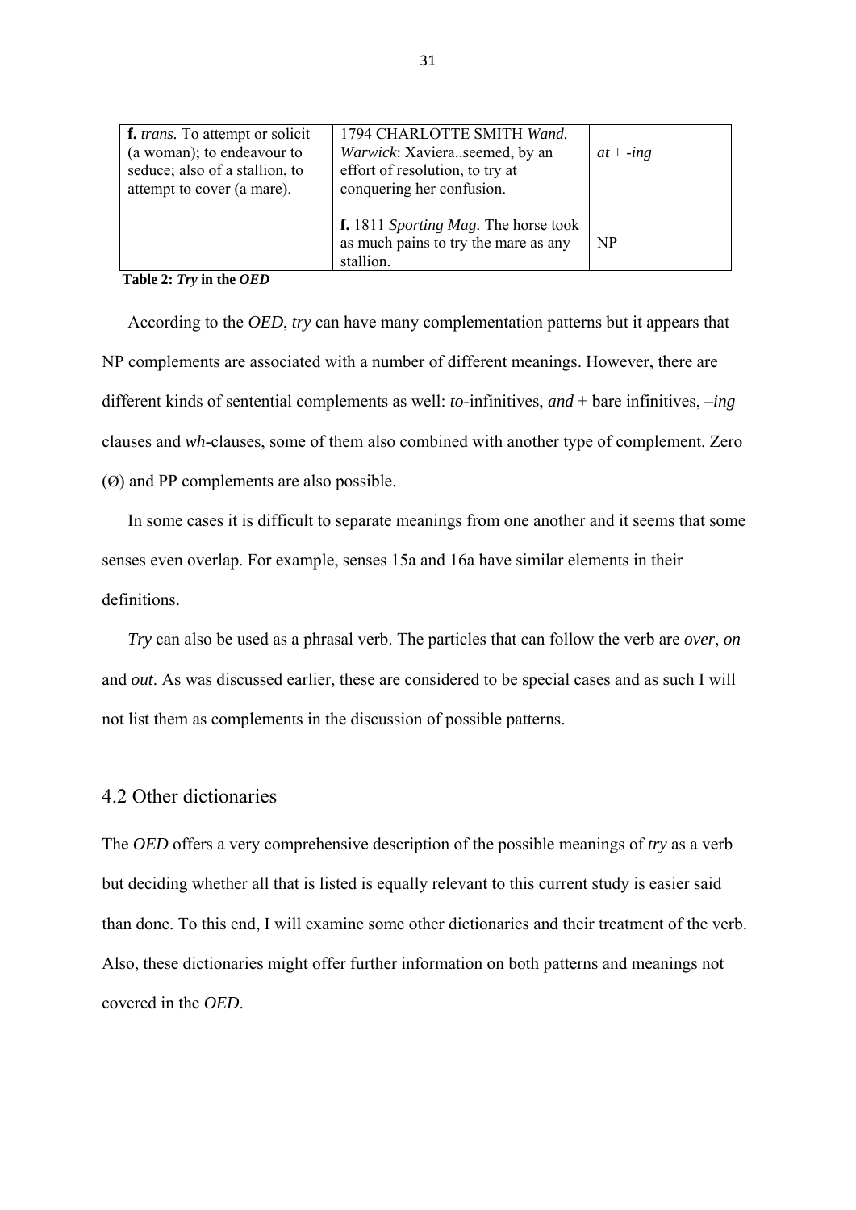| **f.** *trans.* To attempt or solicit (a woman); to endeavour to seduce; also of a stallion, to attempt to cover (a mare). | 1794 CHARLOTTE SMITH *Wand. Warwick*: Xaviera..seemed, by an effort of resolution, to try at conquering her confusion. | *at* + *-ing* |
|---|---|---|
| | **f.** 1811 *Sporting Mag.* The horse took as much pains to try the mare as any stallion. | NP |

**Table 2: *Try* in the *OED***

According to the *OED*, *try* can have many complementation patterns but it appears that NP complements are associated with a number of different meanings. However, there are different kinds of sentential complements as well: *to*-infinitives, *and* + bare infinitives, *–ing* clauses and *wh*-clauses, some of them also combined with another type of complement. Zero (Ø) and PP complements are also possible.

In some cases it is difficult to separate meanings from one another and it seems that some senses even overlap. For example, senses 15a and 16a have similar elements in their definitions.

*Try* can also be used as a phrasal verb. The particles that can follow the verb are *over*, *on* and *out*. As was discussed earlier, these are considered to be special cases and as such I will not list them as complements in the discussion of possible patterns.

## 4.2 Other dictionaries

The *OED* offers a very comprehensive description of the possible meanings of *try* as a verb but deciding whether all that is listed is equally relevant to this current study is easier said than done. To this end, I will examine some other dictionaries and their treatment of the verb. Also, these dictionaries might offer further information on both patterns and meanings not covered in the *OED*.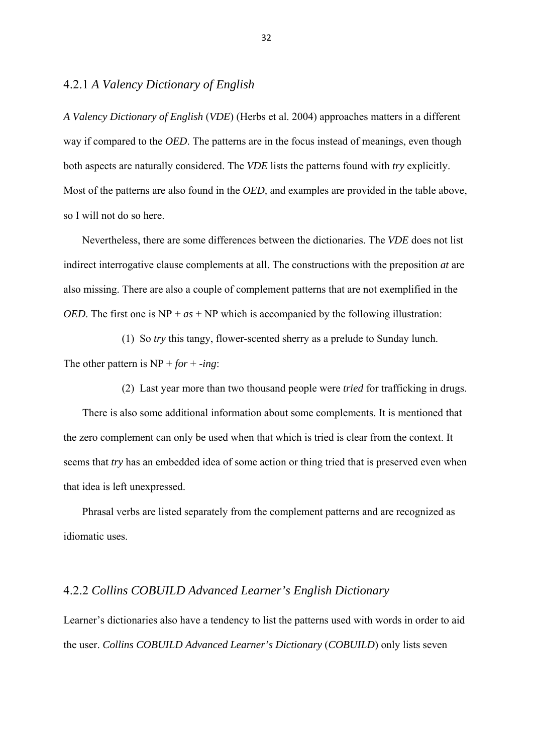### 4.2.1 *A Valency Dictionary of English*

*A Valency Dictionary of English* (*VDE*) (Herbs et al. 2004) approaches matters in a different way if compared to the *OED*. The patterns are in the focus instead of meanings, even though both aspects are naturally considered. The *VDE* lists the patterns found with *try* explicitly. Most of the patterns are also found in the *OED,* and examples are provided in the table above, so I will not do so here.

Nevertheless, there are some differences between the dictionaries. The *VDE* does not list indirect interrogative clause complements at all. The constructions with the preposition *at* are also missing. There are also a couple of complement patterns that are not exemplified in the *OED*. The first one is NP + *as* + NP which is accompanied by the following illustration:

(1) So *try* this tangy, flower-scented sherry as a prelude to Sunday lunch.

The other pattern is NP + *for* + *-ing*:

(2) Last year more than two thousand people were *tried* for trafficking in drugs.

There is also some additional information about some complements. It is mentioned that the zero complement can only be used when that which is tried is clear from the context. It seems that *try* has an embedded idea of some action or thing tried that is preserved even when that idea is left unexpressed.

Phrasal verbs are listed separately from the complement patterns and are recognized as idiomatic uses.

### 4.2.2 *Collins COBUILD Advanced Learner's English Dictionary*

Learner's dictionaries also have a tendency to list the patterns used with words in order to aid the user. *Collins COBUILD Advanced Learner's Dictionary* (*COBUILD*) only lists seven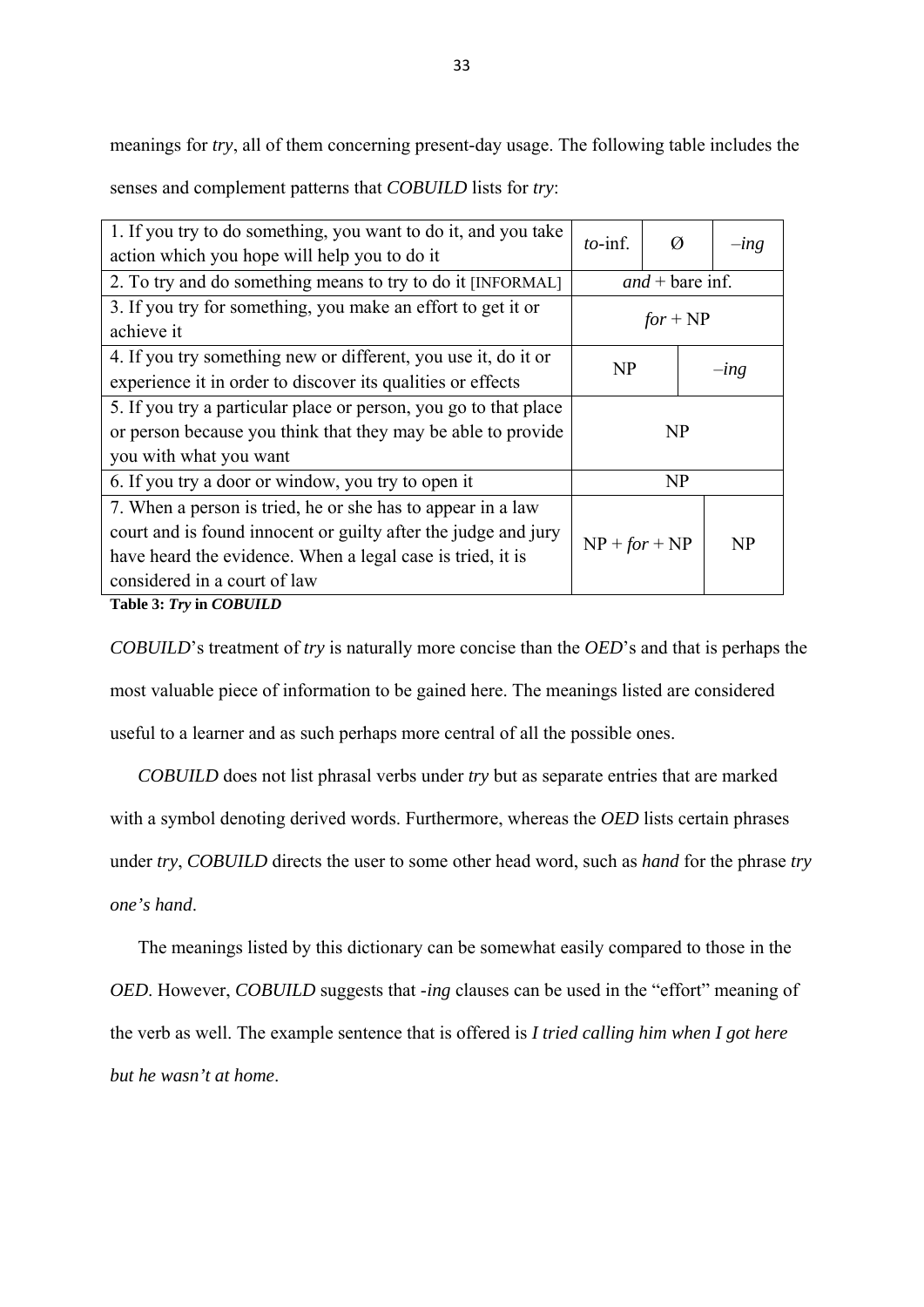meanings for *try*, all of them concerning present-day usage. The following table includes the senses and complement patterns that *COBUILD* lists for *try*:

| Sense | Complement patterns | | |
|---|---|---|---|
| 1. If you try to do something, you want to do it, and you take action which you hope will help you to do it | *to*-inf. | Ø | *–ing* |
| 2. To try and do something means to try to do it [INFORMAL] | *and* + bare inf. | | |
| 3. If you try for something, you make an effort to get it or achieve it | *for* + NP | | |
| 4. If you try something new or different, you use it, do it or experience it in order to discover its qualities or effects | NP | | *–ing* |
| 5. If you try a particular place or person, you go to that place or person because you think that they may be able to provide you with what you want | NP | | |
| 6. If you try a door or window, you try to open it | NP | | |
| 7. When a person is tried, he or she has to appear in a law court and is found innocent or guilty after the judge and jury have heard the evidence. When a legal case is tried, it is considered in a court of law | NP + *for* + NP | | NP |

**Table 3: *Try* in *COBUILD***

*COBUILD*'s treatment of *try* is naturally more concise than the *OED*'s and that is perhaps the most valuable piece of information to be gained here. The meanings listed are considered useful to a learner and as such perhaps more central of all the possible ones.

*COBUILD* does not list phrasal verbs under *try* but as separate entries that are marked with a symbol denoting derived words. Furthermore, whereas the *OED* lists certain phrases under *try*, *COBUILD* directs the user to some other head word, such as *hand* for the phrase *try one's hand*.

The meanings listed by this dictionary can be somewhat easily compared to those in the *OED*. However, *COBUILD* suggests that *-ing* clauses can be used in the "effort" meaning of the verb as well. The example sentence that is offered is *I tried calling him when I got here but he wasn't at home*.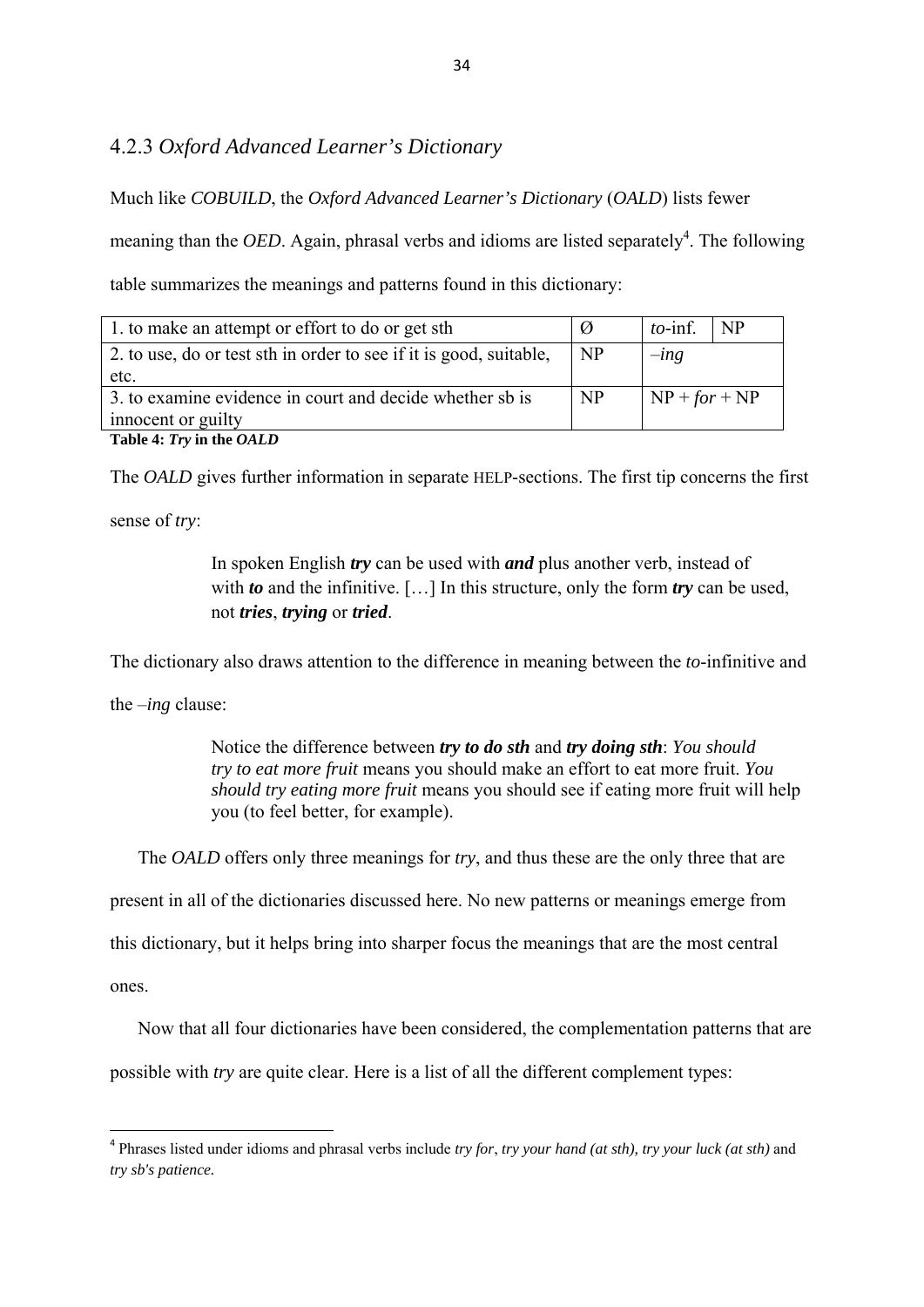### 4.2.3 *Oxford Advanced Learner's Dictionary*

Much like *COBUILD*, the *Oxford Advanced Learner's Dictionary* (*OALD*) lists fewer meaning than the *OED*. Again, phrasal verbs and idioms are listed separately[4]. The following table summarizes the meanings and patterns found in this dictionary:

| | | | |
|---|---|---|---|
| 1. to make an attempt or effort to do or get sth | Ø | *to*-inf. | NP |
| 2. to use, do or test sth in order to see if it is good, suitable, etc. | NP | *–ing* | |
| 3. to examine evidence in court and decide whether sb is innocent or guilty | NP | NP + *for* + NP | |

**Table 4: *Try* in the *OALD***

The *OALD* gives further information in separate HELP-sections. The first tip concerns the first sense of *try*:

> In spoken English ***try*** can be used with ***and*** plus another verb, instead of with ***to*** and the infinitive. […] In this structure, only the form ***try*** can be used, not ***tries***, ***trying*** or ***tried***.

The dictionary also draws attention to the difference in meaning between the *to*-infinitive and the *–ing* clause:

> Notice the difference between ***try to do sth*** and ***try doing sth***: *You should try to eat more fruit* means you should make an effort to eat more fruit. *You should try eating more fruit* means you should see if eating more fruit will help you (to feel better, for example).

The *OALD* offers only three meanings for *try*, and thus these are the only three that are present in all of the dictionaries discussed here. No new patterns or meanings emerge from this dictionary, but it helps bring into sharper focus the meanings that are the most central ones.

Now that all four dictionaries have been considered, the complementation patterns that are possible with *try* are quite clear. Here is a list of all the different complement types:

---

[4] Phrases listed under idioms and phrasal verbs include *try for*, *try your hand (at sth), try your luck (at sth)* and *try sb's patience.*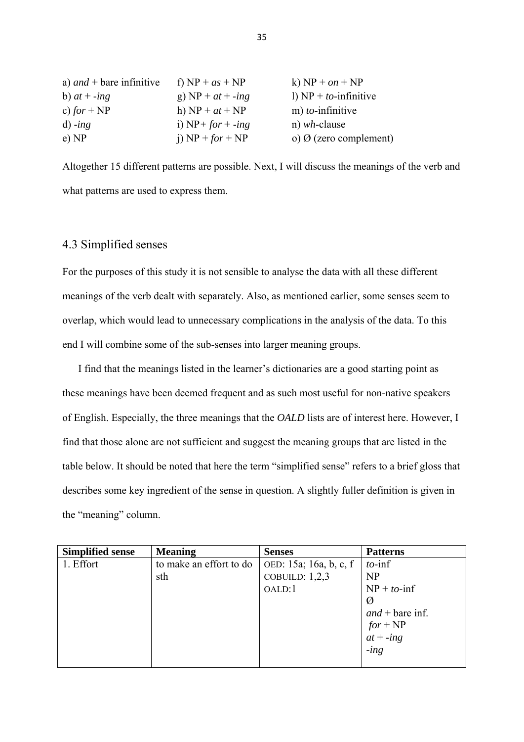a) *and* + bare infinitive
b) *at* + *-ing*
c) *for* + NP
d) *-ing*
e) NP
f) NP + *as* + NP
g) NP + *at* + *-ing*
h) NP + *at* + NP
i) NP+ *for* + *-ing*
j) NP + *for* + NP
k) NP + *on* + NP
l) NP + *to*-infinitive
m) *to*-infinitive
n) *wh*-clause
o) Ø (zero complement)

Altogether 15 different patterns are possible. Next, I will discuss the meanings of the verb and what patterns are used to express them.

## 4.3 Simplified senses

For the purposes of this study it is not sensible to analyse the data with all these different meanings of the verb dealt with separately. Also, as mentioned earlier, some senses seem to overlap, which would lead to unnecessary complications in the analysis of the data. To this end I will combine some of the sub-senses into larger meaning groups.

I find that the meanings listed in the learner's dictionaries are a good starting point as these meanings have been deemed frequent and as such most useful for non-native speakers of English. Especially, the three meanings that the *OALD* lists are of interest here. However, I find that those alone are not sufficient and suggest the meaning groups that are listed in the table below. It should be noted that here the term "simplified sense" refers to a brief gloss that describes some key ingredient of the sense in question. A slightly fuller definition is given in the "meaning" column.

| **Simplified sense** | **Meaning** | **Senses** | **Patterns** |
|---|---|---|---|
| 1. Effort | to make an effort to do sth | OED: 15a; 16a, b, c, f<br>COBUILD: 1,2,3<br>OALD:1 | *to*-inf<br>NP<br>NP + *to*-inf<br>Ø<br>*and* + bare inf.<br>*for* + NP<br>*at* + *-ing*<br>*-ing* |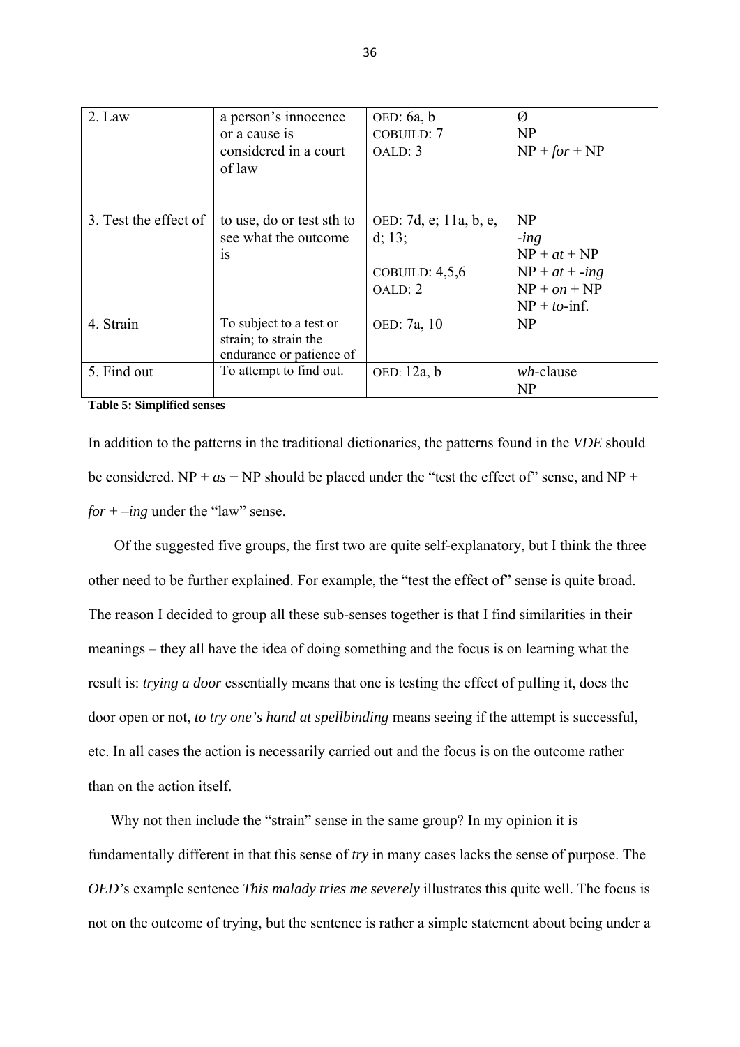| 2. Law | a person's innocence or a cause is considered in a court of law | OED: 6a, b<br>COBUILD: 7<br>OALD: 3 | Ø<br>NP<br>NP + *for* + NP |
|---|---|---|---|
| 3. Test the effect of | to use, do or test sth to see what the outcome is | OED: 7d, e; 11a, b, e, d; 13;<br><br>COBUILD: 4,5,6<br>OALD: 2 | NP<br>*-ing*<br>NP + *at* + NP<br>NP + *at* + *-ing*<br>NP + *on* + NP<br>NP + *to*-inf. |
| 4. Strain | To subject to a test or strain; to strain the endurance or patience of | OED: 7a, 10 | NP |
| 5. Find out | To attempt to find out. | OED: 12a, b | *wh*-clause<br>NP |

**Table 5: Simplified senses**

In addition to the patterns in the traditional dictionaries, the patterns found in the *VDE* should be considered. NP + *as* + NP should be placed under the "test the effect of" sense, and NP + *for* + *–ing* under the "law" sense.

Of the suggested five groups, the first two are quite self-explanatory, but I think the three other need to be further explained. For example, the "test the effect of" sense is quite broad. The reason I decided to group all these sub-senses together is that I find similarities in their meanings – they all have the idea of doing something and the focus is on learning what the result is: *trying a door* essentially means that one is testing the effect of pulling it, does the door open or not, *to try one's hand at spellbinding* means seeing if the attempt is successful, etc. In all cases the action is necessarily carried out and the focus is on the outcome rather than on the action itself.

Why not then include the "strain" sense in the same group? In my opinion it is fundamentally different in that this sense of *try* in many cases lacks the sense of purpose. The *OED*'s example sentence *This malady tries me severely* illustrates this quite well. The focus is not on the outcome of trying, but the sentence is rather a simple statement about being under a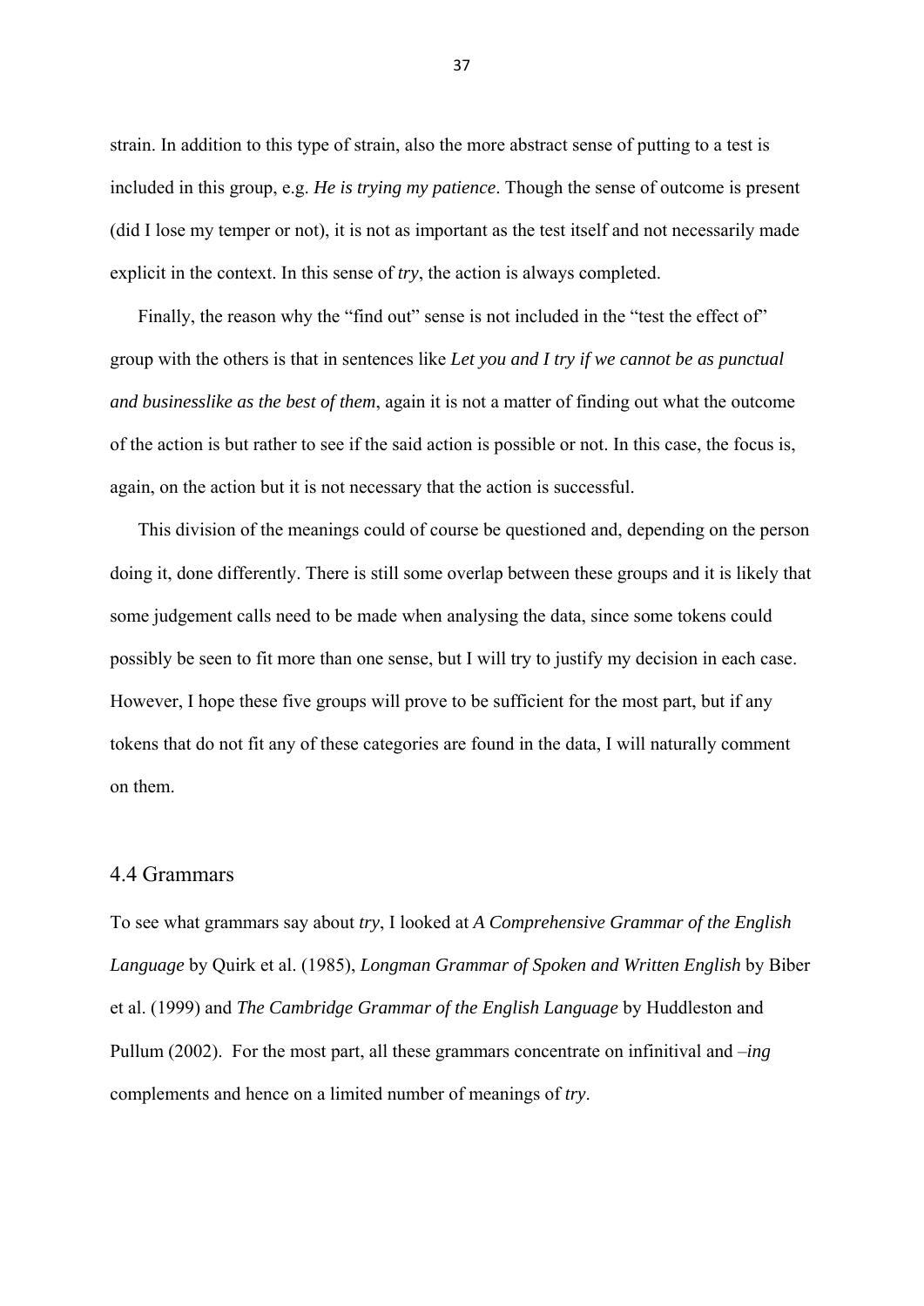strain. In addition to this type of strain, also the more abstract sense of putting to a test is included in this group, e.g. *He is trying my patience*. Though the sense of outcome is present (did I lose my temper or not), it is not as important as the test itself and not necessarily made explicit in the context. In this sense of *try*, the action is always completed.

Finally, the reason why the "find out" sense is not included in the "test the effect of" group with the others is that in sentences like *Let you and I try if we cannot be as punctual and businesslike as the best of them*, again it is not a matter of finding out what the outcome of the action is but rather to see if the said action is possible or not. In this case, the focus is, again, on the action but it is not necessary that the action is successful.

This division of the meanings could of course be questioned and, depending on the person doing it, done differently. There is still some overlap between these groups and it is likely that some judgement calls need to be made when analysing the data, since some tokens could possibly be seen to fit more than one sense, but I will try to justify my decision in each case. However, I hope these five groups will prove to be sufficient for the most part, but if any tokens that do not fit any of these categories are found in the data, I will naturally comment on them.

## 4.4 Grammars

To see what grammars say about *try*, I looked at *A Comprehensive Grammar of the English Language* by Quirk et al. (1985), *Longman Grammar of Spoken and Written English* by Biber et al. (1999) and *The Cambridge Grammar of the English Language* by Huddleston and Pullum (2002). For the most part, all these grammars concentrate on infinitival and *–ing* complements and hence on a limited number of meanings of *try*.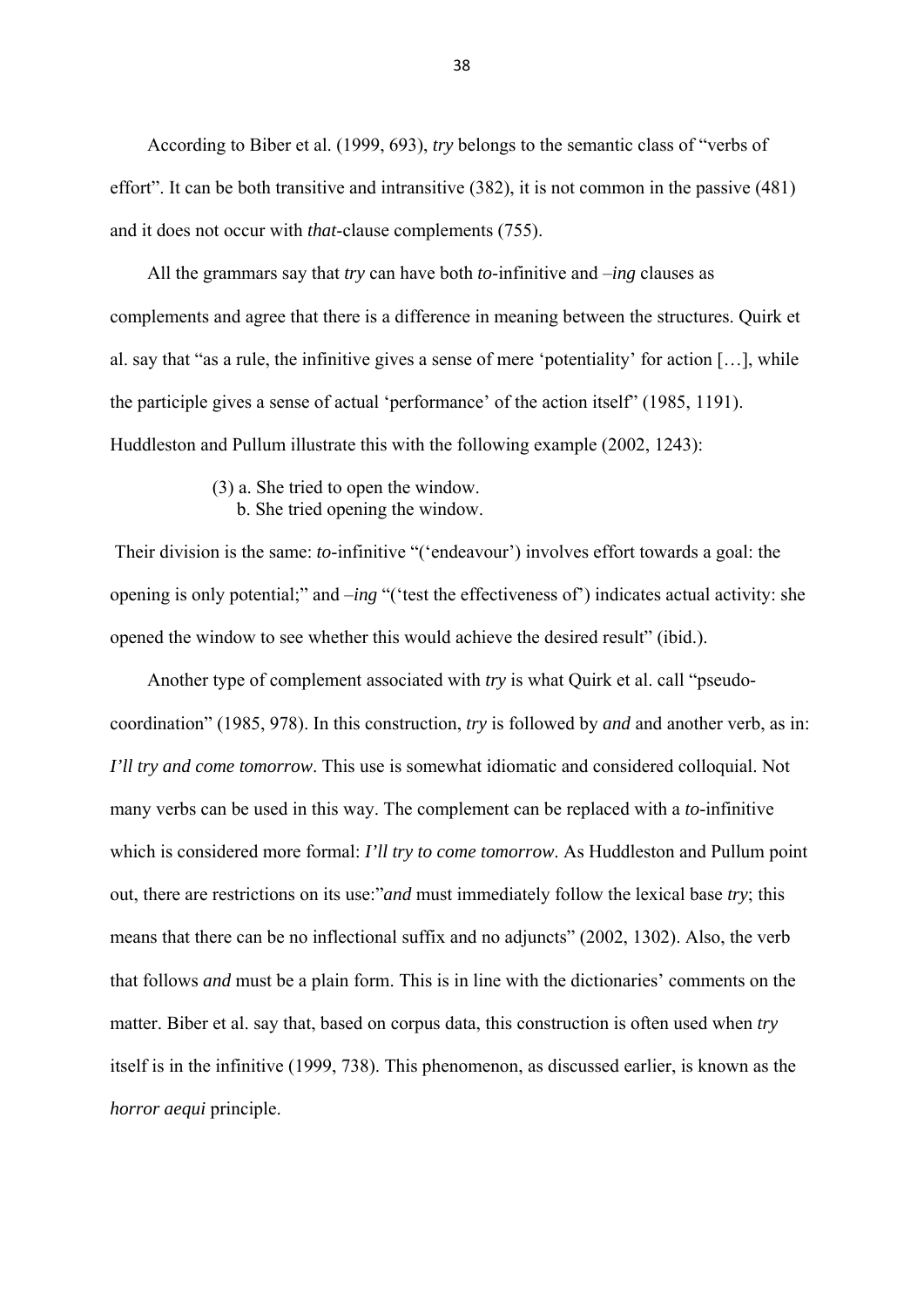According to Biber et al. (1999, 693), *try* belongs to the semantic class of "verbs of effort". It can be both transitive and intransitive (382), it is not common in the passive (481) and it does not occur with *that*-clause complements (755).

All the grammars say that *try* can have both *to*-infinitive and *–ing* clauses as complements and agree that there is a difference in meaning between the structures. Quirk et al. say that "as a rule, the infinitive gives a sense of mere 'potentiality' for action […], while the participle gives a sense of actual 'performance' of the action itself" (1985, 1191). Huddleston and Pullum illustrate this with the following example (2002, 1243):

(3) a. She tried to open the window.
    b. She tried opening the window.

Their division is the same: *to*-infinitive "('endeavour') involves effort towards a goal: the opening is only potential;" and *–ing* "('test the effectiveness of') indicates actual activity: she opened the window to see whether this would achieve the desired result" (ibid.).

Another type of complement associated with *try* is what Quirk et al. call "pseudo-coordination" (1985, 978). In this construction, *try* is followed by *and* and another verb, as in: *I'll try and come tomorrow*. This use is somewhat idiomatic and considered colloquial. Not many verbs can be used in this way. The complement can be replaced with a *to*-infinitive which is considered more formal: *I'll try to come tomorrow*. As Huddleston and Pullum point out, there are restrictions on its use:"*and* must immediately follow the lexical base *try*; this means that there can be no inflectional suffix and no adjuncts" (2002, 1302). Also, the verb that follows *and* must be a plain form. This is in line with the dictionaries' comments on the matter. Biber et al. say that, based on corpus data, this construction is often used when *try* itself is in the infinitive (1999, 738). This phenomenon, as discussed earlier, is known as the *horror aequi* principle.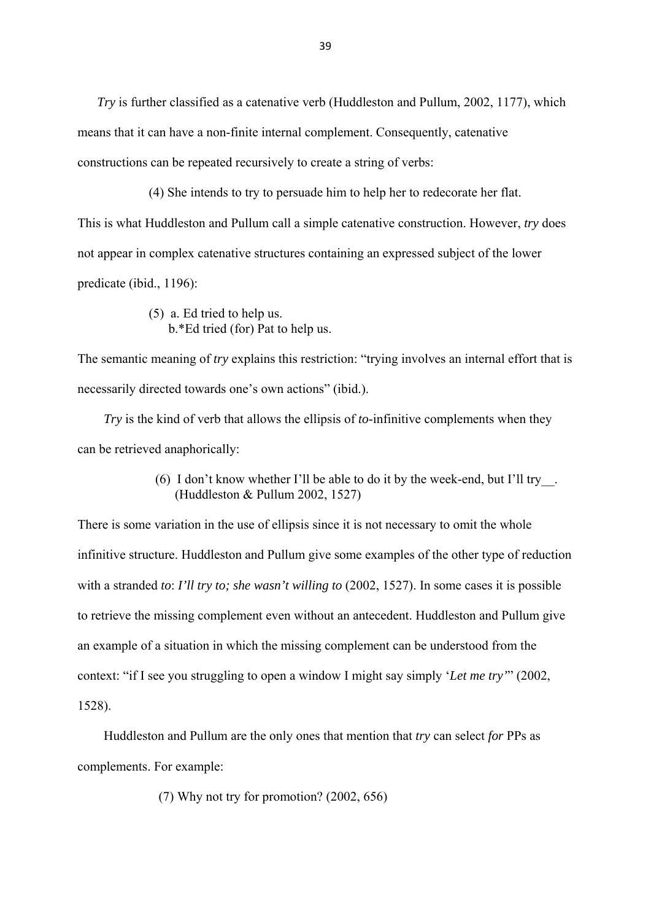*Try* is further classified as a catenative verb (Huddleston and Pullum, 2002, 1177), which means that it can have a non-finite internal complement. Consequently, catenative constructions can be repeated recursively to create a string of verbs:

(4) She intends to try to persuade him to help her to redecorate her flat.

This is what Huddleston and Pullum call a simple catenative construction. However, *try* does not appear in complex catenative structures containing an expressed subject of the lower predicate (ibid., 1196):

(5) a. Ed tried to help us.
b.*Ed tried (for) Pat to help us.

The semantic meaning of *try* explains this restriction: "trying involves an internal effort that is necessarily directed towards one's own actions" (ibid.).

*Try* is the kind of verb that allows the ellipsis of *to*-infinitive complements when they can be retrieved anaphorically:

(6) I don't know whether I'll be able to do it by the week-end, but I'll try__.
(Huddleston & Pullum 2002, 1527)

There is some variation in the use of ellipsis since it is not necessary to omit the whole infinitive structure. Huddleston and Pullum give some examples of the other type of reduction with a stranded *to*: *I'll try to; she wasn't willing to* (2002, 1527). In some cases it is possible to retrieve the missing complement even without an antecedent. Huddleston and Pullum give an example of a situation in which the missing complement can be understood from the context: "if I see you struggling to open a window I might say simply '*Let me try*'" (2002, 1528).

Huddleston and Pullum are the only ones that mention that *try* can select *for* PPs as complements. For example:

(7) Why not try for promotion? (2002, 656)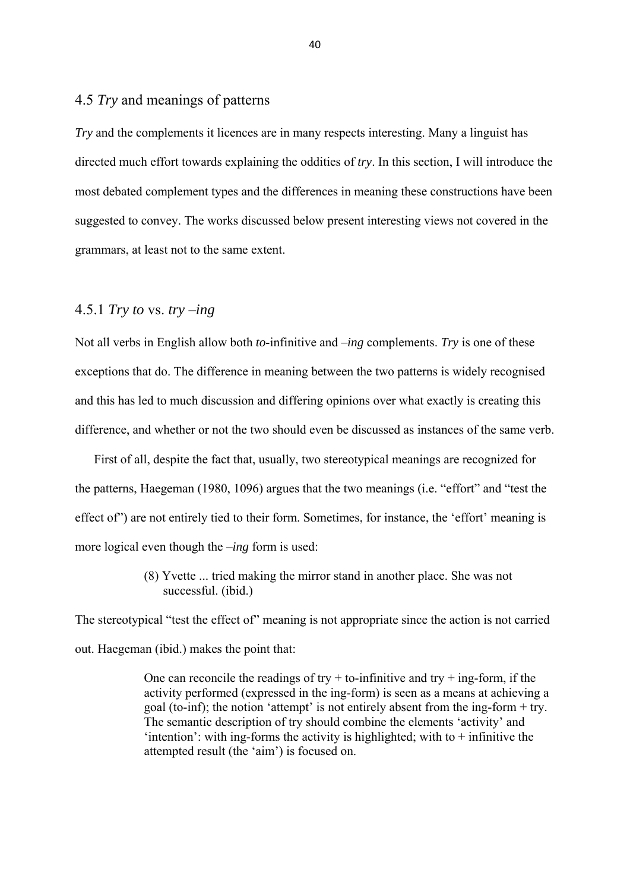## 4.5 *Try* and meanings of patterns

*Try* and the complements it licences are in many respects interesting. Many a linguist has directed much effort towards explaining the oddities of *try*. In this section, I will introduce the most debated complement types and the differences in meaning these constructions have been suggested to convey. The works discussed below present interesting views not covered in the grammars, at least not to the same extent.

### 4.5.1 *Try to* vs. *try –ing*

Not all verbs in English allow both *to*-infinitive and *–ing* complements. *Try* is one of these exceptions that do. The difference in meaning between the two patterns is widely recognised and this has led to much discussion and differing opinions over what exactly is creating this difference, and whether or not the two should even be discussed as instances of the same verb.

First of all, despite the fact that, usually, two stereotypical meanings are recognized for the patterns, Haegeman (1980, 1096) argues that the two meanings (i.e. "effort" and "test the effect of") are not entirely tied to their form. Sometimes, for instance, the 'effort' meaning is more logical even though the *–ing* form is used:

> (8) Yvette ... tried making the mirror stand in another place. She was not successful. (ibid.)

The stereotypical "test the effect of" meaning is not appropriate since the action is not carried out. Haegeman (ibid.) makes the point that:

> One can reconcile the readings of try + to-infinitive and try + ing-form, if the activity performed (expressed in the ing-form) is seen as a means at achieving a goal (to-inf); the notion 'attempt' is not entirely absent from the ing-form + try. The semantic description of try should combine the elements 'activity' and 'intention': with ing-forms the activity is highlighted; with to + infinitive the attempted result (the 'aim') is focused on.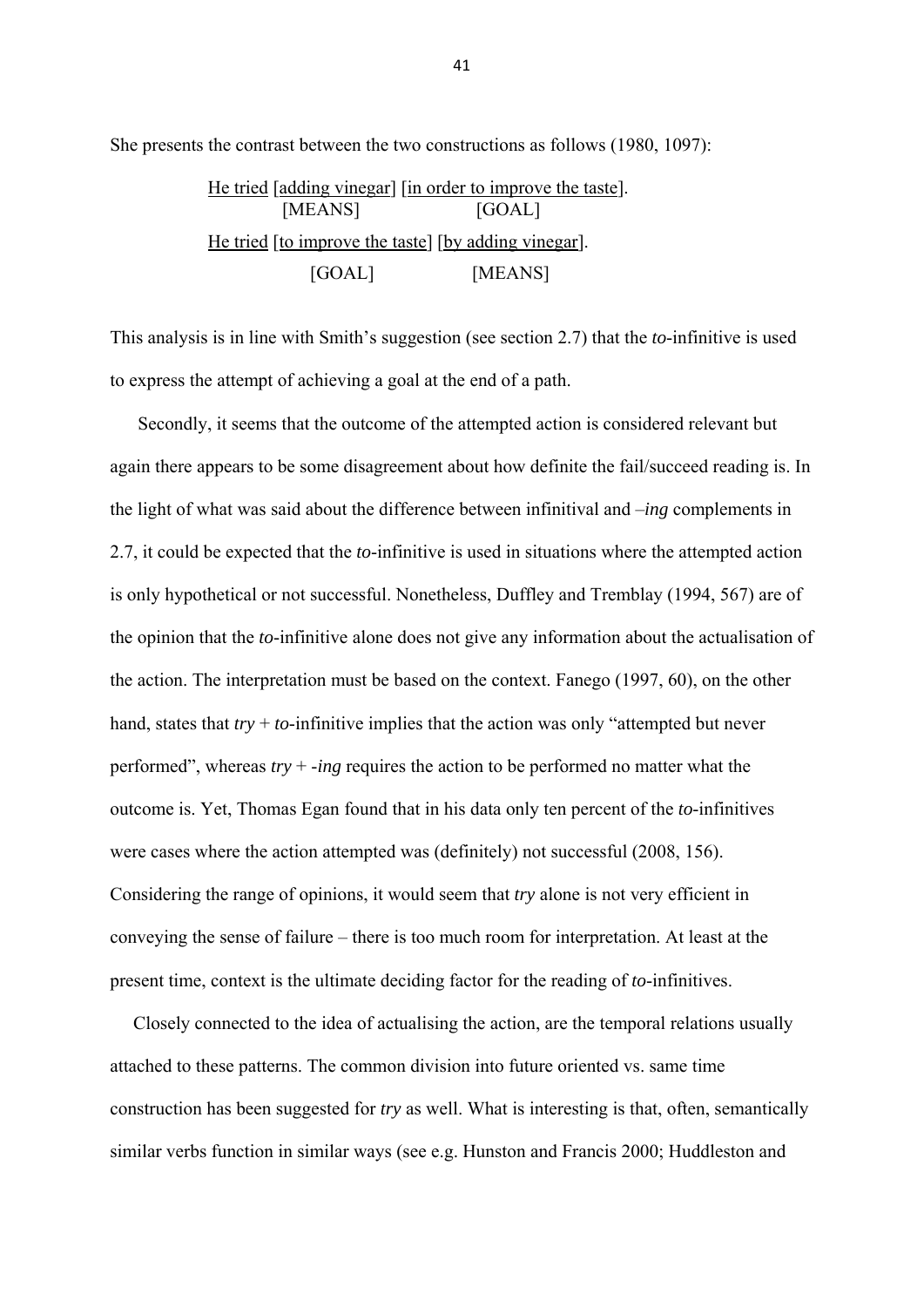She presents the contrast between the two constructions as follows (1980, 1097):

> <u>He tried</u> [<u>adding vinegar</u>] [<u>in order to improve the taste</u>].
> [MEANS] [GOAL]
>
> <u>He tried</u> [<u>to improve the taste</u>] [<u>by adding vinegar</u>].
> [GOAL] [MEANS]

This analysis is in line with Smith's suggestion (see section 2.7) that the *to*-infinitive is used to express the attempt of achieving a goal at the end of a path.

Secondly, it seems that the outcome of the attempted action is considered relevant but again there appears to be some disagreement about how definite the fail/succeed reading is. In the light of what was said about the difference between infinitival and *–ing* complements in 2.7, it could be expected that the *to*-infinitive is used in situations where the attempted action is only hypothetical or not successful. Nonetheless, Duffley and Tremblay (1994, 567) are of the opinion that the *to*-infinitive alone does not give any information about the actualisation of the action. The interpretation must be based on the context. Fanego (1997, 60), on the other hand, states that *try* + *to*-infinitive implies that the action was only "attempted but never performed", whereas *try* + *-ing* requires the action to be performed no matter what the outcome is. Yet, Thomas Egan found that in his data only ten percent of the *to*-infinitives were cases where the action attempted was (definitely) not successful (2008, 156). Considering the range of opinions, it would seem that *try* alone is not very efficient in conveying the sense of failure – there is too much room for interpretation. At least at the present time, context is the ultimate deciding factor for the reading of *to*-infinitives.

Closely connected to the idea of actualising the action, are the temporal relations usually attached to these patterns. The common division into future oriented vs. same time construction has been suggested for *try* as well. What is interesting is that, often, semantically similar verbs function in similar ways (see e.g. Hunston and Francis 2000; Huddleston and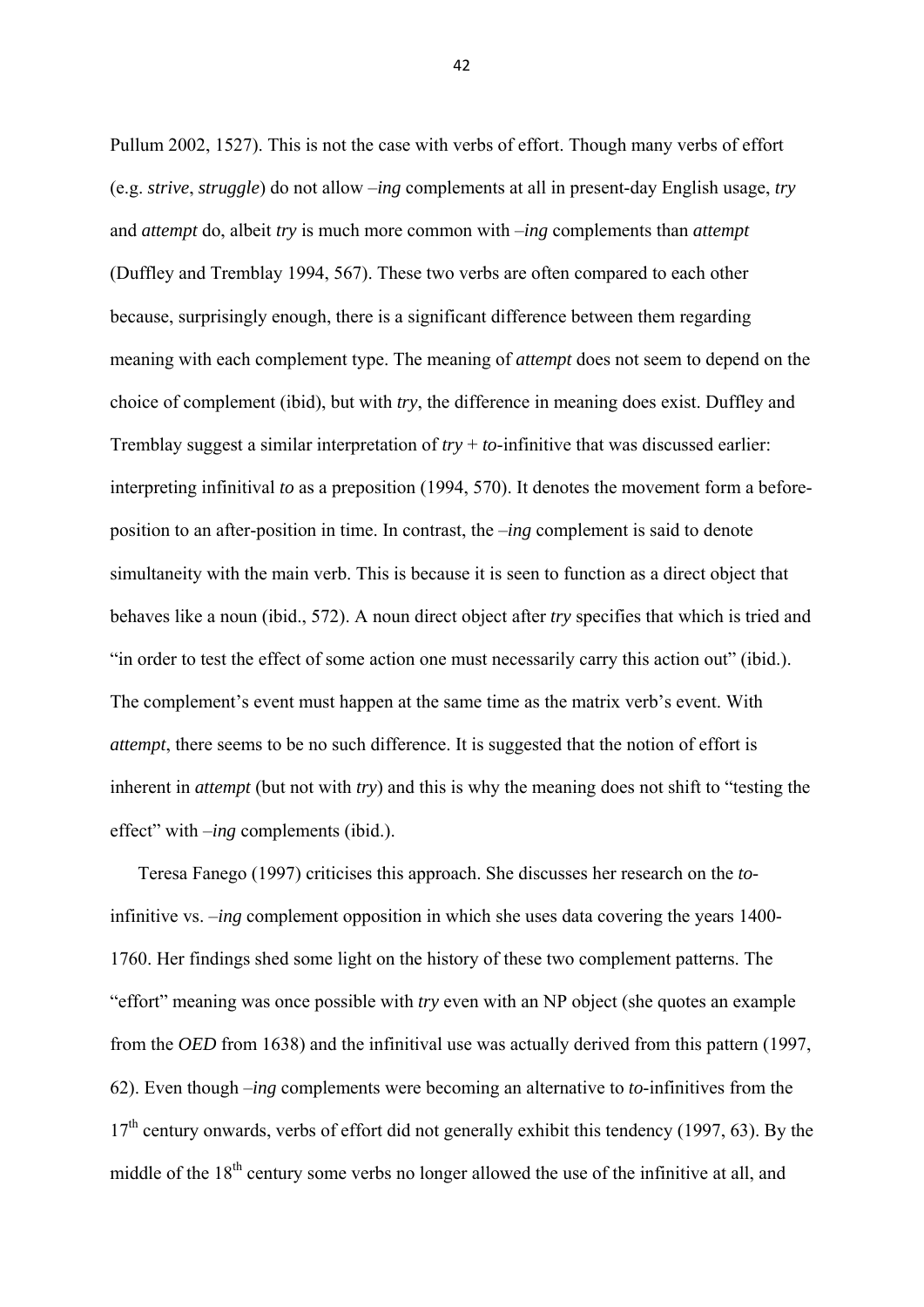Pullum 2002, 1527). This is not the case with verbs of effort. Though many verbs of effort (e.g. *strive*, *struggle*) do not allow *–ing* complements at all in present-day English usage, *try* and *attempt* do, albeit *try* is much more common with *–ing* complements than *attempt* (Duffley and Tremblay 1994, 567). These two verbs are often compared to each other because, surprisingly enough, there is a significant difference between them regarding meaning with each complement type. The meaning of *attempt* does not seem to depend on the choice of complement (ibid), but with *try*, the difference in meaning does exist. Duffley and Tremblay suggest a similar interpretation of *try* + *to*-infinitive that was discussed earlier: interpreting infinitival *to* as a preposition (1994, 570). It denotes the movement form a before-position to an after-position in time. In contrast, the *–ing* complement is said to denote simultaneity with the main verb. This is because it is seen to function as a direct object that behaves like a noun (ibid., 572). A noun direct object after *try* specifies that which is tried and "in order to test the effect of some action one must necessarily carry this action out" (ibid.). The complement's event must happen at the same time as the matrix verb's event. With *attempt*, there seems to be no such difference. It is suggested that the notion of effort is inherent in *attempt* (but not with *try*) and this is why the meaning does not shift to "testing the effect" with *–ing* complements (ibid.).

Teresa Fanego (1997) criticises this approach. She discusses her research on the *to*-infinitive vs. *–ing* complement opposition in which she uses data covering the years 1400-1760. Her findings shed some light on the history of these two complement patterns. The "effort" meaning was once possible with *try* even with an NP object (she quotes an example from the *OED* from 1638) and the infinitival use was actually derived from this pattern (1997, 62). Even though *–ing* complements were becoming an alternative to *to*-infinitives from the 17th century onwards, verbs of effort did not generally exhibit this tendency (1997, 63). By the middle of the 18th century some verbs no longer allowed the use of the infinitive at all, and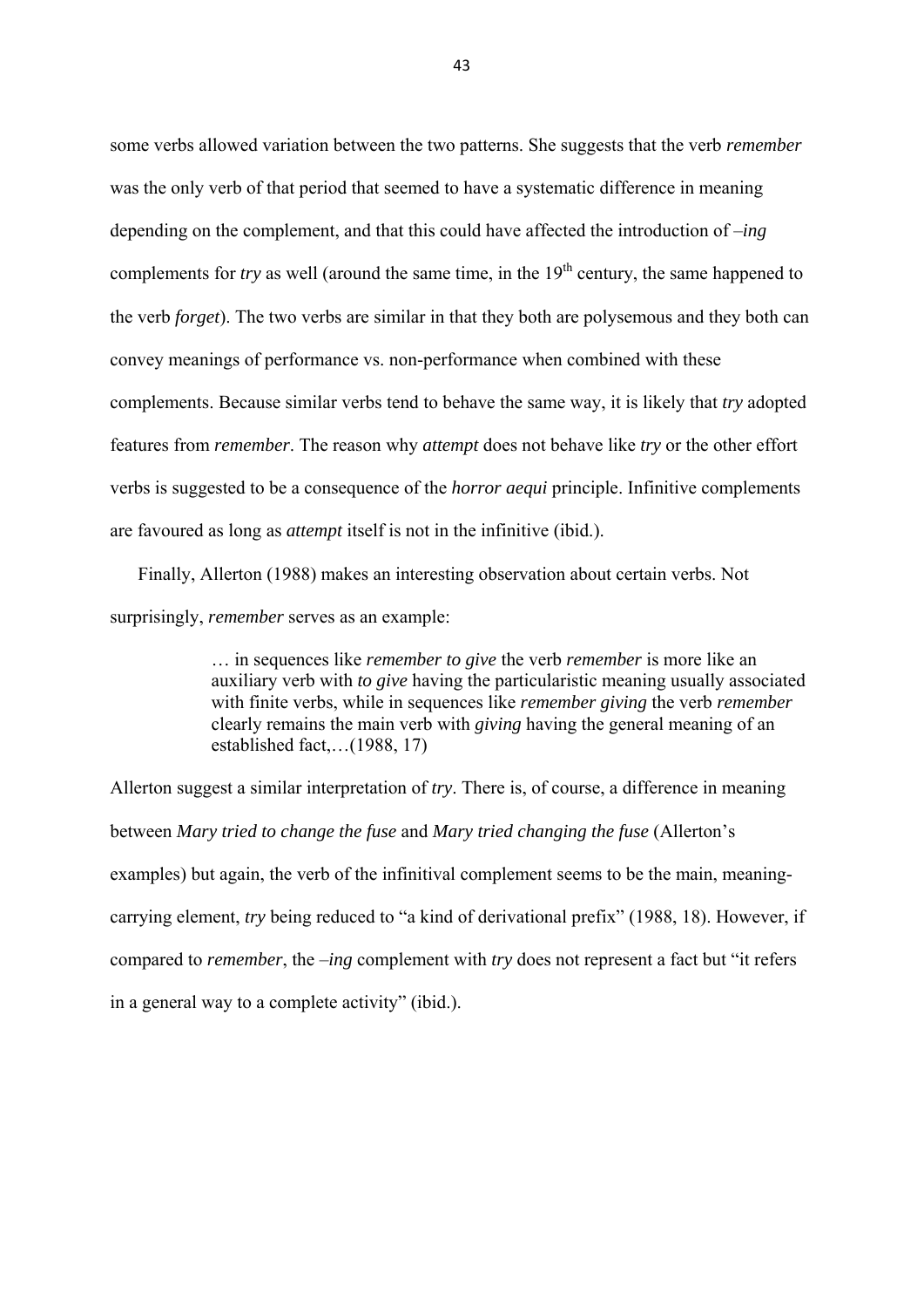some verbs allowed variation between the two patterns. She suggests that the verb *remember* was the only verb of that period that seemed to have a systematic difference in meaning depending on the complement, and that this could have affected the introduction of *–ing* complements for *try* as well (around the same time, in the 19th century, the same happened to the verb *forget*). The two verbs are similar in that they both are polysemous and they both can convey meanings of performance vs. non-performance when combined with these complements. Because similar verbs tend to behave the same way, it is likely that *try* adopted features from *remember*. The reason why *attempt* does not behave like *try* or the other effort verbs is suggested to be a consequence of the *horror aequi* principle. Infinitive complements are favoured as long as *attempt* itself is not in the infinitive (ibid.).

Finally, Allerton (1988) makes an interesting observation about certain verbs. Not surprisingly, *remember* serves as an example:

> … in sequences like *remember to give* the verb *remember* is more like an auxiliary verb with *to give* having the particularistic meaning usually associated with finite verbs, while in sequences like *remember giving* the verb *remember* clearly remains the main verb with *giving* having the general meaning of an established fact,…(1988, 17)

Allerton suggest a similar interpretation of *try*. There is, of course, a difference in meaning between *Mary tried to change the fuse* and *Mary tried changing the fuse* (Allerton's examples) but again, the verb of the infinitival complement seems to be the main, meaning-carrying element, *try* being reduced to "a kind of derivational prefix" (1988, 18). However, if compared to *remember*, the *–ing* complement with *try* does not represent a fact but "it refers in a general way to a complete activity" (ibid.).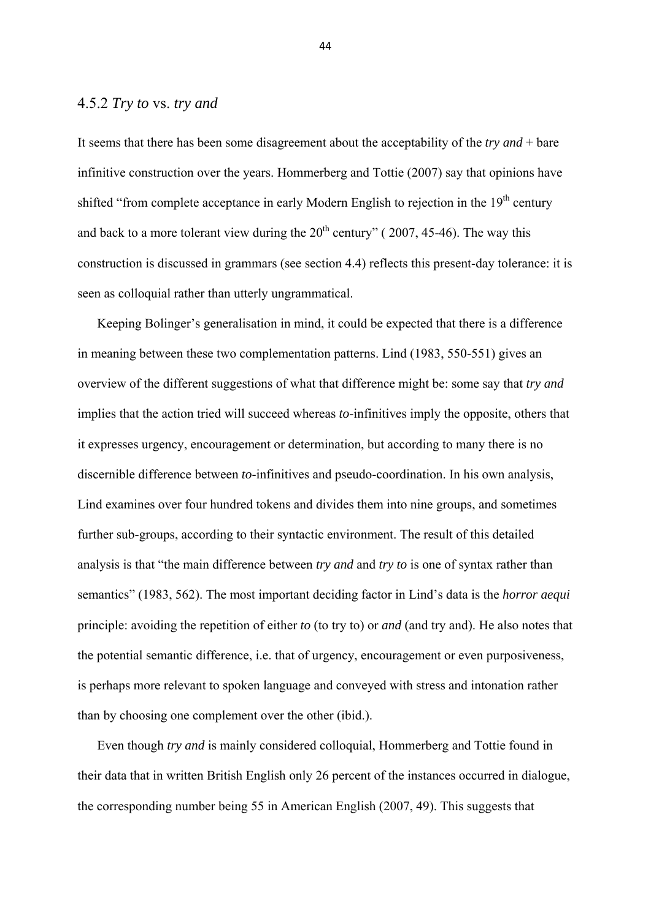### 4.5.2 *Try to* vs. *try and*

It seems that there has been some disagreement about the acceptability of the *try and* + bare infinitive construction over the years. Hommerberg and Tottie (2007) say that opinions have shifted "from complete acceptance in early Modern English to rejection in the 19th century and back to a more tolerant view during the 20th century" ( 2007, 45-46). The way this construction is discussed in grammars (see section 4.4) reflects this present-day tolerance: it is seen as colloquial rather than utterly ungrammatical.

Keeping Bolinger's generalisation in mind, it could be expected that there is a difference in meaning between these two complementation patterns. Lind (1983, 550-551) gives an overview of the different suggestions of what that difference might be: some say that *try and* implies that the action tried will succeed whereas *to*-infinitives imply the opposite, others that it expresses urgency, encouragement or determination, but according to many there is no discernible difference between *to*-infinitives and pseudo-coordination. In his own analysis, Lind examines over four hundred tokens and divides them into nine groups, and sometimes further sub-groups, according to their syntactic environment. The result of this detailed analysis is that "the main difference between *try and* and *try to* is one of syntax rather than semantics" (1983, 562). The most important deciding factor in Lind's data is the *horror aequi* principle: avoiding the repetition of either *to* (to try to) or *and* (and try and). He also notes that the potential semantic difference, i.e. that of urgency, encouragement or even purposiveness, is perhaps more relevant to spoken language and conveyed with stress and intonation rather than by choosing one complement over the other (ibid.).

Even though *try and* is mainly considered colloquial, Hommerberg and Tottie found in their data that in written British English only 26 percent of the instances occurred in dialogue, the corresponding number being 55 in American English (2007, 49). This suggests that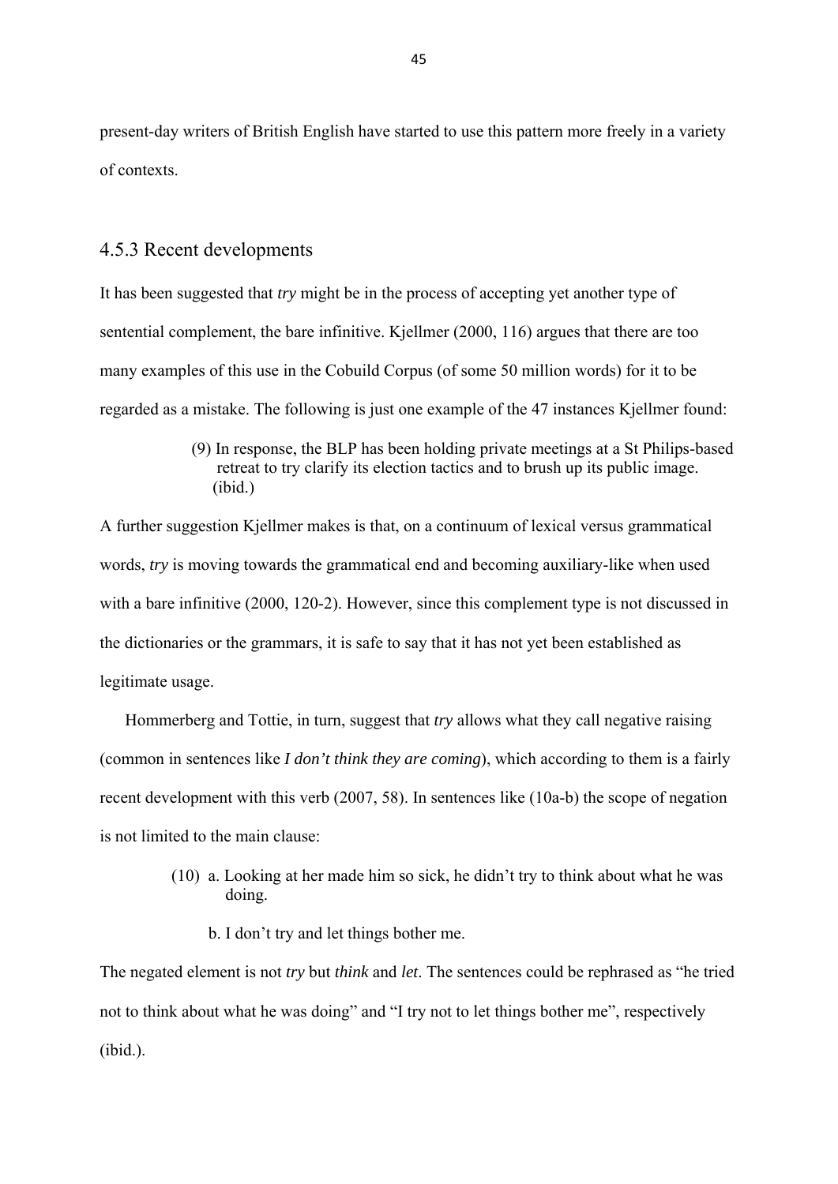present-day writers of British English have started to use this pattern more freely in a variety of contexts.

### 4.5.3 Recent developments

It has been suggested that *try* might be in the process of accepting yet another type of sentential complement, the bare infinitive. Kjellmer (2000, 116) argues that there are too many examples of this use in the Cobuild Corpus (of some 50 million words) for it to be regarded as a mistake. The following is just one example of the 47 instances Kjellmer found:

> (9) In response, the BLP has been holding private meetings at a St Philips-based retreat to try clarify its election tactics and to brush up its public image. (ibid.)

A further suggestion Kjellmer makes is that, on a continuum of lexical versus grammatical words, *try* is moving towards the grammatical end and becoming auxiliary-like when used with a bare infinitive (2000, 120-2). However, since this complement type is not discussed in the dictionaries or the grammars, it is safe to say that it has not yet been established as legitimate usage.

Hommerberg and Tottie, in turn, suggest that *try* allows what they call negative raising (common in sentences like *I don't think they are coming*), which according to them is a fairly recent development with this verb (2007, 58). In sentences like (10a-b) the scope of negation is not limited to the main clause:

> (10) a. Looking at her made him so sick, he didn't try to think about what he was doing.
>
> b. I don't try and let things bother me.

The negated element is not *try* but *think* and *let*. The sentences could be rephrased as "he tried not to think about what he was doing" and "I try not to let things bother me", respectively (ibid.).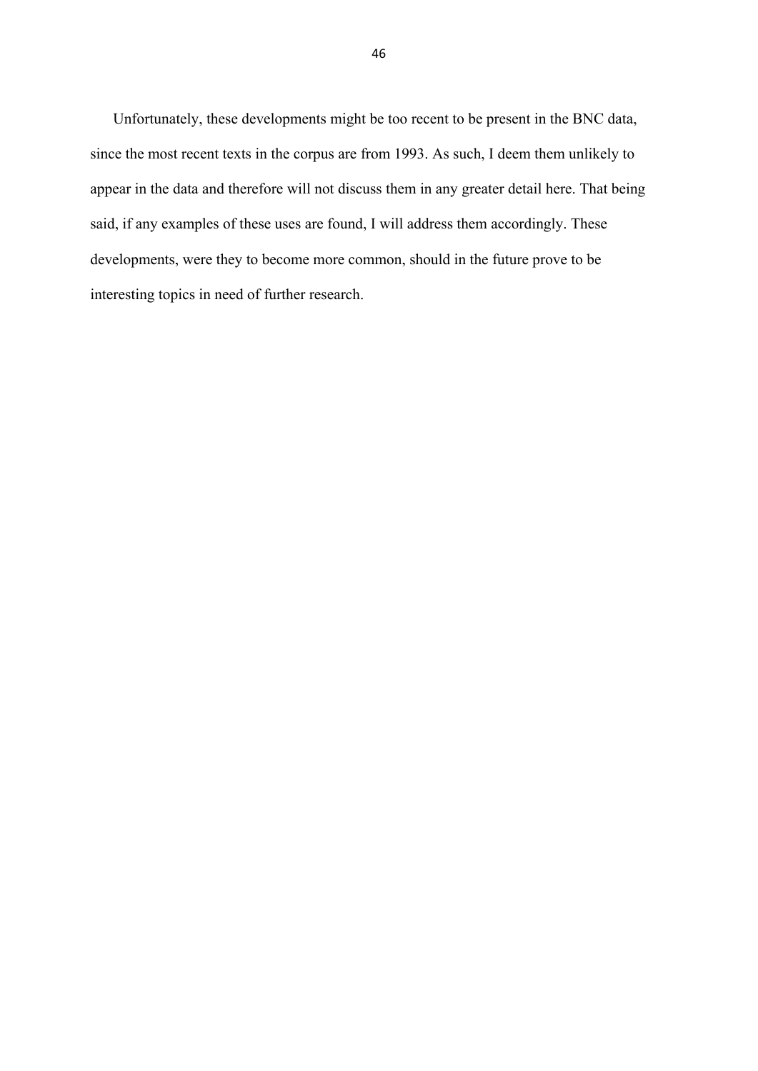Unfortunately, these developments might be too recent to be present in the BNC data, since the most recent texts in the corpus are from 1993. As such, I deem them unlikely to appear in the data and therefore will not discuss them in any greater detail here. That being said, if any examples of these uses are found, I will address them accordingly. These developments, were they to become more common, should in the future prove to be interesting topics in need of further research.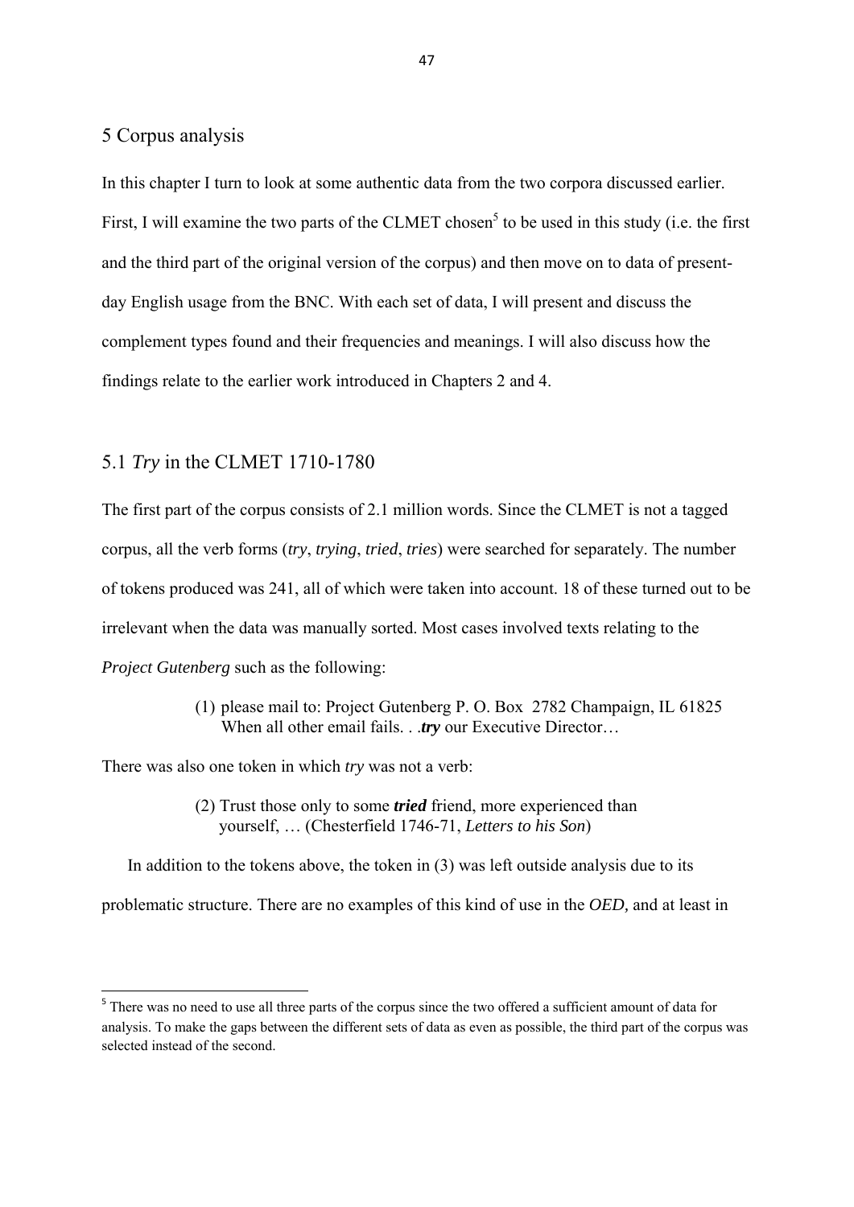# 5 Corpus analysis

In this chapter I turn to look at some authentic data from the two corpora discussed earlier. First, I will examine the two parts of the CLMET chosen[5] to be used in this study (i.e. the first and the third part of the original version of the corpus) and then move on to data of present-day English usage from the BNC. With each set of data, I will present and discuss the complement types found and their frequencies and meanings. I will also discuss how the findings relate to the earlier work introduced in Chapters 2 and 4.

## 5.1 *Try* in the CLMET 1710-1780

The first part of the corpus consists of 2.1 million words. Since the CLMET is not a tagged corpus, all the verb forms (*try*, *trying*, *tried*, *tries*) were searched for separately. The number of tokens produced was 241, all of which were taken into account. 18 of these turned out to be irrelevant when the data was manually sorted. Most cases involved texts relating to the *Project Gutenberg* such as the following:

> (1) please mail to: Project Gutenberg P. O. Box 2782 Champaign, IL 61825 When all other email fails. . .***try*** our Executive Director…

There was also one token in which *try* was not a verb:

> (2) Trust those only to some ***tried*** friend, more experienced than yourself, … (Chesterfield 1746-71, *Letters to his Son*)

In addition to the tokens above, the token in (3) was left outside analysis due to its problematic structure. There are no examples of this kind of use in the *OED,* and at least in

---

[5] There was no need to use all three parts of the corpus since the two offered a sufficient amount of data for analysis. To make the gaps between the different sets of data as even as possible, the third part of the corpus was selected instead of the second.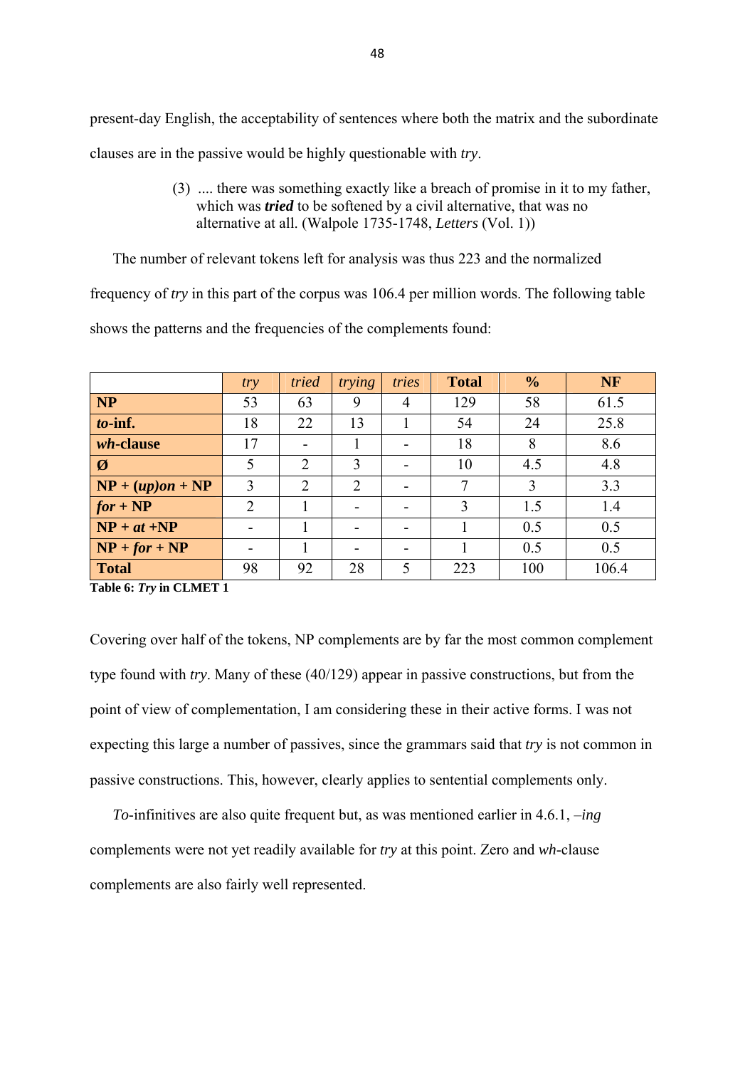present-day English, the acceptability of sentences where both the matrix and the subordinate clauses are in the passive would be highly questionable with *try*.

> (3) .... there was something exactly like a breach of promise in it to my father, which was ***tried*** to be softened by a civil alternative, that was no alternative at all. (Walpole 1735-1748, *Letters* (Vol. 1))

The number of relevant tokens left for analysis was thus 223 and the normalized frequency of *try* in this part of the corpus was 106.4 per million words. The following table shows the patterns and the frequencies of the complements found:

| | *try* | *tried* | *trying* | *tries* | **Total** | **%** | **NF** |
|---|---|---|---|---|---|---|---|
| **NP** | 53 | 63 | 9 | 4 | 129 | 58 | 61.5 |
| ***to*-inf.** | 18 | 22 | 13 | 1 | 54 | 24 | 25.8 |
| ***wh*-clause** | 17 | - | 1 | - | 18 | 8 | 8.6 |
| **Ø** | 5 | 2 | 3 | - | 10 | 4.5 | 4.8 |
| **NP + (*up)on* + NP** | 3 | 2 | 2 | - | 7 | 3 | 3.3 |
| ***for* + NP** | 2 | 1 | - | - | 3 | 1.5 | 1.4 |
| **NP + *at* +NP** | - | 1 | - | - | 1 | 0.5 | 0.5 |
| **NP + *for* + NP** | - | 1 | - | - | 1 | 0.5 | 0.5 |
| **Total** | 98 | 92 | 28 | 5 | 223 | 100 | 106.4 |

**Table 6: *Try* in CLMET 1**

Covering over half of the tokens, NP complements are by far the most common complement type found with *try*. Many of these (40/129) appear in passive constructions, but from the point of view of complementation, I am considering these in their active forms. I was not expecting this large a number of passives, since the grammars said that *try* is not common in passive constructions. This, however, clearly applies to sentential complements only.

*To*-infinitives are also quite frequent but, as was mentioned earlier in 4.6.1, *–ing* complements were not yet readily available for *try* at this point. Zero and *wh*-clause complements are also fairly well represented.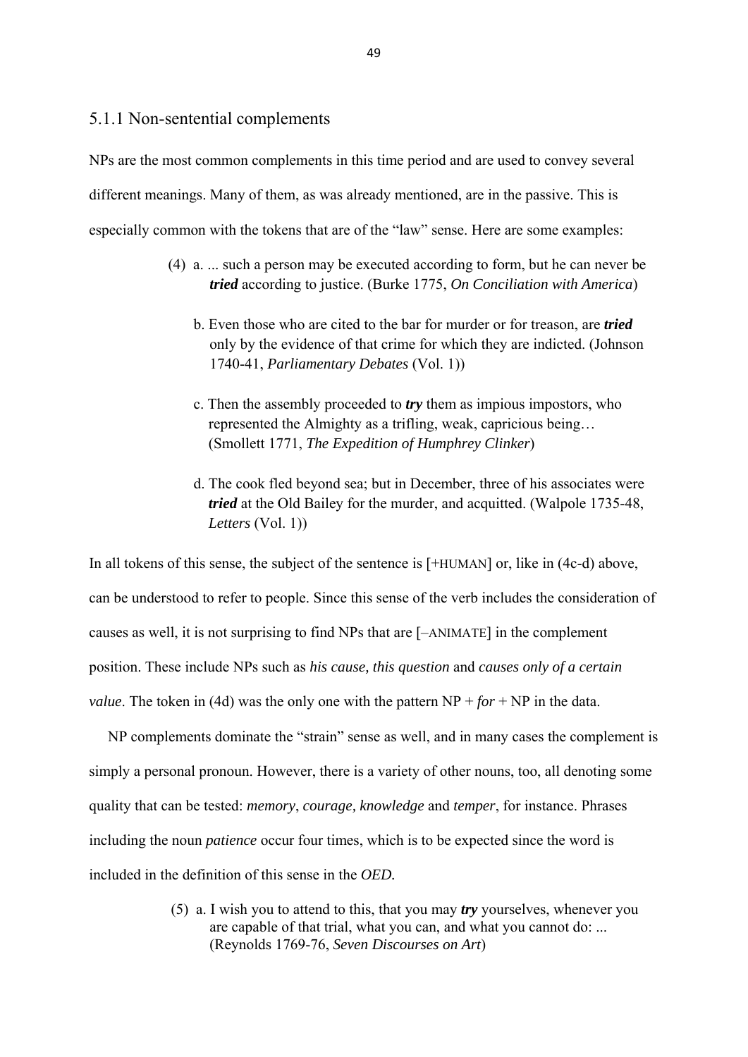### 5.1.1 Non-sentential complements

NPs are the most common complements in this time period and are used to convey several different meanings. Many of them, as was already mentioned, are in the passive. This is especially common with the tokens that are of the "law" sense. Here are some examples:

(4) a. ... such a person may be executed according to form, but he can never be ***tried*** according to justice. (Burke 1775, *On Conciliation with America*)

b. Even those who are cited to the bar for murder or for treason, are ***tried*** only by the evidence of that crime for which they are indicted. (Johnson 1740-41, *Parliamentary Debates* (Vol. 1))

c. Then the assembly proceeded to ***try*** them as impious impostors, who represented the Almighty as a trifling, weak, capricious being… (Smollett 1771, *The Expedition of Humphrey Clinker*)

d. The cook fled beyond sea; but in December, three of his associates were ***tried*** at the Old Bailey for the murder, and acquitted. (Walpole 1735-48, *Letters* (Vol. 1))

In all tokens of this sense, the subject of the sentence is [+HUMAN] or, like in (4c-d) above, can be understood to refer to people. Since this sense of the verb includes the consideration of causes as well, it is not surprising to find NPs that are [–ANIMATE] in the complement position. These include NPs such as *his cause, this question* and *causes only of a certain value*. The token in (4d) was the only one with the pattern NP + *for* + NP in the data.

NP complements dominate the "strain" sense as well, and in many cases the complement is simply a personal pronoun. However, there is a variety of other nouns, too, all denoting some quality that can be tested: *memory*, *courage, knowledge* and *temper*, for instance. Phrases including the noun *patience* occur four times, which is to be expected since the word is included in the definition of this sense in the *OED.*

(5) a. I wish you to attend to this, that you may ***try*** yourselves, whenever you are capable of that trial, what you can, and what you cannot do: ... (Reynolds 1769-76, *Seven Discourses on Art*)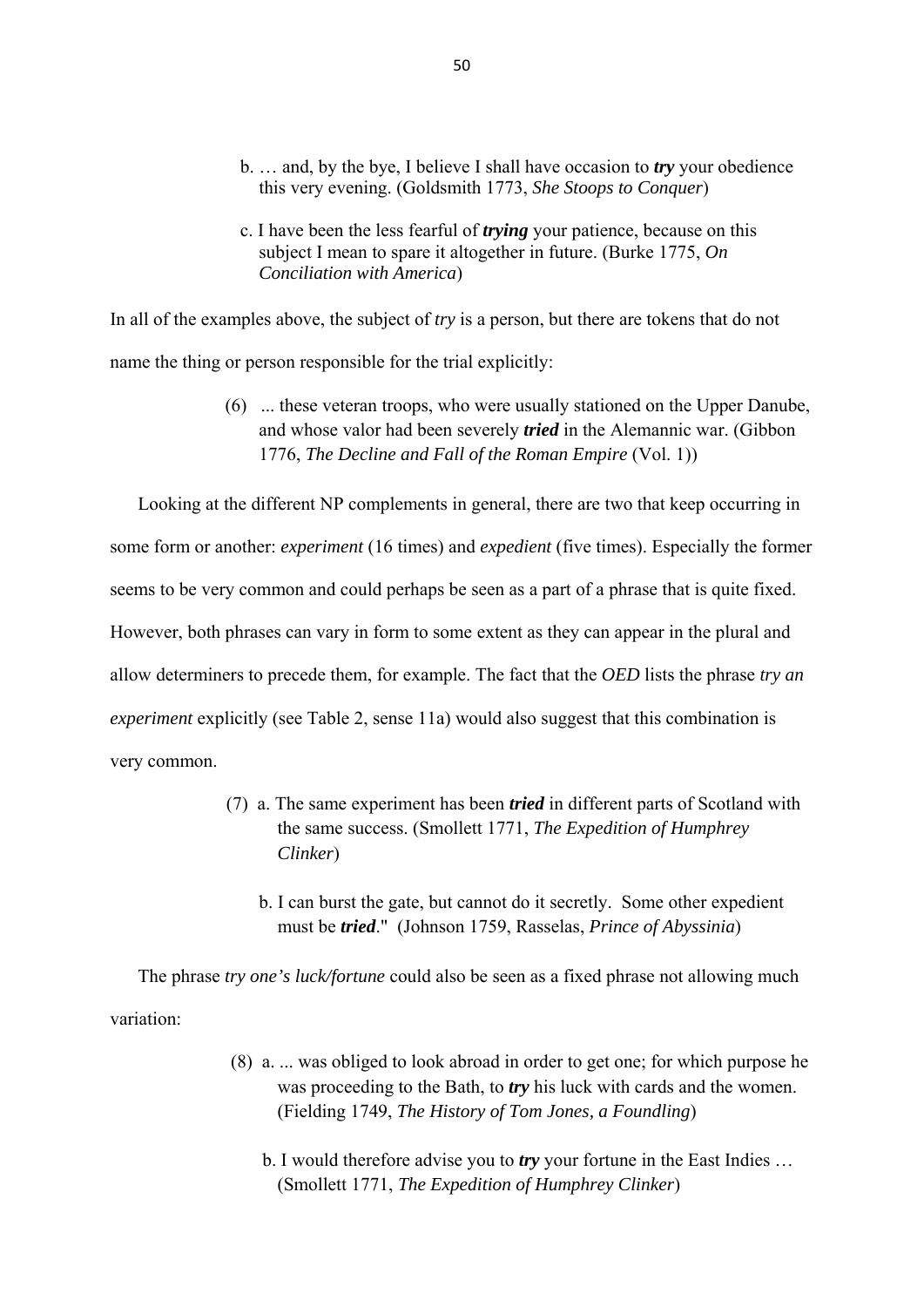b. … and, by the bye, I believe I shall have occasion to ***try*** your obedience this very evening. (Goldsmith 1773, *She Stoops to Conquer*)

c. I have been the less fearful of ***trying*** your patience, because on this subject I mean to spare it altogether in future. (Burke 1775, *On Conciliation with America*)

In all of the examples above, the subject of *try* is a person, but there are tokens that do not name the thing or person responsible for the trial explicitly:

(6) ... these veteran troops, who were usually stationed on the Upper Danube, and whose valor had been severely ***tried*** in the Alemannic war. (Gibbon 1776, *The Decline and Fall of the Roman Empire* (Vol. 1))

Looking at the different NP complements in general, there are two that keep occurring in some form or another: *experiment* (16 times) and *expedient* (five times). Especially the former seems to be very common and could perhaps be seen as a part of a phrase that is quite fixed. However, both phrases can vary in form to some extent as they can appear in the plural and allow determiners to precede them, for example. The fact that the *OED* lists the phrase *try an experiment* explicitly (see Table 2, sense 11a) would also suggest that this combination is very common.

(7) a. The same experiment has been ***tried*** in different parts of Scotland with the same success. (Smollett 1771, *The Expedition of Humphrey Clinker*)

b. I can burst the gate, but cannot do it secretly. Some other expedient must be ***tried***." (Johnson 1759, Rasselas, *Prince of Abyssinia*)

The phrase *try one's luck/fortune* could also be seen as a fixed phrase not allowing much variation:

(8) a. ... was obliged to look abroad in order to get one; for which purpose he was proceeding to the Bath, to ***try*** his luck with cards and the women. (Fielding 1749, *The History of Tom Jones, a Foundling*)

b. I would therefore advise you to ***try*** your fortune in the East Indies … (Smollett 1771, *The Expedition of Humphrey Clinker*)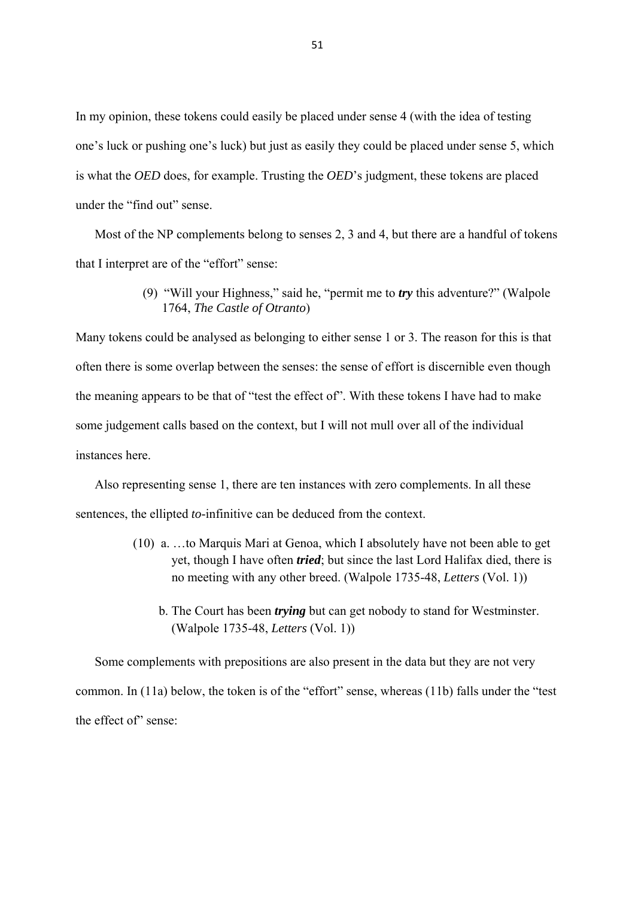In my opinion, these tokens could easily be placed under sense 4 (with the idea of testing one's luck or pushing one's luck) but just as easily they could be placed under sense 5, which is what the *OED* does, for example. Trusting the *OED*'s judgment, these tokens are placed under the "find out" sense.

Most of the NP complements belong to senses 2, 3 and 4, but there are a handful of tokens that I interpret are of the "effort" sense:

> (9) "Will your Highness," said he, "permit me to ***try*** this adventure?" (Walpole 1764, *The Castle of Otranto*)

Many tokens could be analysed as belonging to either sense 1 or 3. The reason for this is that often there is some overlap between the senses: the sense of effort is discernible even though the meaning appears to be that of "test the effect of". With these tokens I have had to make some judgement calls based on the context, but I will not mull over all of the individual instances here.

Also representing sense 1, there are ten instances with zero complements. In all these sentences, the ellipted *to*-infinitive can be deduced from the context.

> (10) a. …to Marquis Mari at Genoa, which I absolutely have not been able to get yet, though I have often ***tried***; but since the last Lord Halifax died, there is no meeting with any other breed. (Walpole 1735-48, *Letters* (Vol. 1))
>
> b. The Court has been ***trying*** but can get nobody to stand for Westminster. (Walpole 1735-48, *Letters* (Vol. 1))

Some complements with prepositions are also present in the data but they are not very common. In (11a) below, the token is of the "effort" sense, whereas (11b) falls under the "test the effect of" sense: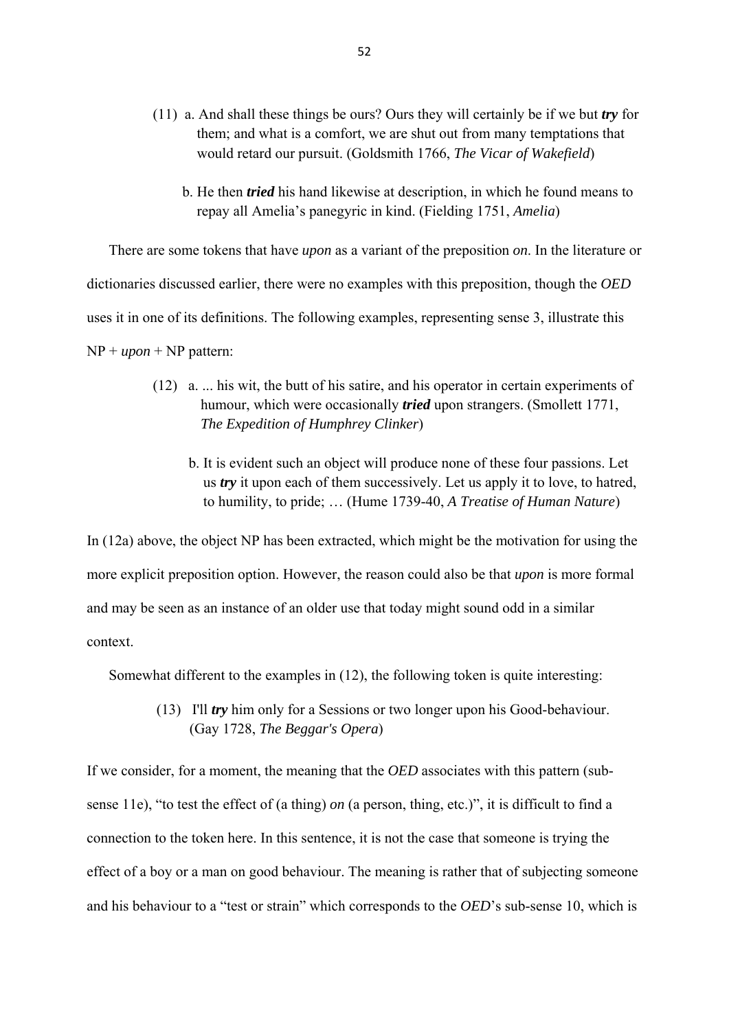(11) a. And shall these things be ours? Ours they will certainly be if we but ***try*** for them; and what is a comfort, we are shut out from many temptations that would retard our pursuit. (Goldsmith 1766, *The Vicar of Wakefield*)

b. He then ***tried*** his hand likewise at description, in which he found means to repay all Amelia's panegyric in kind. (Fielding 1751, *Amelia*)

There are some tokens that have *upon* as a variant of the preposition *on*. In the literature or dictionaries discussed earlier, there were no examples with this preposition, though the *OED* uses it in one of its definitions. The following examples, representing sense 3, illustrate this NP + *upon* + NP pattern:

(12) a. ... his wit, the butt of his satire, and his operator in certain experiments of humour, which were occasionally ***tried*** upon strangers. (Smollett 1771, *The Expedition of Humphrey Clinker*)

b. It is evident such an object will produce none of these four passions. Let us ***try*** it upon each of them successively. Let us apply it to love, to hatred, to humility, to pride; … (Hume 1739-40, *A Treatise of Human Nature*)

In (12a) above, the object NP has been extracted, which might be the motivation for using the more explicit preposition option. However, the reason could also be that *upon* is more formal and may be seen as an instance of an older use that today might sound odd in a similar context.

Somewhat different to the examples in (12), the following token is quite interesting:

(13) I'll ***try*** him only for a Sessions or two longer upon his Good-behaviour. (Gay 1728, *The Beggar's Opera*)

If we consider, for a moment, the meaning that the *OED* associates with this pattern (sub-sense 11e), "to test the effect of (a thing) *on* (a person, thing, etc.)", it is difficult to find a connection to the token here. In this sentence, it is not the case that someone is trying the effect of a boy or a man on good behaviour. The meaning is rather that of subjecting someone and his behaviour to a "test or strain" which corresponds to the *OED*'s sub-sense 10, which is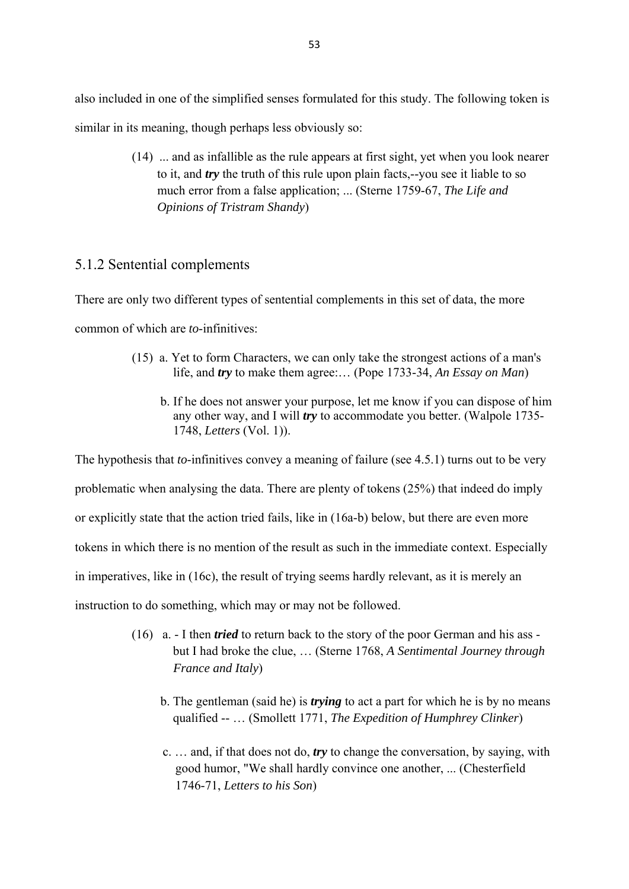also included in one of the simplified senses formulated for this study. The following token is similar in its meaning, though perhaps less obviously so:

> (14) ... and as infallible as the rule appears at first sight, yet when you look nearer to it, and ***try*** the truth of this rule upon plain facts,--you see it liable to so much error from a false application; ... (Sterne 1759-67, *The Life and Opinions of Tristram Shandy*)

### 5.1.2 Sentential complements

There are only two different types of sentential complements in this set of data, the more common of which are *to*-infinitives:

> (15) a. Yet to form Characters, we can only take the strongest actions of a man's life, and ***try*** to make them agree:… (Pope 1733-34, *An Essay on Man*)
>
> b. If he does not answer your purpose, let me know if you can dispose of him any other way, and I will ***try*** to accommodate you better. (Walpole 1735-1748, *Letters* (Vol. 1)).

The hypothesis that *to*-infinitives convey a meaning of failure (see 4.5.1) turns out to be very problematic when analysing the data. There are plenty of tokens (25%) that indeed do imply or explicitly state that the action tried fails, like in (16a-b) below, but there are even more tokens in which there is no mention of the result as such in the immediate context. Especially in imperatives, like in (16c), the result of trying seems hardly relevant, as it is merely an instruction to do something, which may or may not be followed.

> (16) a. - I then ***tried*** to return back to the story of the poor German and his ass - but I had broke the clue, … (Sterne 1768, *A Sentimental Journey through France and Italy*)
>
> b. The gentleman (said he) is ***trying*** to act a part for which he is by no means qualified -- … (Smollett 1771, *The Expedition of Humphrey Clinker*)
>
> c. … and, if that does not do, ***try*** to change the conversation, by saying, with good humor, "We shall hardly convince one another, ... (Chesterfield 1746-71, *Letters to his Son*)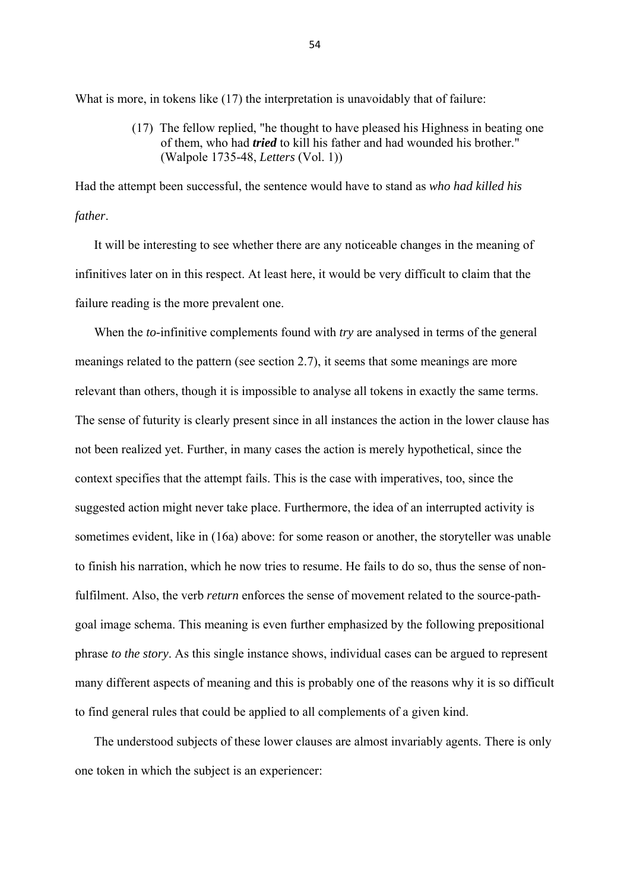What is more, in tokens like (17) the interpretation is unavoidably that of failure:

> (17) The fellow replied, "he thought to have pleased his Highness in beating one of them, who had ***tried*** to kill his father and had wounded his brother." (Walpole 1735-48, *Letters* (Vol. 1))

Had the attempt been successful, the sentence would have to stand as *who had killed his father*.

It will be interesting to see whether there are any noticeable changes in the meaning of infinitives later on in this respect. At least here, it would be very difficult to claim that the failure reading is the more prevalent one.

When the *to*-infinitive complements found with *try* are analysed in terms of the general meanings related to the pattern (see section 2.7), it seems that some meanings are more relevant than others, though it is impossible to analyse all tokens in exactly the same terms. The sense of futurity is clearly present since in all instances the action in the lower clause has not been realized yet. Further, in many cases the action is merely hypothetical, since the context specifies that the attempt fails. This is the case with imperatives, too, since the suggested action might never take place. Furthermore, the idea of an interrupted activity is sometimes evident, like in (16a) above: for some reason or another, the storyteller was unable to finish his narration, which he now tries to resume. He fails to do so, thus the sense of non-fulfilment. Also, the verb *return* enforces the sense of movement related to the source-path-goal image schema. This meaning is even further emphasized by the following prepositional phrase *to the story*. As this single instance shows, individual cases can be argued to represent many different aspects of meaning and this is probably one of the reasons why it is so difficult to find general rules that could be applied to all complements of a given kind.

The understood subjects of these lower clauses are almost invariably agents. There is only one token in which the subject is an experiencer: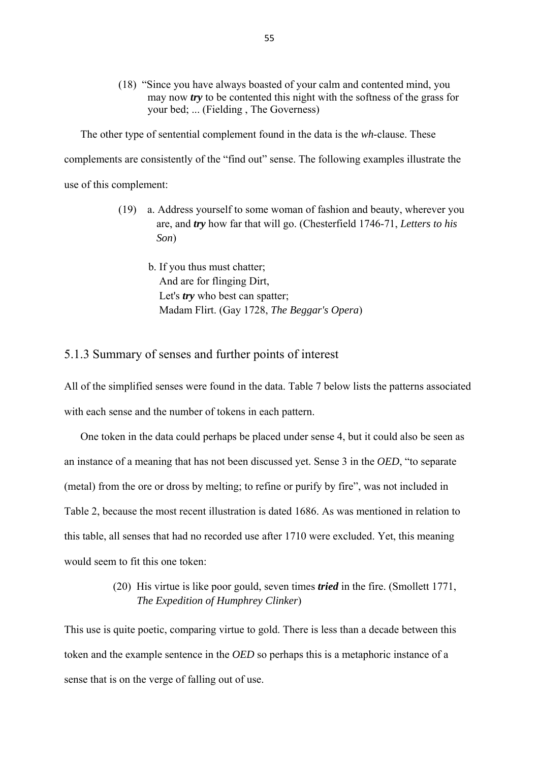(18) "Since you have always boasted of your calm and contented mind, you may now ***try*** to be contented this night with the softness of the grass for your bed; ... (Fielding , The Governess)

The other type of sentential complement found in the data is the *wh*-clause. These complements are consistently of the "find out" sense. The following examples illustrate the use of this complement:

(19) a. Address yourself to some woman of fashion and beauty, wherever you are, and ***try*** how far that will go. (Chesterfield 1746-71, *Letters to his Son*)

b. If you thus must chatter;  
And are for flinging Dirt,  
Let's ***try*** who best can spatter;  
Madam Flirt. (Gay 1728, *The Beggar's Opera*)

### 5.1.3 Summary of senses and further points of interest

All of the simplified senses were found in the data. Table 7 below lists the patterns associated with each sense and the number of tokens in each pattern.

One token in the data could perhaps be placed under sense 4, but it could also be seen as an instance of a meaning that has not been discussed yet. Sense 3 in the *OED*, "to separate (metal) from the ore or dross by melting; to refine or purify by fire", was not included in Table 2, because the most recent illustration is dated 1686. As was mentioned in relation to this table, all senses that had no recorded use after 1710 were excluded. Yet, this meaning would seem to fit this one token:

(20) His virtue is like poor gould, seven times ***tried*** in the fire. (Smollett 1771, *The Expedition of Humphrey Clinker*)

This use is quite poetic, comparing virtue to gold. There is less than a decade between this token and the example sentence in the *OED* so perhaps this is a metaphoric instance of a sense that is on the verge of falling out of use.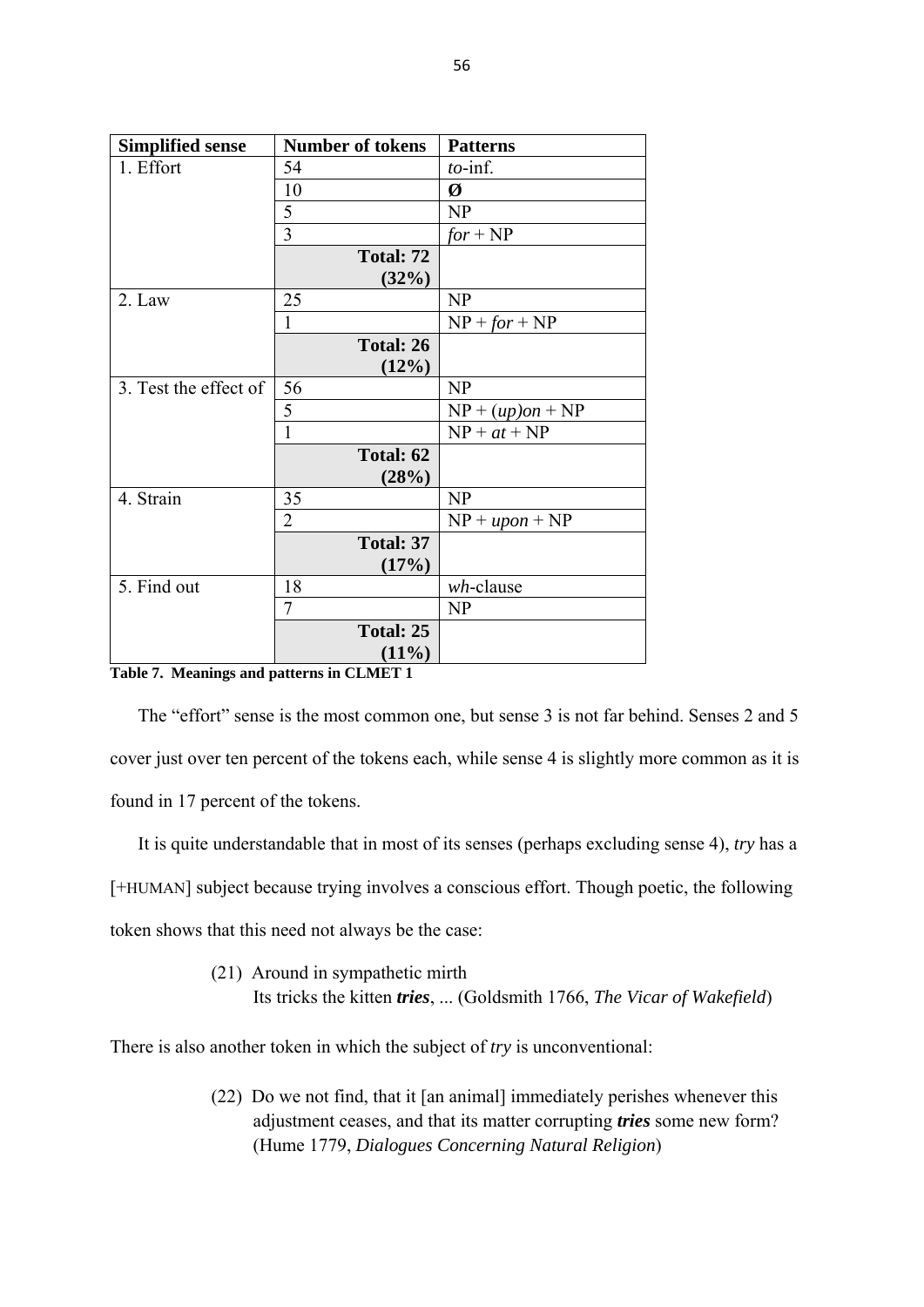| Simplified sense | Number of tokens | Patterns |
|---|---|---|
| 1. Effort | 54 | *to*-inf. |
| | 10 | **Ø** |
| | 5 | NP |
| | 3 | *for* + NP |
| | **Total: 72 (32%)** | |
| 2. Law | 25 | NP |
| | 1 | NP + *for* + NP |
| | **Total: 26 (12%)** | |
| 3. Test the effect of | 56 | NP |
| | 5 | NP + (*up*)*on* + NP |
| | 1 | NP + *at* + NP |
| | **Total: 62 (28%)** | |
| 4. Strain | 35 | NP |
| | 2 | NP + *upon* + NP |
| | **Total: 37 (17%)** | |
| 5. Find out | 18 | *wh*-clause |
| | 7 | NP |
| | **Total: 25 (11%)** | |

**Table 7. Meanings and patterns in CLMET 1**

The "effort" sense is the most common one, but sense 3 is not far behind. Senses 2 and 5 cover just over ten percent of the tokens each, while sense 4 is slightly more common as it is found in 17 percent of the tokens.

It is quite understandable that in most of its senses (perhaps excluding sense 4), *try* has a [+HUMAN] subject because trying involves a conscious effort. Though poetic, the following token shows that this need not always be the case:

> (21) Around in sympathetic mirth
> Its tricks the kitten ***tries***, ... (Goldsmith 1766, *The Vicar of Wakefield*)

There is also another token in which the subject of *try* is unconventional:

> (22) Do we not find, that it [an animal] immediately perishes whenever this adjustment ceases, and that its matter corrupting ***tries*** some new form? (Hume 1779, *Dialogues Concerning Natural Religion*)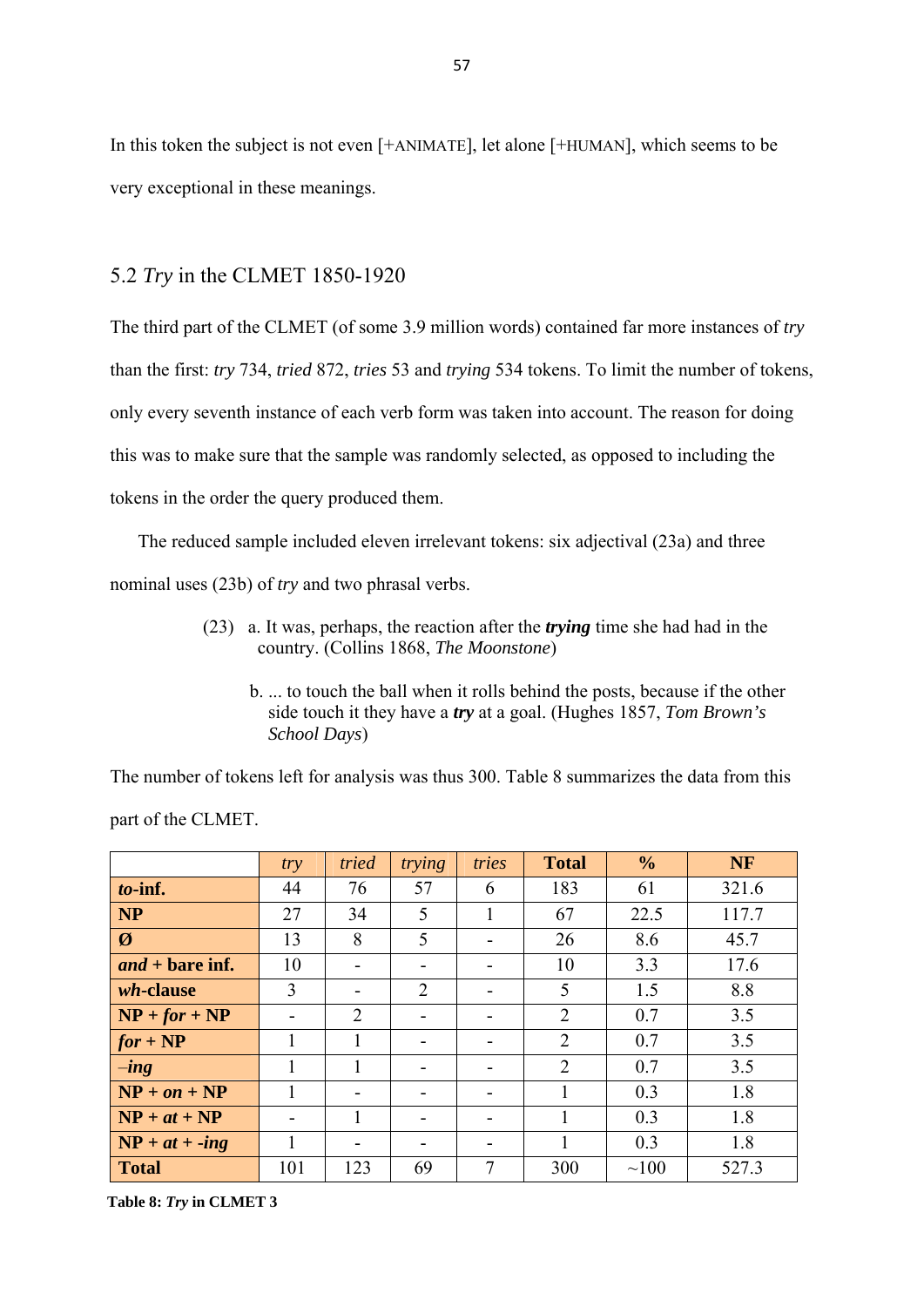In this token the subject is not even [+ANIMATE], let alone [+HUMAN], which seems to be very exceptional in these meanings.

## 5.2 *Try* in the CLMET 1850-1920

The third part of the CLMET (of some 3.9 million words) contained far more instances of *try* than the first: *try* 734, *tried* 872, *tries* 53 and *trying* 534 tokens. To limit the number of tokens, only every seventh instance of each verb form was taken into account. The reason for doing this was to make sure that the sample was randomly selected, as opposed to including the tokens in the order the query produced them.

The reduced sample included eleven irrelevant tokens: six adjectival (23a) and three nominal uses (23b) of *try* and two phrasal verbs.

(23) a. It was, perhaps, the reaction after the ***trying*** time she had had in the country. (Collins 1868, *The Moonstone*)

b. ... to touch the ball when it rolls behind the posts, because if the other side touch it they have a ***try*** at a goal. (Hughes 1857, *Tom Brown's School Days*)

The number of tokens left for analysis was thus 300. Table 8 summarizes the data from this part of the CLMET.

| | *try* | *tried* | *trying* | *tries* | **Total** | **%** | **NF** |
|---|---|---|---|---|---|---|---|
| ***to*-inf.** | 44 | 76 | 57 | 6 | 183 | 61 | 321.6 |
| **NP** | 27 | 34 | 5 | 1 | 67 | 22.5 | 117.7 |
| **Ø** | 13 | 8 | 5 | - | 26 | 8.6 | 45.7 |
| ***and* + bare inf.** | 10 | - | - | - | 10 | 3.3 | 17.6 |
| ***wh*-clause** | 3 | - | 2 | - | 5 | 1.5 | 8.8 |
| **NP + *for* + NP** | - | 2 | - | - | 2 | 0.7 | 3.5 |
| ***for* + NP** | 1 | 1 | - | - | 2 | 0.7 | 3.5 |
| ***–ing*** | 1 | 1 | - | - | 2 | 0.7 | 3.5 |
| **NP + *on* + NP** | 1 | - | - | - | 1 | 0.3 | 1.8 |
| **NP + *at* + NP** | - | 1 | - | - | 1 | 0.3 | 1.8 |
| **NP + *at* + *-ing*** | 1 | - | - | - | 1 | 0.3 | 1.8 |
| **Total** | 101 | 123 | 69 | 7 | 300 | ~100 | 527.3 |

**Table 8: *Try* in CLMET 3**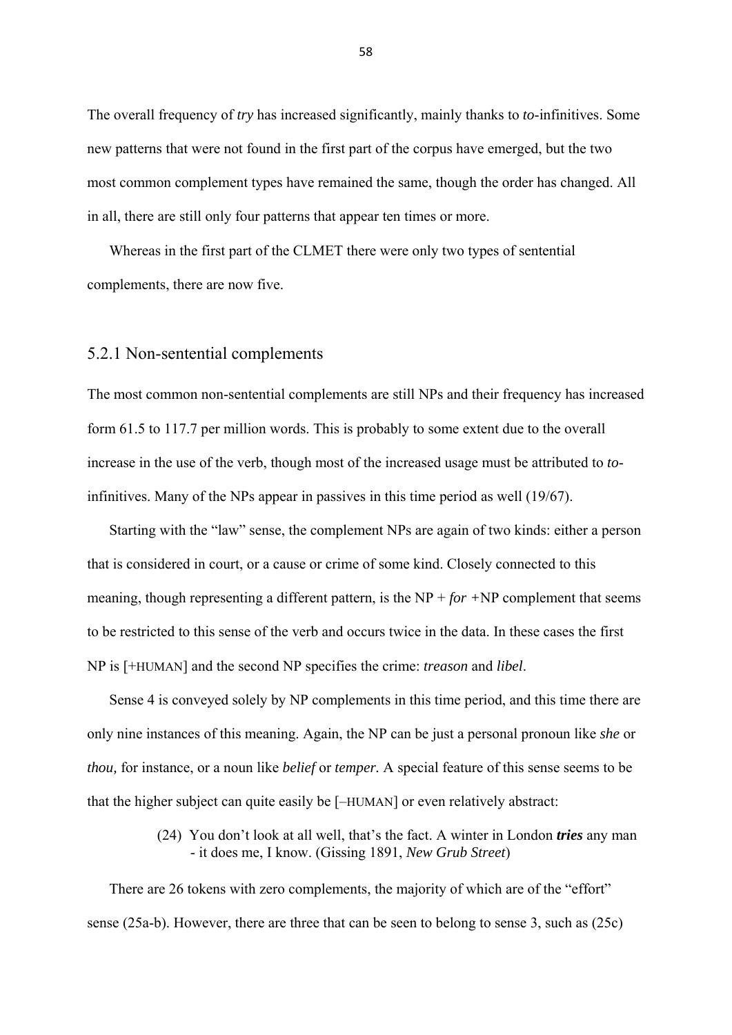The overall frequency of *try* has increased significantly, mainly thanks to *to*-infinitives. Some new patterns that were not found in the first part of the corpus have emerged, but the two most common complement types have remained the same, though the order has changed. All in all, there are still only four patterns that appear ten times or more.

Whereas in the first part of the CLMET there were only two types of sentential complements, there are now five.

### 5.2.1 Non-sentential complements

The most common non-sentential complements are still NPs and their frequency has increased form 61.5 to 117.7 per million words. This is probably to some extent due to the overall increase in the use of the verb, though most of the increased usage must be attributed to *to*-infinitives. Many of the NPs appear in passives in this time period as well (19/67).

Starting with the "law" sense, the complement NPs are again of two kinds: either a person that is considered in court, or a cause or crime of some kind. Closely connected to this meaning, though representing a different pattern, is the NP + *for* +NP complement that seems to be restricted to this sense of the verb and occurs twice in the data. In these cases the first NP is [+HUMAN] and the second NP specifies the crime: *treason* and *libel*.

Sense 4 is conveyed solely by NP complements in this time period, and this time there are only nine instances of this meaning. Again, the NP can be just a personal pronoun like *she* or *thou,* for instance, or a noun like *belief* or *temper.* A special feature of this sense seems to be that the higher subject can quite easily be [–HUMAN] or even relatively abstract:

> (24) You don't look at all well, that's the fact. A winter in London ***tries*** any man - it does me, I know. (Gissing 1891, *New Grub Street*)

There are 26 tokens with zero complements, the majority of which are of the "effort" sense (25a-b). However, there are three that can be seen to belong to sense 3, such as (25c)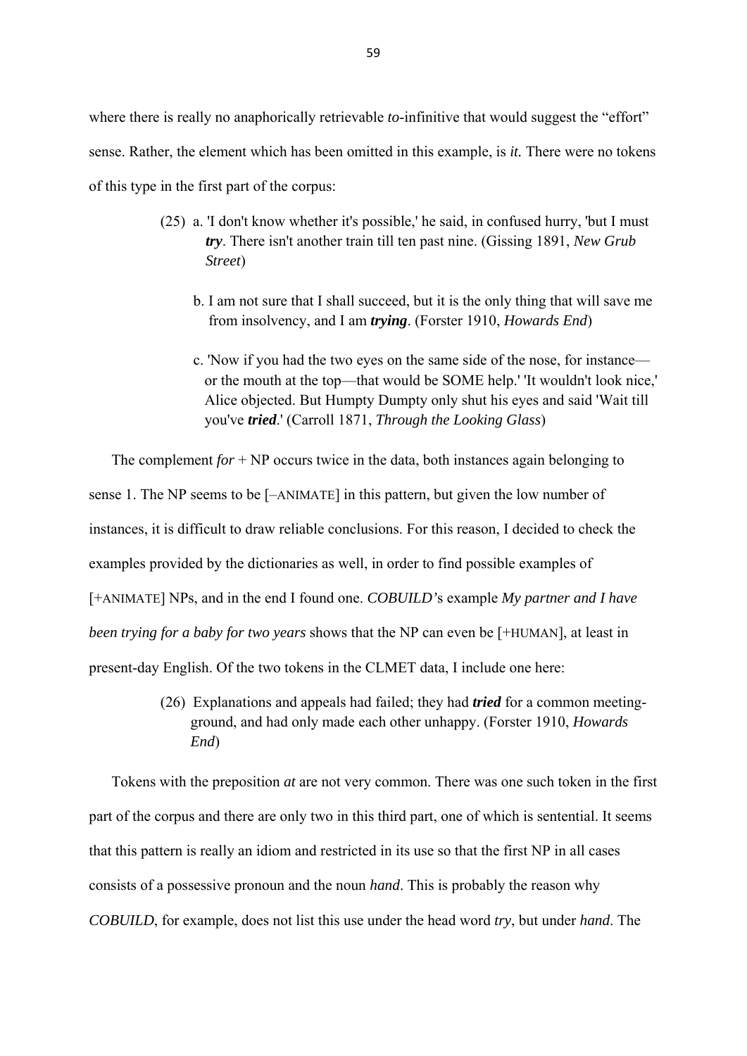where there is really no anaphorically retrievable *to*-infinitive that would suggest the "effort" sense. Rather, the element which has been omitted in this example, is *it.* There were no tokens of this type in the first part of the corpus:

> (25) a. 'I don't know whether it's possible,' he said, in confused hurry, 'but I must ***try***. There isn't another train till ten past nine. (Gissing 1891, *New Grub Street*)
>
> b. I am not sure that I shall succeed, but it is the only thing that will save me from insolvency, and I am ***trying***. (Forster 1910, *Howards End*)
>
> c. 'Now if you had the two eyes on the same side of the nose, for instance—or the mouth at the top—that would be SOME help.' 'It wouldn't look nice,' Alice objected. But Humpty Dumpty only shut his eyes and said 'Wait till you've ***tried***.' (Carroll 1871, *Through the Looking Glass*)

The complement *for* + NP occurs twice in the data, both instances again belonging to sense 1. The NP seems to be [–ANIMATE] in this pattern, but given the low number of instances, it is difficult to draw reliable conclusions. For this reason, I decided to check the examples provided by the dictionaries as well, in order to find possible examples of [+ANIMATE] NPs, and in the end I found one. *COBUILD'*s example *My partner and I have been trying for a baby for two years* shows that the NP can even be [+HUMAN], at least in present-day English. Of the two tokens in the CLMET data, I include one here:

> (26) Explanations and appeals had failed; they had ***tried*** for a common meeting-ground, and had only made each other unhappy. (Forster 1910, *Howards End*)

Tokens with the preposition *at* are not very common. There was one such token in the first part of the corpus and there are only two in this third part, one of which is sentential. It seems that this pattern is really an idiom and restricted in its use so that the first NP in all cases consists of a possessive pronoun and the noun *hand*. This is probably the reason why *COBUILD*, for example, does not list this use under the head word *try*, but under *hand*. The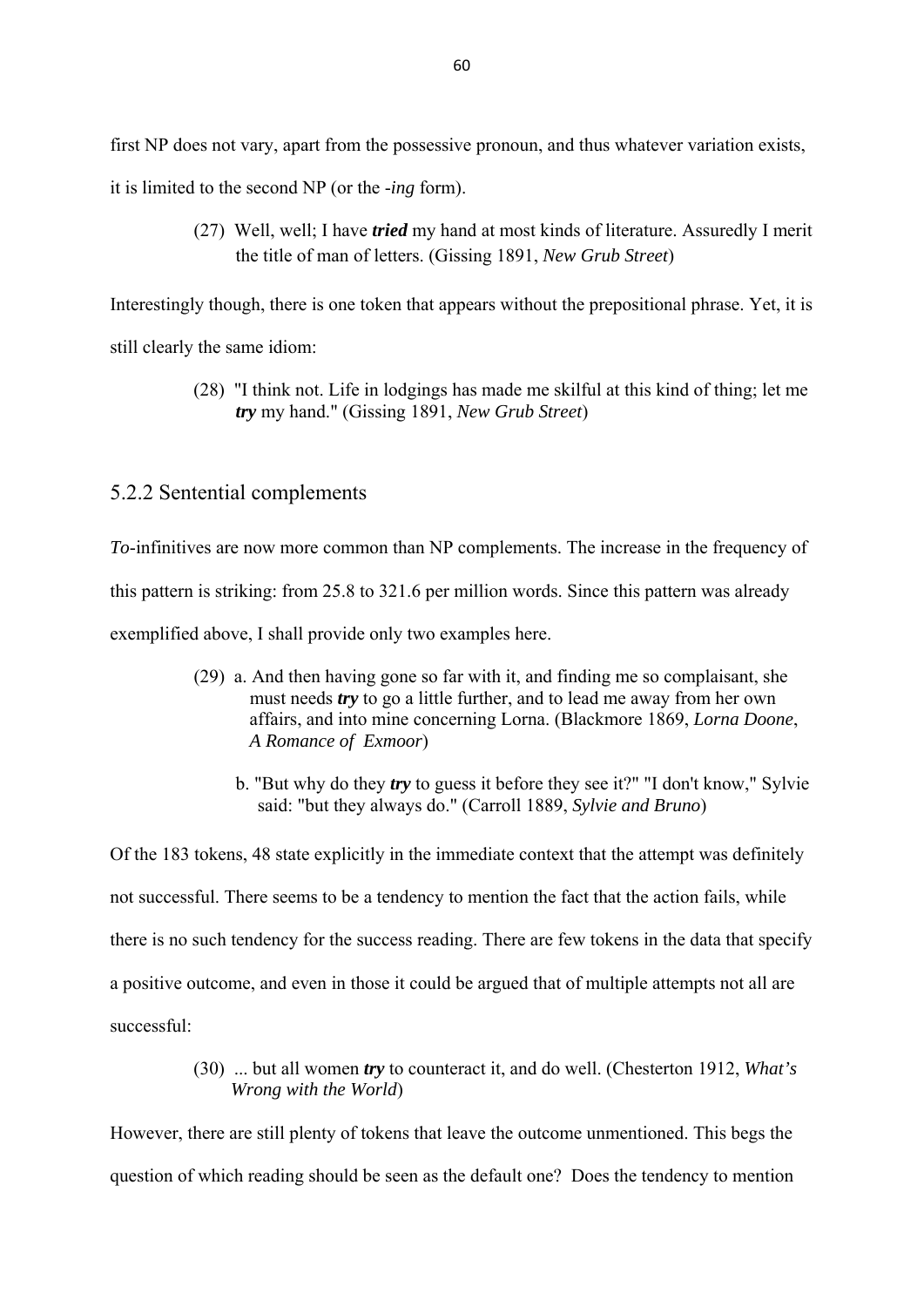first NP does not vary, apart from the possessive pronoun, and thus whatever variation exists, it is limited to the second NP (or the -*ing* form).

> (27) Well, well; I have ***tried*** my hand at most kinds of literature. Assuredly I merit the title of man of letters. (Gissing 1891, *New Grub Street*)

Interestingly though, there is one token that appears without the prepositional phrase. Yet, it is still clearly the same idiom:

> (28) "I think not. Life in lodgings has made me skilful at this kind of thing; let me ***try*** my hand." (Gissing 1891, *New Grub Street*)

### 5.2.2 Sentential complements

*To*-infinitives are now more common than NP complements. The increase in the frequency of this pattern is striking: from 25.8 to 321.6 per million words. Since this pattern was already exemplified above, I shall provide only two examples here.

> (29) a. And then having gone so far with it, and finding me so complaisant, she must needs ***try*** to go a little further, and to lead me away from her own affairs, and into mine concerning Lorna. (Blackmore 1869, *Lorna Doone, A Romance of Exmoor*)
>
> b. "But why do they ***try*** to guess it before they see it?" "I don't know," Sylvie said: "but they always do." (Carroll 1889, *Sylvie and Bruno*)

Of the 183 tokens, 48 state explicitly in the immediate context that the attempt was definitely not successful. There seems to be a tendency to mention the fact that the action fails, while there is no such tendency for the success reading. There are few tokens in the data that specify a positive outcome, and even in those it could be argued that of multiple attempts not all are successful:

> (30) ... but all women ***try*** to counteract it, and do well. (Chesterton 1912, *What's Wrong with the World*)

However, there are still plenty of tokens that leave the outcome unmentioned. This begs the question of which reading should be seen as the default one? Does the tendency to mention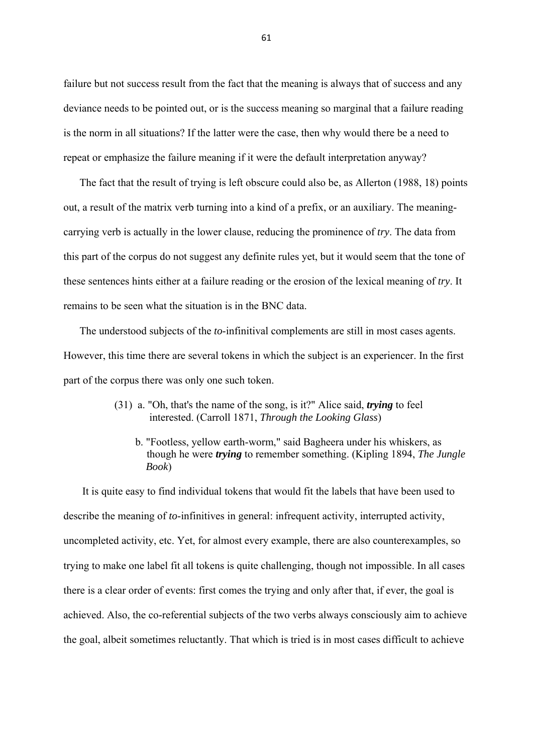failure but not success result from the fact that the meaning is always that of success and any deviance needs to be pointed out, or is the success meaning so marginal that a failure reading is the norm in all situations? If the latter were the case, then why would there be a need to repeat or emphasize the failure meaning if it were the default interpretation anyway?

The fact that the result of trying is left obscure could also be, as Allerton (1988, 18) points out, a result of the matrix verb turning into a kind of a prefix, or an auxiliary. The meaning-carrying verb is actually in the lower clause, reducing the prominence of *try*. The data from this part of the corpus do not suggest any definite rules yet, but it would seem that the tone of these sentences hints either at a failure reading or the erosion of the lexical meaning of *try*. It remains to be seen what the situation is in the BNC data.

The understood subjects of the *to*-infinitival complements are still in most cases agents. However, this time there are several tokens in which the subject is an experiencer. In the first part of the corpus there was only one such token.

(31) a. "Oh, that's the name of the song, is it?" Alice said, ***trying*** to feel interested. (Carroll 1871, *Through the Looking Glass*)

b. "Footless, yellow earth-worm," said Bagheera under his whiskers, as though he were ***trying*** to remember something. (Kipling 1894, *The Jungle Book*)

It is quite easy to find individual tokens that would fit the labels that have been used to describe the meaning of *to*-infinitives in general: infrequent activity, interrupted activity, uncompleted activity, etc. Yet, for almost every example, there are also counterexamples, so trying to make one label fit all tokens is quite challenging, though not impossible. In all cases there is a clear order of events: first comes the trying and only after that, if ever, the goal is achieved. Also, the co-referential subjects of the two verbs always consciously aim to achieve the goal, albeit sometimes reluctantly. That which is tried is in most cases difficult to achieve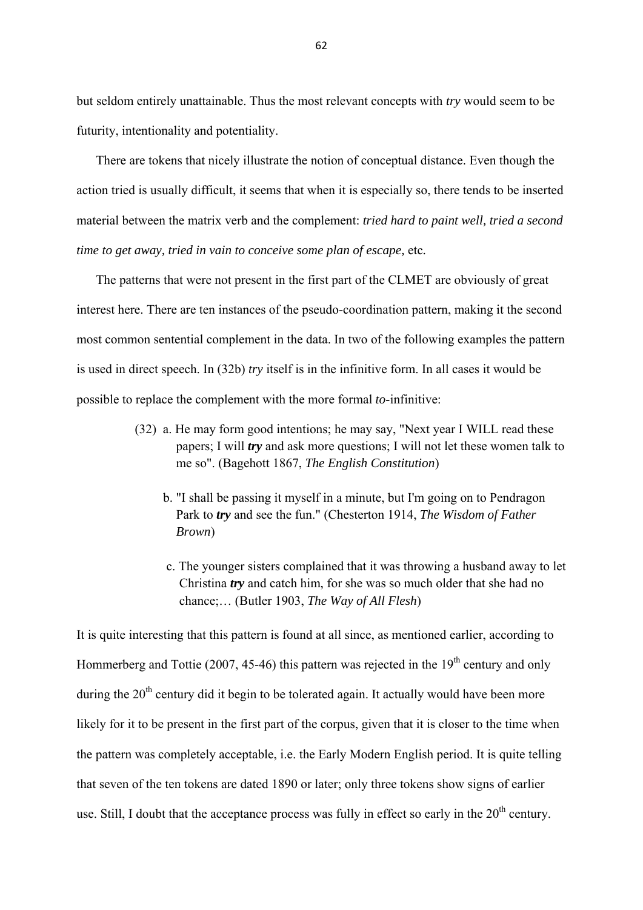but seldom entirely unattainable. Thus the most relevant concepts with *try* would seem to be futurity, intentionality and potentiality.

There are tokens that nicely illustrate the notion of conceptual distance. Even though the action tried is usually difficult, it seems that when it is especially so, there tends to be inserted material between the matrix verb and the complement: *tried hard to paint well, tried a second time to get away, tried in vain to conceive some plan of escape,* etc.

The patterns that were not present in the first part of the CLMET are obviously of great interest here. There are ten instances of the pseudo-coordination pattern, making it the second most common sentential complement in the data. In two of the following examples the pattern is used in direct speech. In (32b) *try* itself is in the infinitive form. In all cases it would be possible to replace the complement with the more formal *to*-infinitive:

(32) a. He may form good intentions; he may say, "Next year I WILL read these papers; I will ***try*** and ask more questions; I will not let these women talk to me so". (Bagehott 1867, *The English Constitution*)

b. "I shall be passing it myself in a minute, but I'm going on to Pendragon Park to ***try*** and see the fun." (Chesterton 1914, *The Wisdom of Father Brown*)

c. The younger sisters complained that it was throwing a husband away to let Christina ***try*** and catch him, for she was so much older that she had no chance;… (Butler 1903, *The Way of All Flesh*)

It is quite interesting that this pattern is found at all since, as mentioned earlier, according to Hommerberg and Tottie (2007, 45-46) this pattern was rejected in the 19th century and only during the 20th century did it begin to be tolerated again. It actually would have been more likely for it to be present in the first part of the corpus, given that it is closer to the time when the pattern was completely acceptable, i.e. the Early Modern English period. It is quite telling that seven of the ten tokens are dated 1890 or later; only three tokens show signs of earlier use. Still, I doubt that the acceptance process was fully in effect so early in the 20th century.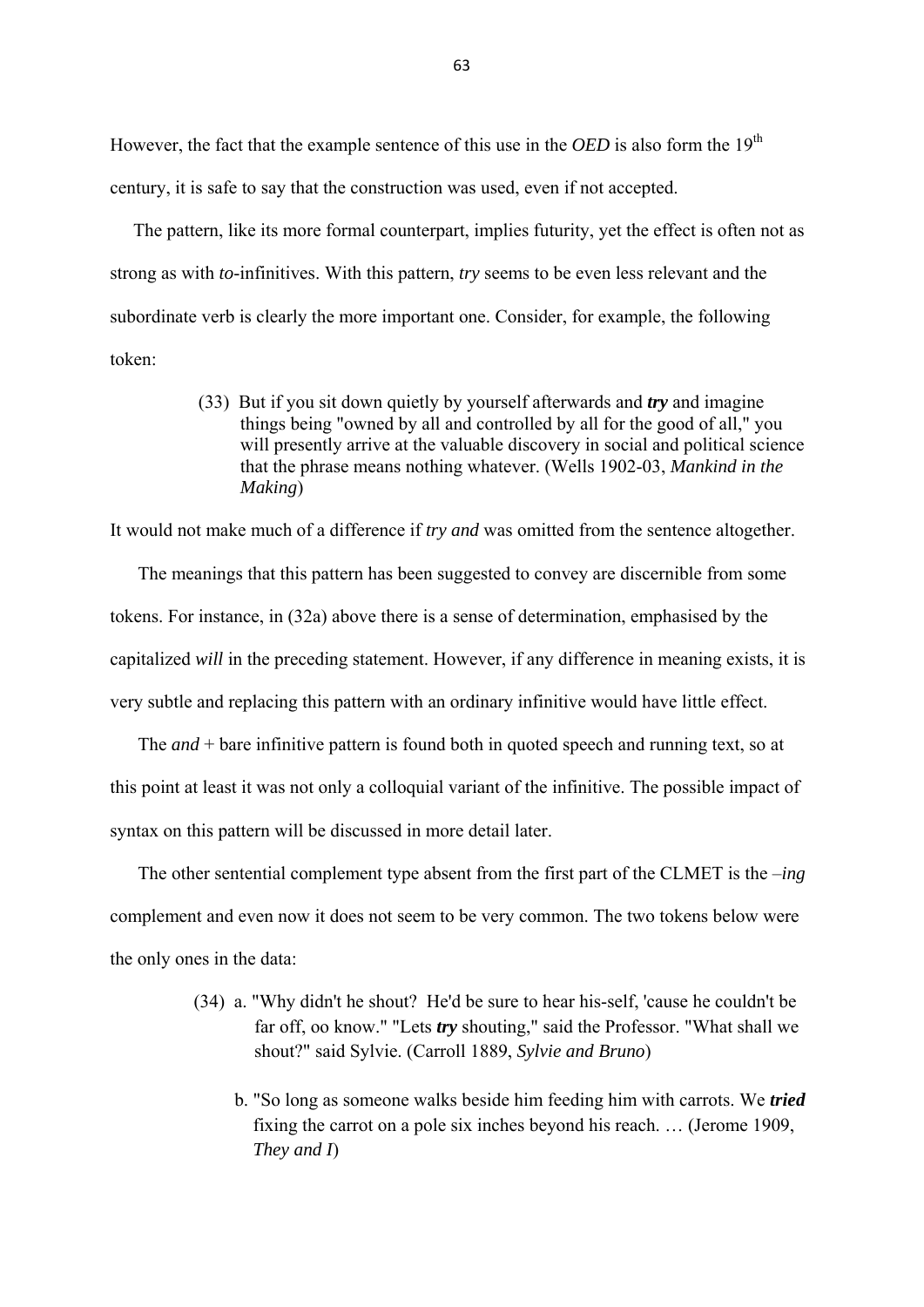However, the fact that the example sentence of this use in the *OED* is also form the 19th century, it is safe to say that the construction was used, even if not accepted.

The pattern, like its more formal counterpart, implies futurity, yet the effect is often not as strong as with *to*-infinitives. With this pattern, *try* seems to be even less relevant and the subordinate verb is clearly the more important one. Consider, for example, the following token:

> (33) But if you sit down quietly by yourself afterwards and ***try*** and imagine things being "owned by all and controlled by all for the good of all," you will presently arrive at the valuable discovery in social and political science that the phrase means nothing whatever. (Wells 1902-03, *Mankind in the Making*)

It would not make much of a difference if *try and* was omitted from the sentence altogether.

The meanings that this pattern has been suggested to convey are discernible from some tokens. For instance, in (32a) above there is a sense of determination, emphasised by the capitalized *will* in the preceding statement. However, if any difference in meaning exists, it is very subtle and replacing this pattern with an ordinary infinitive would have little effect.

The *and* + bare infinitive pattern is found both in quoted speech and running text, so at this point at least it was not only a colloquial variant of the infinitive. The possible impact of syntax on this pattern will be discussed in more detail later.

The other sentential complement type absent from the first part of the CLMET is the *–ing* complement and even now it does not seem to be very common. The two tokens below were the only ones in the data:

> (34) a. "Why didn't he shout? He'd be sure to hear his-self, 'cause he couldn't be far off, oo know." "Lets ***try*** shouting," said the Professor. "What shall we shout?" said Sylvie. (Carroll 1889, *Sylvie and Bruno*)
>
> b. "So long as someone walks beside him feeding him with carrots. We ***tried*** fixing the carrot on a pole six inches beyond his reach. … (Jerome 1909, *They and I*)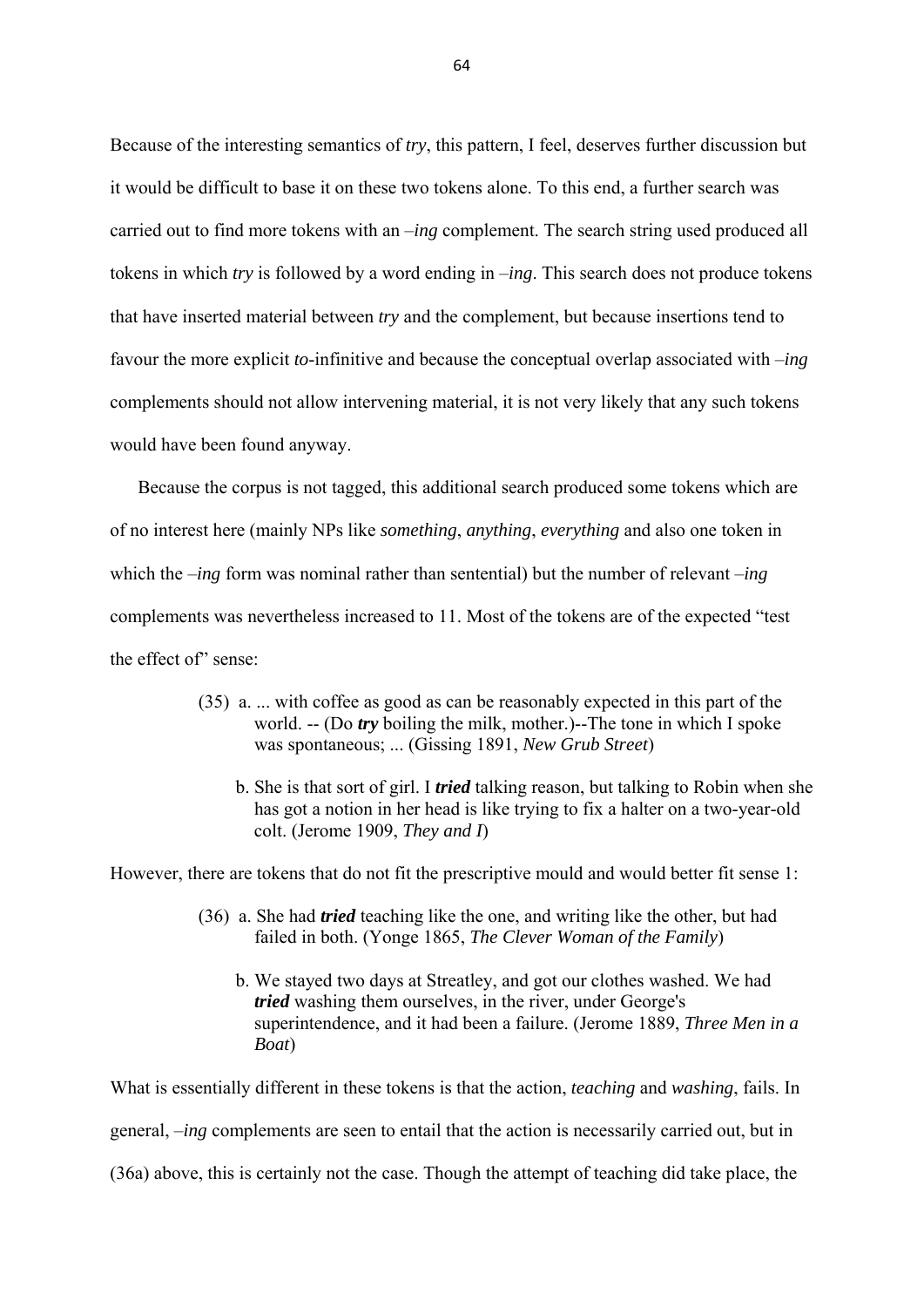Because of the interesting semantics of *try*, this pattern, I feel, deserves further discussion but it would be difficult to base it on these two tokens alone. To this end, a further search was carried out to find more tokens with an *–ing* complement. The search string used produced all tokens in which *try* is followed by a word ending in *–ing*. This search does not produce tokens that have inserted material between *try* and the complement, but because insertions tend to favour the more explicit *to*-infinitive and because the conceptual overlap associated with *–ing* complements should not allow intervening material, it is not very likely that any such tokens would have been found anyway.

Because the corpus is not tagged, this additional search produced some tokens which are of no interest here (mainly NPs like *something*, *anything*, *everything* and also one token in which the *–ing* form was nominal rather than sentential) but the number of relevant *–ing* complements was nevertheless increased to 11. Most of the tokens are of the expected "test the effect of" sense:

> (35) a. ... with coffee as good as can be reasonably expected in this part of the world. -- (Do ***try*** boiling the milk, mother.)--The tone in which I spoke was spontaneous; ... (Gissing 1891, *New Grub Street*)
>
> b. She is that sort of girl. I ***tried*** talking reason, but talking to Robin when she has got a notion in her head is like trying to fix a halter on a two-year-old colt. (Jerome 1909, *They and I*)

However, there are tokens that do not fit the prescriptive mould and would better fit sense 1:

> (36) a. She had ***tried*** teaching like the one, and writing like the other, but had failed in both. (Yonge 1865, *The Clever Woman of the Family*)
>
> b. We stayed two days at Streatley, and got our clothes washed. We had ***tried*** washing them ourselves, in the river, under George's superintendence, and it had been a failure. (Jerome 1889, *Three Men in a Boat*)

What is essentially different in these tokens is that the action, *teaching* and *washing*, fails. In general, *–ing* complements are seen to entail that the action is necessarily carried out, but in (36a) above, this is certainly not the case. Though the attempt of teaching did take place, the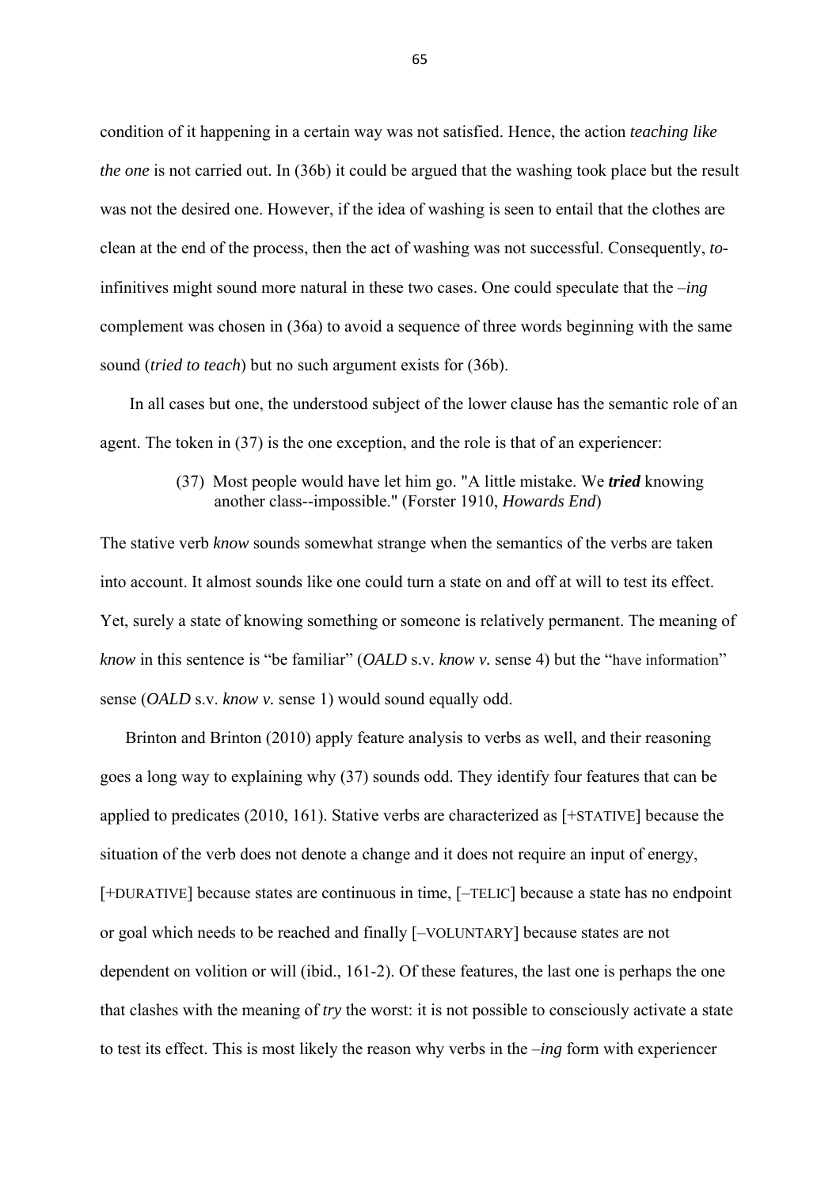condition of it happening in a certain way was not satisfied. Hence, the action *teaching like the one* is not carried out. In (36b) it could be argued that the washing took place but the result was not the desired one. However, if the idea of washing is seen to entail that the clothes are clean at the end of the process, then the act of washing was not successful. Consequently, *to*-infinitives might sound more natural in these two cases. One could speculate that the *–ing* complement was chosen in (36a) to avoid a sequence of three words beginning with the same sound (*tried to teach*) but no such argument exists for (36b).

In all cases but one, the understood subject of the lower clause has the semantic role of an agent. The token in (37) is the one exception, and the role is that of an experiencer:

> (37) Most people would have let him go. "A little mistake. We ***tried*** knowing another class--impossible." (Forster 1910, *Howards End*)

The stative verb *know* sounds somewhat strange when the semantics of the verbs are taken into account. It almost sounds like one could turn a state on and off at will to test its effect. Yet, surely a state of knowing something or someone is relatively permanent. The meaning of *know* in this sentence is "be familiar" (*OALD* s.v. *know v.* sense 4) but the "have information" sense (*OALD* s.v. *know v.* sense 1) would sound equally odd.

Brinton and Brinton (2010) apply feature analysis to verbs as well, and their reasoning goes a long way to explaining why (37) sounds odd. They identify four features that can be applied to predicates (2010, 161). Stative verbs are characterized as [+STATIVE] because the situation of the verb does not denote a change and it does not require an input of energy, [+DURATIVE] because states are continuous in time, [–TELIC] because a state has no endpoint or goal which needs to be reached and finally [–VOLUNTARY] because states are not dependent on volition or will (ibid., 161-2). Of these features, the last one is perhaps the one that clashes with the meaning of *try* the worst: it is not possible to consciously activate a state to test its effect. This is most likely the reason why verbs in the *–ing* form with experiencer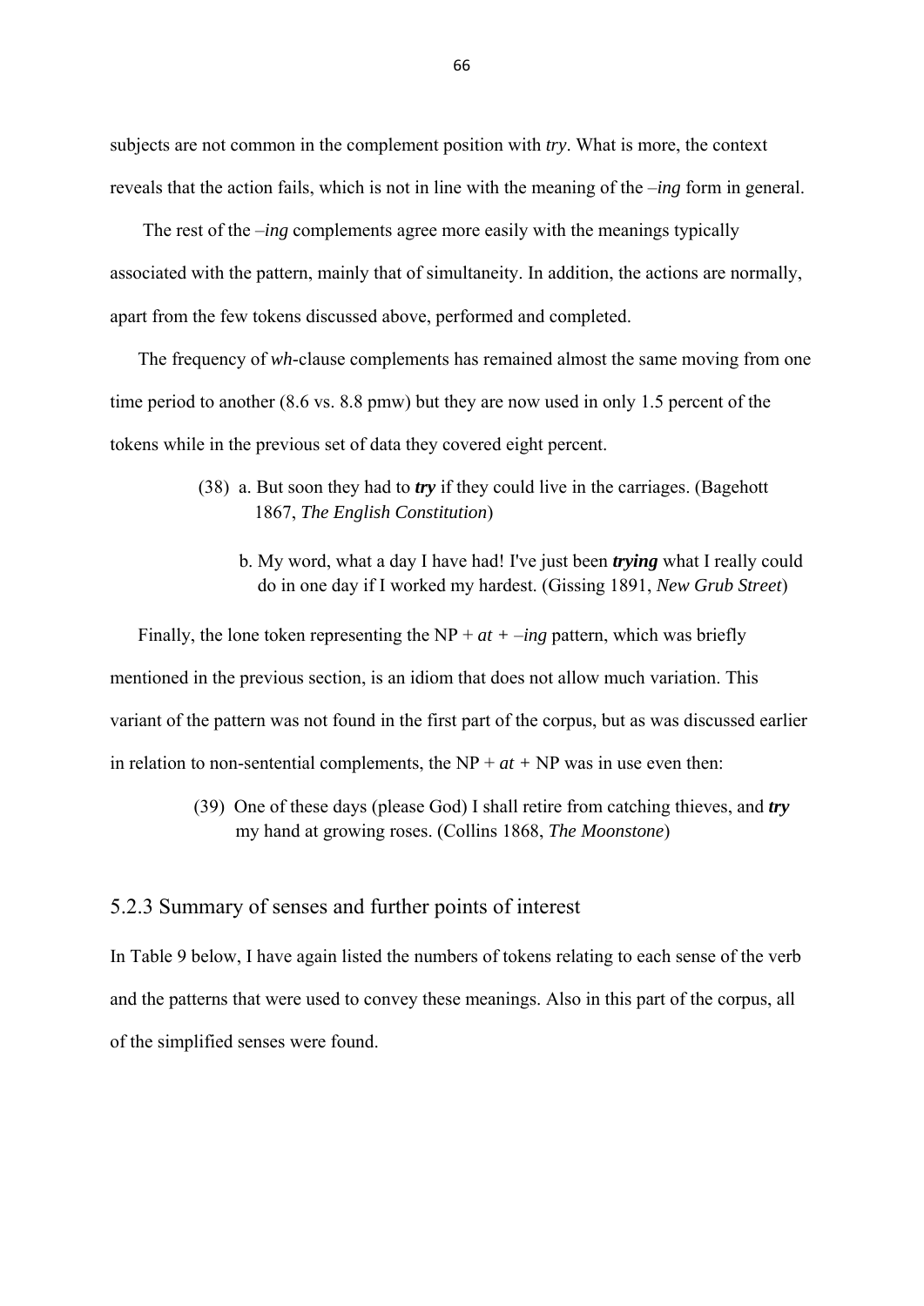subjects are not common in the complement position with *try*. What is more, the context reveals that the action fails, which is not in line with the meaning of the *–ing* form in general.

The rest of the *–ing* complements agree more easily with the meanings typically associated with the pattern, mainly that of simultaneity. In addition, the actions are normally, apart from the few tokens discussed above, performed and completed.

The frequency of *wh*-clause complements has remained almost the same moving from one time period to another (8.6 vs. 8.8 pmw) but they are now used in only 1.5 percent of the tokens while in the previous set of data they covered eight percent.

(38) a. But soon they had to ***try*** if they could live in the carriages. (Bagehott 1867, *The English Constitution*)

b. My word, what a day I have had! I've just been ***trying*** what I really could do in one day if I worked my hardest. (Gissing 1891, *New Grub Street*)

Finally, the lone token representing the NP + *at + –ing* pattern, which was briefly mentioned in the previous section, is an idiom that does not allow much variation. This variant of the pattern was not found in the first part of the corpus, but as was discussed earlier in relation to non-sentential complements, the NP + *at +* NP was in use even then:

(39) One of these days (please God) I shall retire from catching thieves, and ***try*** my hand at growing roses. (Collins 1868, *The Moonstone*)

### 5.2.3 Summary of senses and further points of interest

In Table 9 below, I have again listed the numbers of tokens relating to each sense of the verb and the patterns that were used to convey these meanings. Also in this part of the corpus, all of the simplified senses were found.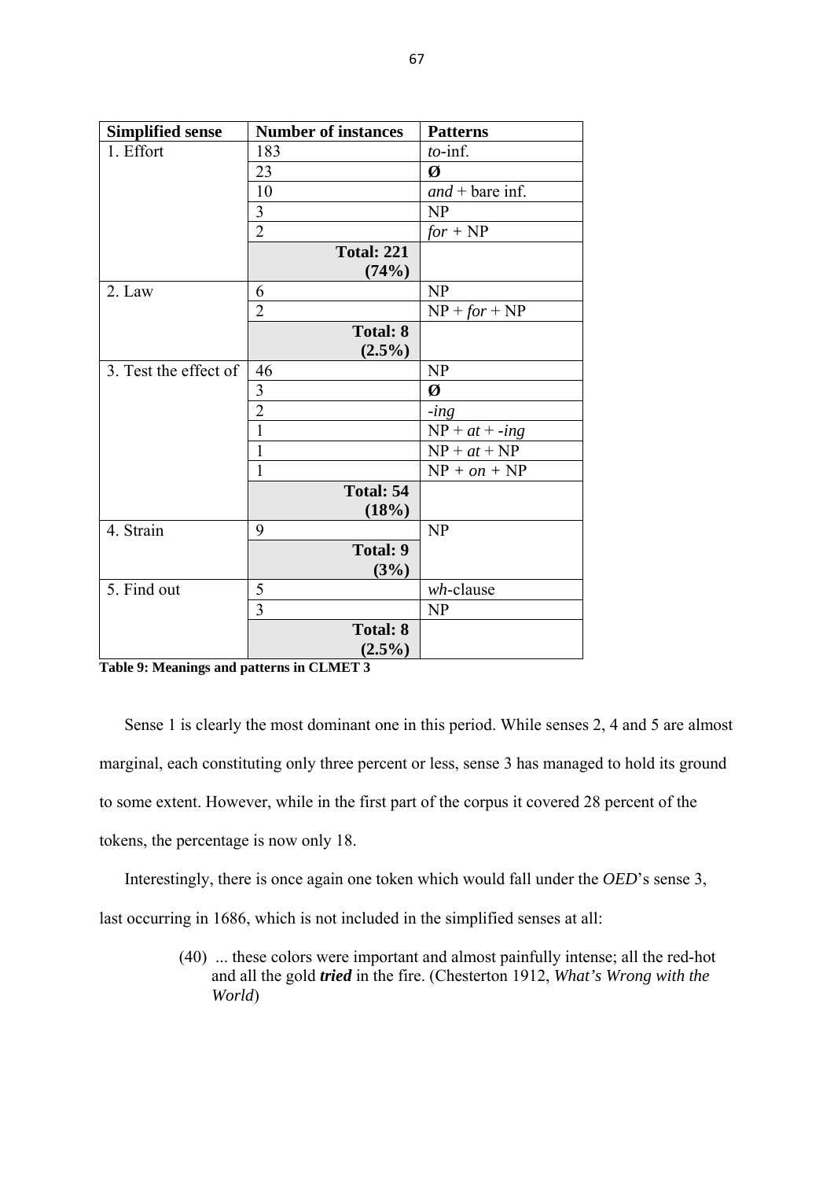| Simplified sense | Number of instances | Patterns |
|---|---|---|
| 1. Effort | 183 | *to*-inf. |
| | 23 | **Ø** |
| | 10 | *and* + bare inf. |
| | 3 | NP |
| | 2 | *for* + NP |
| | **Total: 221 (74%)** | |
| 2. Law | 6 | NP |
| | 2 | NP + *for* + NP |
| | **Total: 8 (2.5%)** | |
| 3. Test the effect of | 46 | NP |
| | 3 | **Ø** |
| | 2 | *-ing* |
| | 1 | NP + *at* + *-ing* |
| | 1 | NP + *at* + NP |
| | 1 | NP + *on* + NP |
| | **Total: 54 (18%)** | |
| 4. Strain | 9 | NP |
| | **Total: 9 (3%)** | |
| 5. Find out | 5 | *wh*-clause |
| | 3 | NP |
| | **Total: 8 (2.5%)** | |

**Table 9: Meanings and patterns in CLMET 3**

Sense 1 is clearly the most dominant one in this period. While senses 2, 4 and 5 are almost marginal, each constituting only three percent or less, sense 3 has managed to hold its ground to some extent. However, while in the first part of the corpus it covered 28 percent of the tokens, the percentage is now only 18.

Interestingly, there is once again one token which would fall under the *OED*'s sense 3, last occurring in 1686, which is not included in the simplified senses at all:

> (40) ... these colors were important and almost painfully intense; all the red-hot and all the gold ***tried*** in the fire. (Chesterton 1912, *What's Wrong with the World*)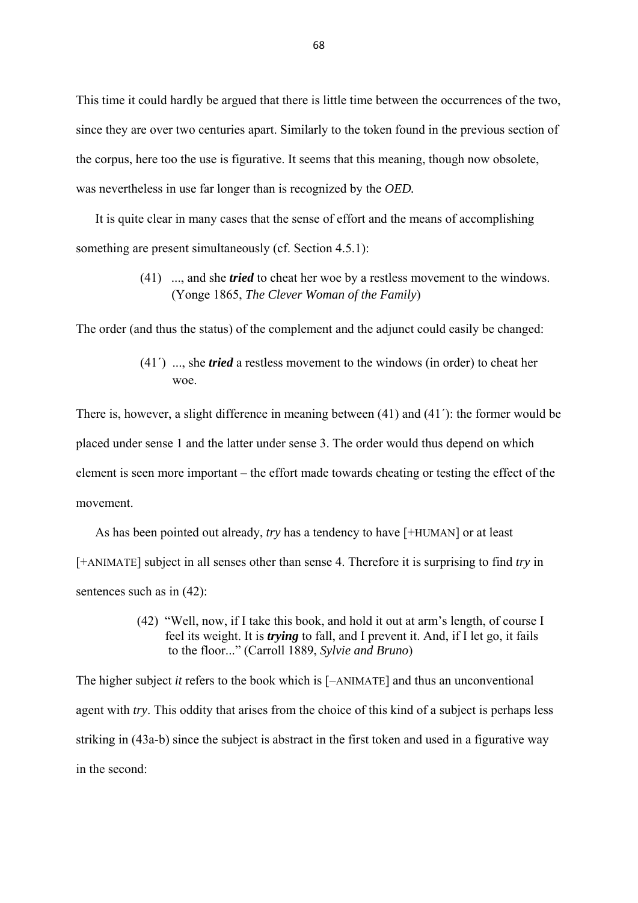This time it could hardly be argued that there is little time between the occurrences of the two, since they are over two centuries apart. Similarly to the token found in the previous section of the corpus, here too the use is figurative. It seems that this meaning, though now obsolete, was nevertheless in use far longer than is recognized by the *OED.*

It is quite clear in many cases that the sense of effort and the means of accomplishing something are present simultaneously (cf. Section 4.5.1):

> (41) ..., and she ***tried*** to cheat her woe by a restless movement to the windows. (Yonge 1865, *The Clever Woman of the Family*)

The order (and thus the status) of the complement and the adjunct could easily be changed:

> (41´) ..., she ***tried*** a restless movement to the windows (in order) to cheat her woe.

There is, however, a slight difference in meaning between (41) and (41´): the former would be placed under sense 1 and the latter under sense 3. The order would thus depend on which element is seen more important – the effort made towards cheating or testing the effect of the movement.

As has been pointed out already, *try* has a tendency to have [+HUMAN] or at least [+ANIMATE] subject in all senses other than sense 4. Therefore it is surprising to find *try* in sentences such as in (42):

> (42) "Well, now, if I take this book, and hold it out at arm's length, of course I feel its weight. It is ***trying*** to fall, and I prevent it. And, if I let go, it fails to the floor..." (Carroll 1889, *Sylvie and Bruno*)

The higher subject *it* refers to the book which is [–ANIMATE] and thus an unconventional agent with *try*. This oddity that arises from the choice of this kind of a subject is perhaps less striking in (43a-b) since the subject is abstract in the first token and used in a figurative way in the second: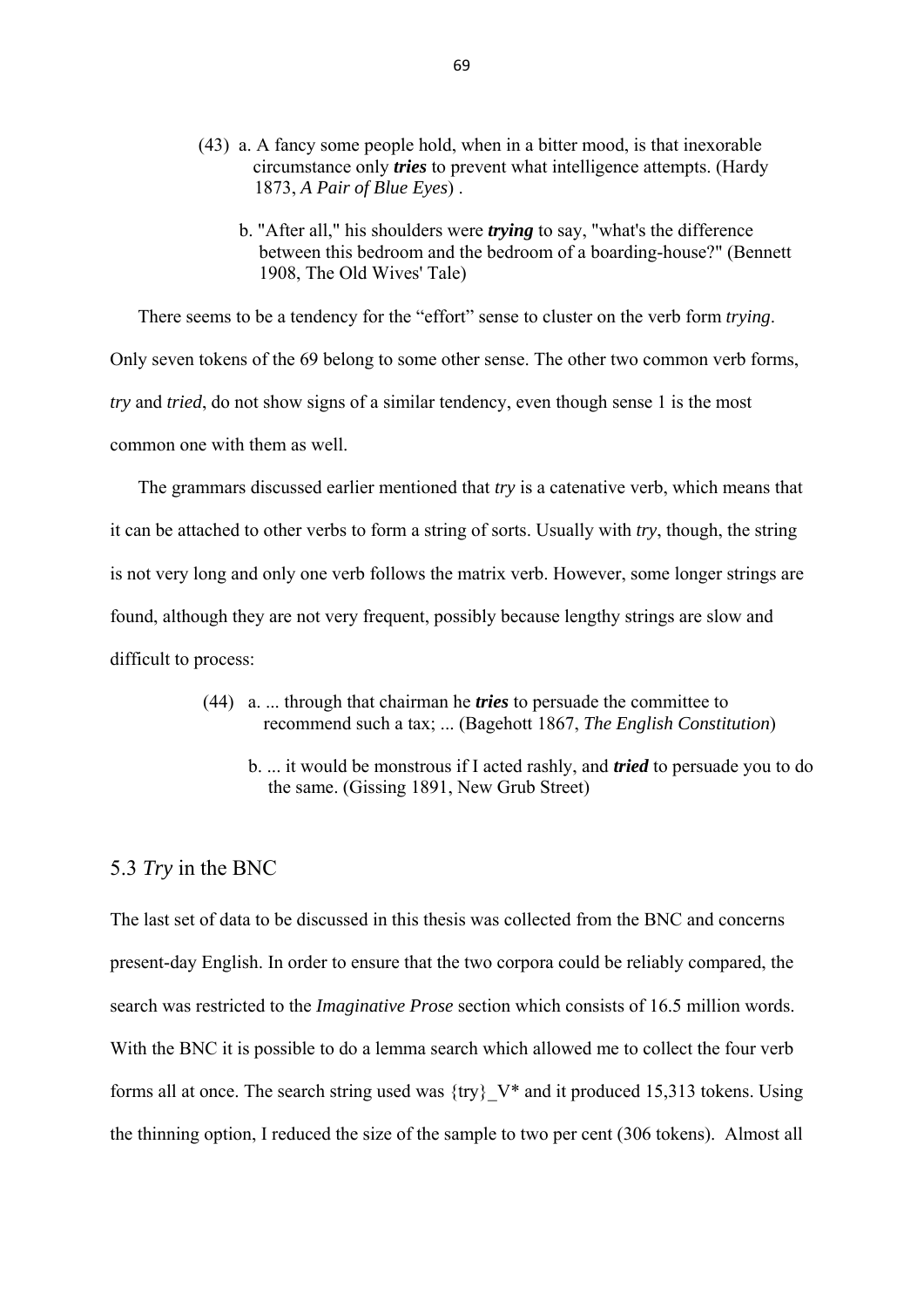(43) a. A fancy some people hold, when in a bitter mood, is that inexorable circumstance only ***tries*** to prevent what intelligence attempts. (Hardy 1873, *A Pair of Blue Eyes*) .

b. "After all," his shoulders were ***trying*** to say, "what's the difference between this bedroom and the bedroom of a boarding-house?" (Bennett 1908, The Old Wives' Tale)

There seems to be a tendency for the "effort" sense to cluster on the verb form *trying*. Only seven tokens of the 69 belong to some other sense. The other two common verb forms, *try* and *tried*, do not show signs of a similar tendency, even though sense 1 is the most common one with them as well.

The grammars discussed earlier mentioned that *try* is a catenative verb, which means that it can be attached to other verbs to form a string of sorts. Usually with *try*, though, the string is not very long and only one verb follows the matrix verb. However, some longer strings are found, although they are not very frequent, possibly because lengthy strings are slow and difficult to process:

(44) a. ... through that chairman he ***tries*** to persuade the committee to recommend such a tax; ... (Bagehott 1867, *The English Constitution*)

b. ... it would be monstrous if I acted rashly, and ***tried*** to persuade you to do the same. (Gissing 1891, New Grub Street)

## 5.3 *Try* in the BNC

The last set of data to be discussed in this thesis was collected from the BNC and concerns present-day English. In order to ensure that the two corpora could be reliably compared, the search was restricted to the *Imaginative Prose* section which consists of 16.5 million words. With the BNC it is possible to do a lemma search which allowed me to collect the four verb forms all at once. The search string used was {try}_V* and it produced 15,313 tokens. Using the thinning option, I reduced the size of the sample to two per cent (306 tokens). Almost all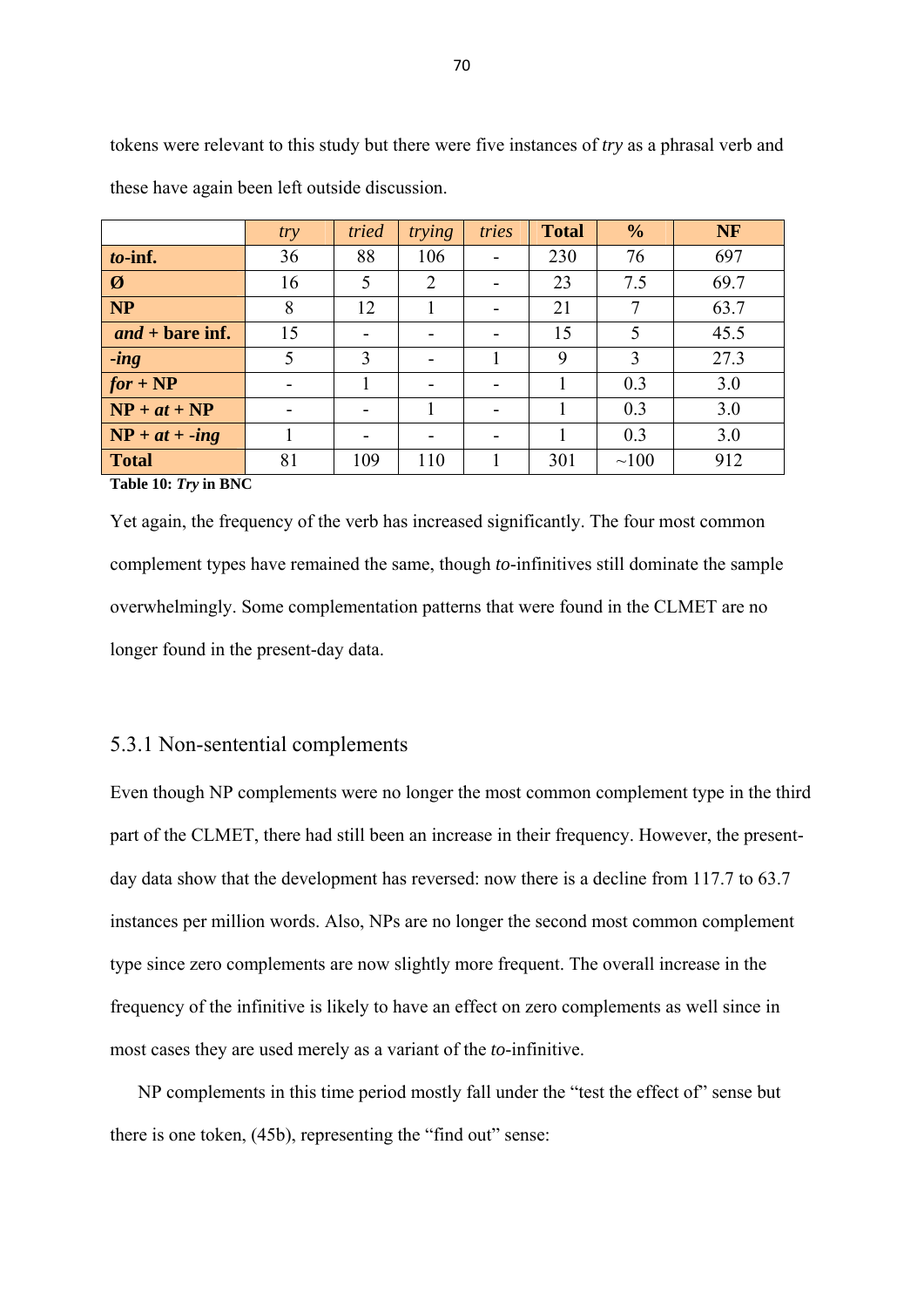tokens were relevant to this study but there were five instances of *try* as a phrasal verb and these have again been left outside discussion.

| | *try* | *tried* | *trying* | *tries* | **Total** | **%** | **NF** |
|---|---|---|---|---|---|---|---|
| ***to*-inf.** | 36 | 88 | 106 | - | 230 | 76 | 697 |
| **Ø** | 16 | 5 | 2 | - | 23 | 7.5 | 69.7 |
| **NP** | 8 | 12 | 1 | - | 21 | 7 | 63.7 |
| ***and* + bare inf.** | 15 | - | - | - | 15 | 5 | 45.5 |
| ***-ing*** | 5 | 3 | - | 1 | 9 | 3 | 27.3 |
| ***for* + NP** | - | 1 | - | - | 1 | 0.3 | 3.0 |
| **NP + *at* + NP** | - | - | 1 | - | 1 | 0.3 | 3.0 |
| **NP + *at* + *-ing*** | 1 | - | - | - | 1 | 0.3 | 3.0 |
| **Total** | 81 | 109 | 110 | 1 | 301 | ~100 | 912 |

**Table 10: *Try* in BNC**

Yet again, the frequency of the verb has increased significantly. The four most common complement types have remained the same, though *to*-infinitives still dominate the sample overwhelmingly. Some complementation patterns that were found in the CLMET are no longer found in the present-day data.

### 5.3.1 Non-sentential complements

Even though NP complements were no longer the most common complement type in the third part of the CLMET, there had still been an increase in their frequency. However, the present-day data show that the development has reversed: now there is a decline from 117.7 to 63.7 instances per million words. Also, NPs are no longer the second most common complement type since zero complements are now slightly more frequent. The overall increase in the frequency of the infinitive is likely to have an effect on zero complements as well since in most cases they are used merely as a variant of the *to*-infinitive.

NP complements in this time period mostly fall under the "test the effect of" sense but there is one token, (45b), representing the "find out" sense: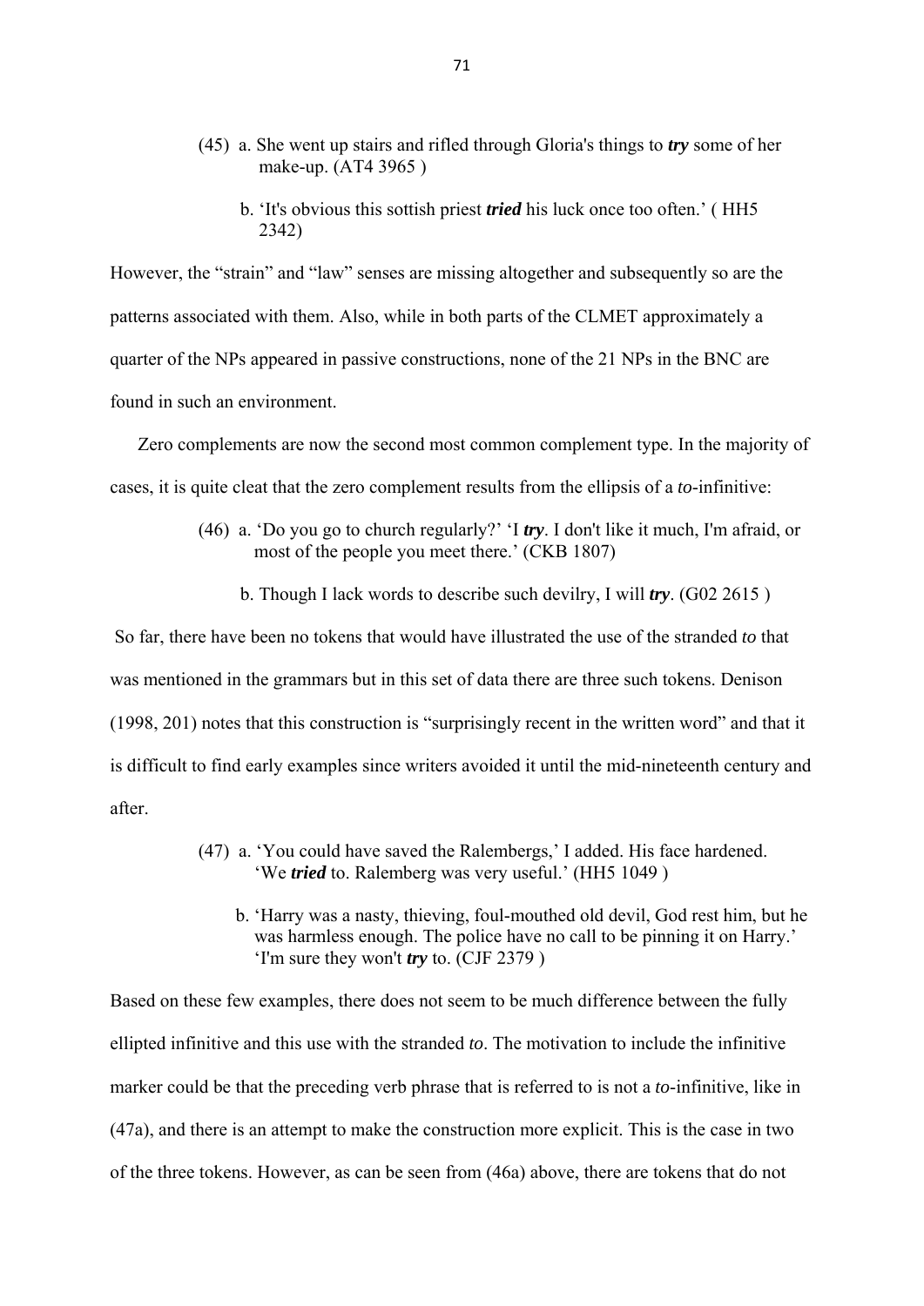(45) a. She went up stairs and rifled through Gloria's things to ***try*** some of her make-up. (AT4 3965 )

b. 'It's obvious this sottish priest ***tried*** his luck once too often.' ( HH5 2342)

However, the "strain" and "law" senses are missing altogether and subsequently so are the patterns associated with them. Also, while in both parts of the CLMET approximately a quarter of the NPs appeared in passive constructions, none of the 21 NPs in the BNC are found in such an environment.

Zero complements are now the second most common complement type. In the majority of cases, it is quite cleat that the zero complement results from the ellipsis of a *to*-infinitive:

(46) a. 'Do you go to church regularly?' 'I ***try***. I don't like it much, I'm afraid, or most of the people you meet there.' (CKB 1807)

b. Though I lack words to describe such devilry, I will ***try***. (G02 2615 )

So far, there have been no tokens that would have illustrated the use of the stranded *to* that was mentioned in the grammars but in this set of data there are three such tokens. Denison (1998, 201) notes that this construction is "surprisingly recent in the written word" and that it is difficult to find early examples since writers avoided it until the mid-nineteenth century and after.

(47) a. 'You could have saved the Ralembergs,' I added. His face hardened. 'We ***tried*** to. Ralemberg was very useful.' (HH5 1049 )

b. 'Harry was a nasty, thieving, foul-mouthed old devil, God rest him, but he was harmless enough. The police have no call to be pinning it on Harry.' 'I'm sure they won't ***try*** to. (CJF 2379 )

Based on these few examples, there does not seem to be much difference between the fully ellipted infinitive and this use with the stranded *to*. The motivation to include the infinitive marker could be that the preceding verb phrase that is referred to is not a *to*-infinitive, like in (47a), and there is an attempt to make the construction more explicit. This is the case in two of the three tokens. However, as can be seen from (46a) above, there are tokens that do not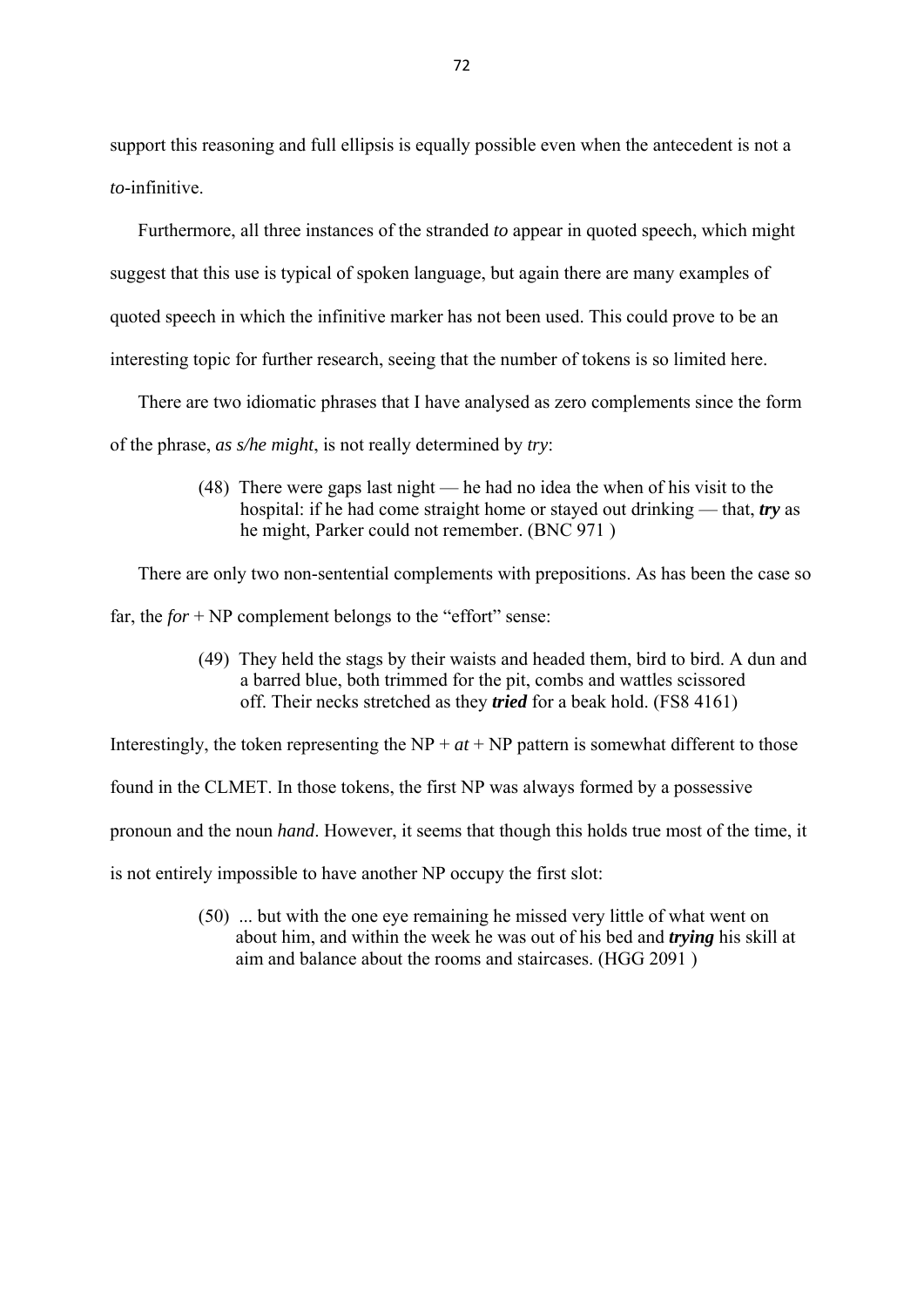support this reasoning and full ellipsis is equally possible even when the antecedent is not a *to*-infinitive.

Furthermore, all three instances of the stranded *to* appear in quoted speech, which might suggest that this use is typical of spoken language, but again there are many examples of quoted speech in which the infinitive marker has not been used. This could prove to be an interesting topic for further research, seeing that the number of tokens is so limited here.

There are two idiomatic phrases that I have analysed as zero complements since the form of the phrase, *as s/he might*, is not really determined by *try*:

> (48) There were gaps last night — he had no idea the when of his visit to the hospital: if he had come straight home or stayed out drinking — that, ***try*** as he might, Parker could not remember. (BNC 971 )

There are only two non-sentential complements with prepositions. As has been the case so far, the *for* + NP complement belongs to the "effort" sense:

> (49) They held the stags by their waists and headed them, bird to bird. A dun and a barred blue, both trimmed for the pit, combs and wattles scissored off. Their necks stretched as they ***tried*** for a beak hold. (FS8 4161)

Interestingly, the token representing the NP + *at* + NP pattern is somewhat different to those found in the CLMET. In those tokens, the first NP was always formed by a possessive pronoun and the noun *hand*. However, it seems that though this holds true most of the time, it is not entirely impossible to have another NP occupy the first slot:

> (50) ... but with the one eye remaining he missed very little of what went on about him, and within the week he was out of his bed and ***trying*** his skill at aim and balance about the rooms and staircases. (HGG 2091 )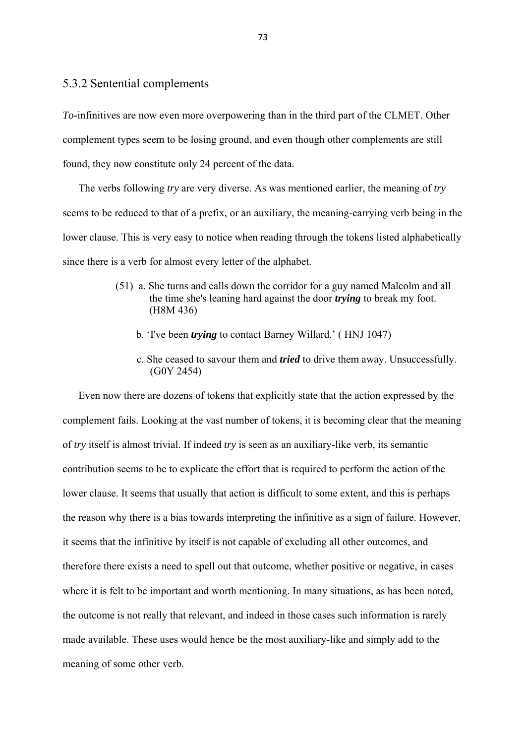### 5.3.2 Sentential complements

*To*-infinitives are now even more overpowering than in the third part of the CLMET. Other complement types seem to be losing ground, and even though other complements are still found, they now constitute only 24 percent of the data.

The verbs following *try* are very diverse. As was mentioned earlier, the meaning of *try* seems to be reduced to that of a prefix, or an auxiliary, the meaning-carrying verb being in the lower clause. This is very easy to notice when reading through the tokens listed alphabetically since there is a verb for almost every letter of the alphabet.

(51) a. She turns and calls down the corridor for a guy named Malcolm and all the time she's leaning hard against the door ***trying*** to break my foot. (H8M 436)

b. 'I've been ***trying*** to contact Barney Willard.' ( HNJ 1047)

c. She ceased to savour them and ***tried*** to drive them away. Unsuccessfully. (G0Y 2454)

Even now there are dozens of tokens that explicitly state that the action expressed by the complement fails. Looking at the vast number of tokens, it is becoming clear that the meaning of *try* itself is almost trivial. If indeed *try* is seen as an auxiliary-like verb, its semantic contribution seems to be to explicate the effort that is required to perform the action of the lower clause. It seems that usually that action is difficult to some extent, and this is perhaps the reason why there is a bias towards interpreting the infinitive as a sign of failure. However, it seems that the infinitive by itself is not capable of excluding all other outcomes, and therefore there exists a need to spell out that outcome, whether positive or negative, in cases where it is felt to be important and worth mentioning. In many situations, as has been noted, the outcome is not really that relevant, and indeed in those cases such information is rarely made available. These uses would hence be the most auxiliary-like and simply add to the meaning of some other verb.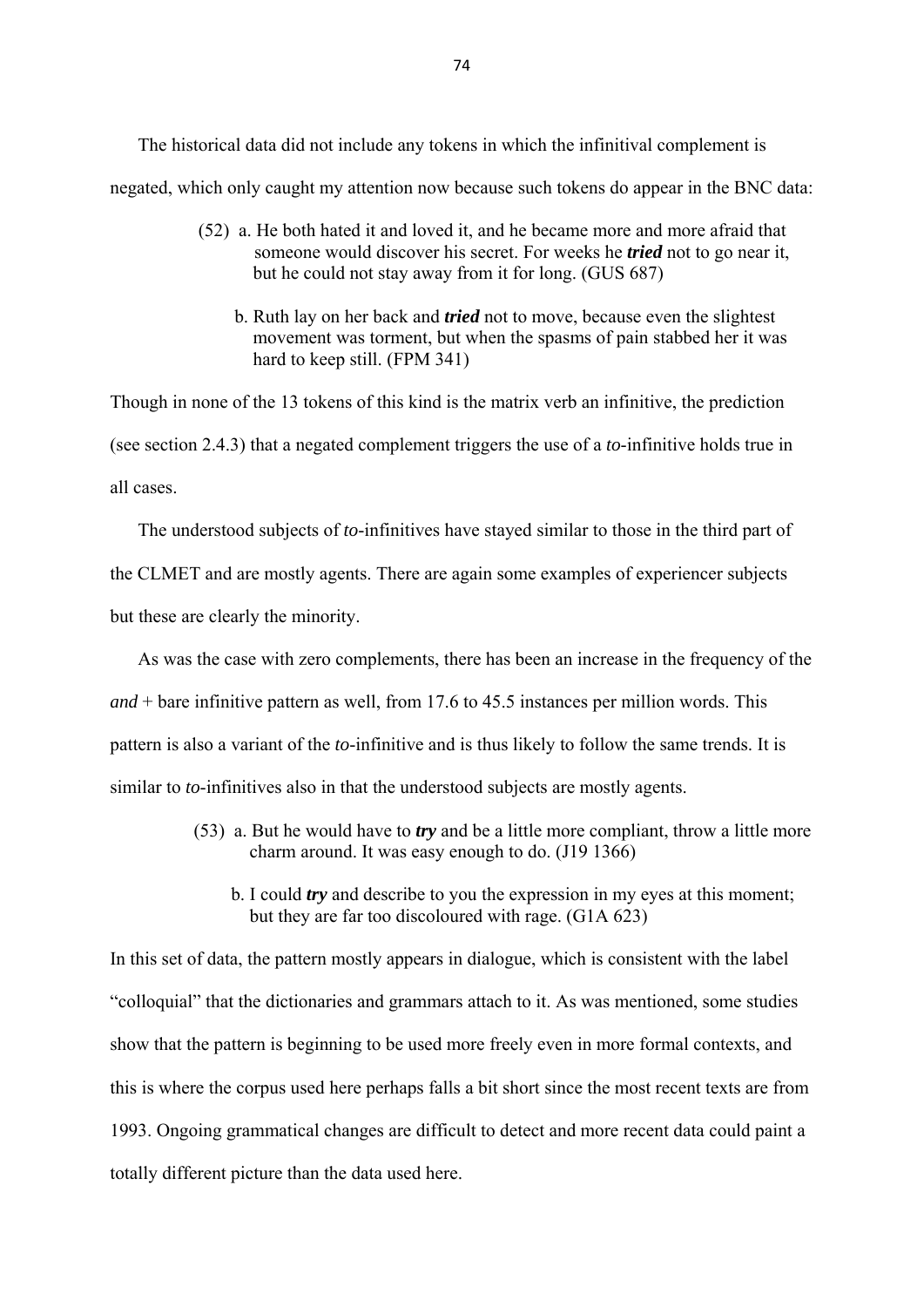The historical data did not include any tokens in which the infinitival complement is negated, which only caught my attention now because such tokens do appear in the BNC data:

> (52) a. He both hated it and loved it, and he became more and more afraid that someone would discover his secret. For weeks he ***tried*** not to go near it, but he could not stay away from it for long. (GUS 687)
>
> b. Ruth lay on her back and ***tried*** not to move, because even the slightest movement was torment, but when the spasms of pain stabbed her it was hard to keep still. (FPM 341)

Though in none of the 13 tokens of this kind is the matrix verb an infinitive, the prediction (see section 2.4.3) that a negated complement triggers the use of a *to*-infinitive holds true in all cases.

The understood subjects of *to*-infinitives have stayed similar to those in the third part of the CLMET and are mostly agents. There are again some examples of experiencer subjects but these are clearly the minority.

As was the case with zero complements, there has been an increase in the frequency of the *and* + bare infinitive pattern as well, from 17.6 to 45.5 instances per million words. This pattern is also a variant of the *to*-infinitive and is thus likely to follow the same trends. It is similar to *to*-infinitives also in that the understood subjects are mostly agents.

> (53) a. But he would have to ***try*** and be a little more compliant, throw a little more charm around. It was easy enough to do. (J19 1366)
>
> b. I could ***try*** and describe to you the expression in my eyes at this moment; but they are far too discoloured with rage. (G1A 623)

In this set of data, the pattern mostly appears in dialogue, which is consistent with the label "colloquial" that the dictionaries and grammars attach to it. As was mentioned, some studies show that the pattern is beginning to be used more freely even in more formal contexts, and this is where the corpus used here perhaps falls a bit short since the most recent texts are from 1993. Ongoing grammatical changes are difficult to detect and more recent data could paint a totally different picture than the data used here.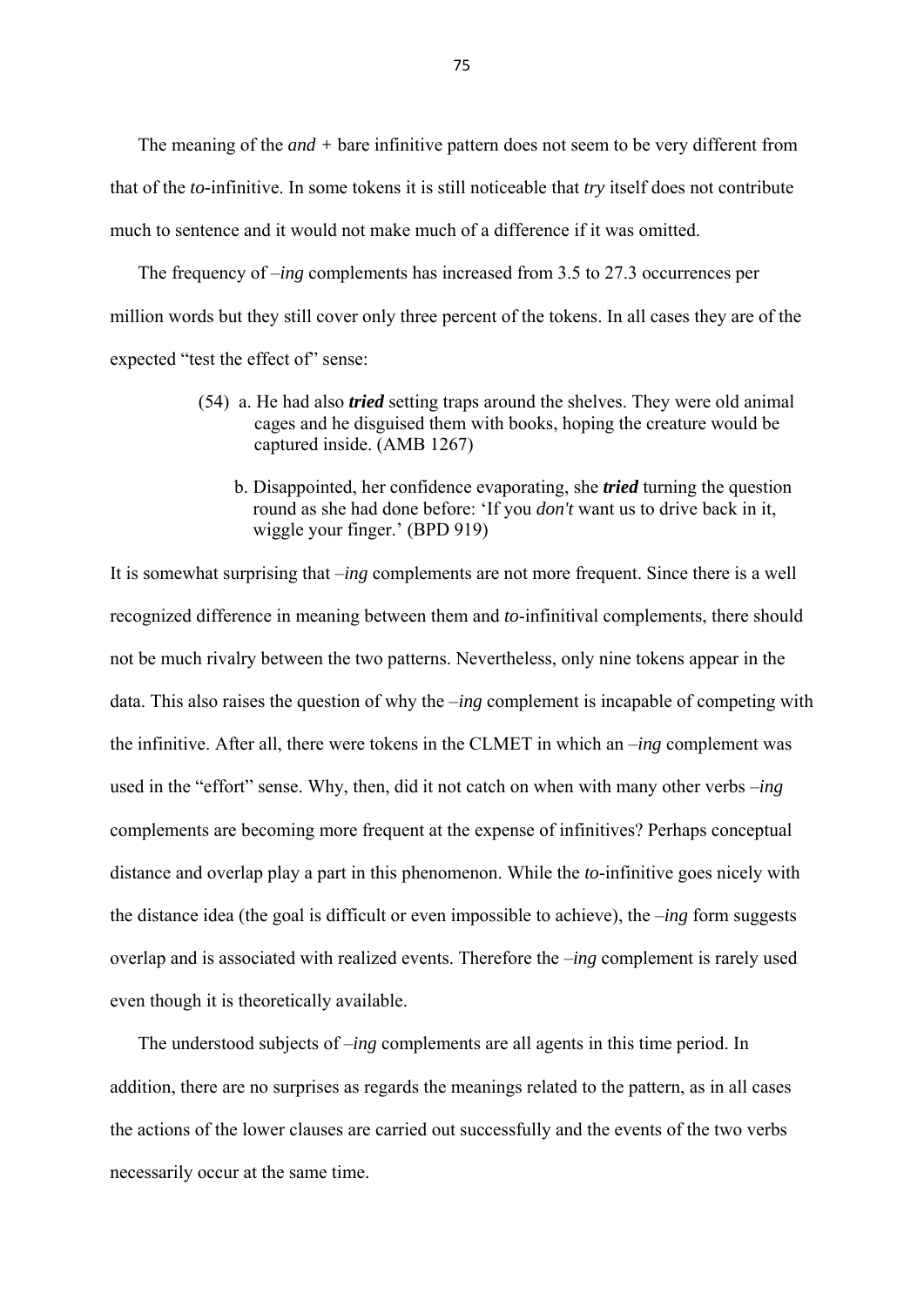The meaning of the *and +* bare infinitive pattern does not seem to be very different from that of the *to*-infinitive. In some tokens it is still noticeable that *try* itself does not contribute much to sentence and it would not make much of a difference if it was omitted.

The frequency of *–ing* complements has increased from 3.5 to 27.3 occurrences per million words but they still cover only three percent of the tokens. In all cases they are of the expected "test the effect of" sense:

> (54) a. He had also ***tried*** setting traps around the shelves. They were old animal cages and he disguised them with books, hoping the creature would be captured inside. (AMB 1267)
>
> b. Disappointed, her confidence evaporating, she ***tried*** turning the question round as she had done before: 'If you *don't* want us to drive back in it, wiggle your finger.' (BPD 919)

It is somewhat surprising that *–ing* complements are not more frequent. Since there is a well recognized difference in meaning between them and *to*-infinitival complements, there should not be much rivalry between the two patterns. Nevertheless, only nine tokens appear in the data. This also raises the question of why the *–ing* complement is incapable of competing with the infinitive. After all, there were tokens in the CLMET in which an *–ing* complement was used in the "effort" sense. Why, then, did it not catch on when with many other verbs *–ing* complements are becoming more frequent at the expense of infinitives? Perhaps conceptual distance and overlap play a part in this phenomenon. While the *to*-infinitive goes nicely with the distance idea (the goal is difficult or even impossible to achieve), the *–ing* form suggests overlap and is associated with realized events. Therefore the *–ing* complement is rarely used even though it is theoretically available.

The understood subjects of *–ing* complements are all agents in this time period. In addition, there are no surprises as regards the meanings related to the pattern, as in all cases the actions of the lower clauses are carried out successfully and the events of the two verbs necessarily occur at the same time.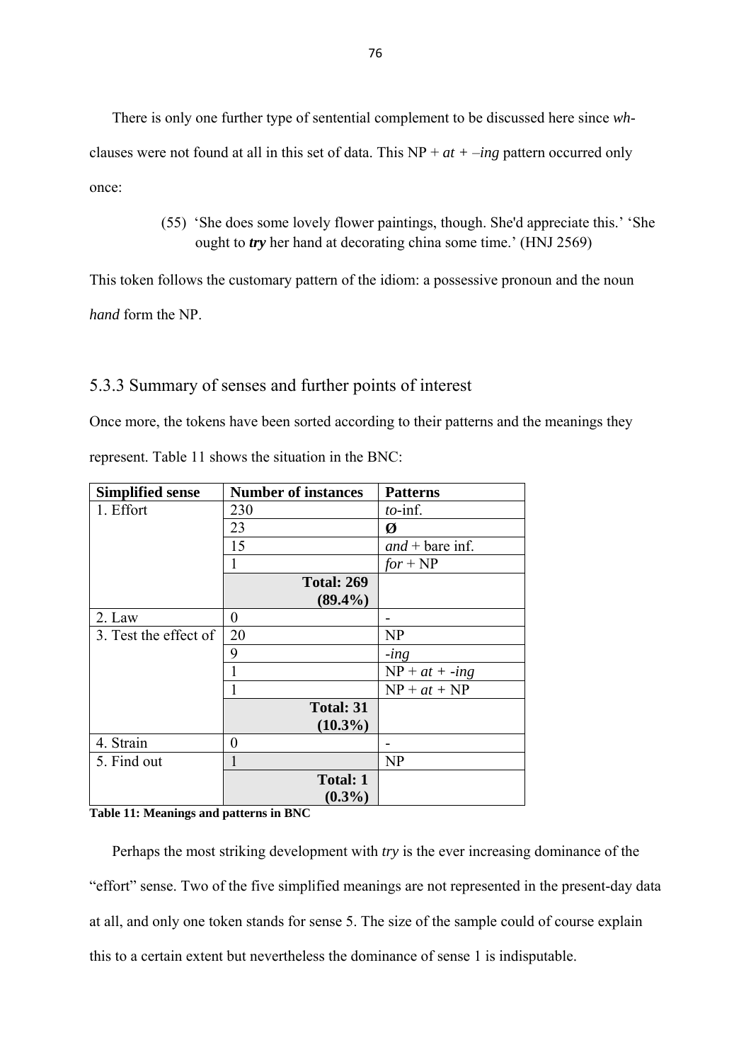There is only one further type of sentential complement to be discussed here since *wh*-clauses were not found at all in this set of data. This NP + *at + –ing* pattern occurred only once:

> (55) 'She does some lovely flower paintings, though. She'd appreciate this.' 'She ought to ***try*** her hand at decorating china some time.' (HNJ 2569)

This token follows the customary pattern of the idiom: a possessive pronoun and the noun *hand* form the NP.

### 5.3.3 Summary of senses and further points of interest

Once more, the tokens have been sorted according to their patterns and the meanings they represent. Table 11 shows the situation in the BNC:

| Simplified sense | Number of instances | Patterns |
|---|---|---|
| 1. Effort | 230 | *to*-inf. |
| | 23 | **Ø** |
| | 15 | *and* + bare inf. |
| | 1 | *for* + NP |
| | **Total: 269 (89.4%)** | |
| 2. Law | 0 | - |
| 3. Test the effect of | 20 | NP |
| | 9 | *-ing* |
| | 1 | NP + *at + -ing* |
| | 1 | NP + *at* + NP |
| | **Total: 31 (10.3%)** | |
| 4. Strain | 0 | - |
| 5. Find out | 1 | NP |
| | **Total: 1 (0.3%)** | |

**Table 11: Meanings and patterns in BNC**

Perhaps the most striking development with *try* is the ever increasing dominance of the "effort" sense. Two of the five simplified meanings are not represented in the present-day data at all, and only one token stands for sense 5. The size of the sample could of course explain this to a certain extent but nevertheless the dominance of sense 1 is indisputable.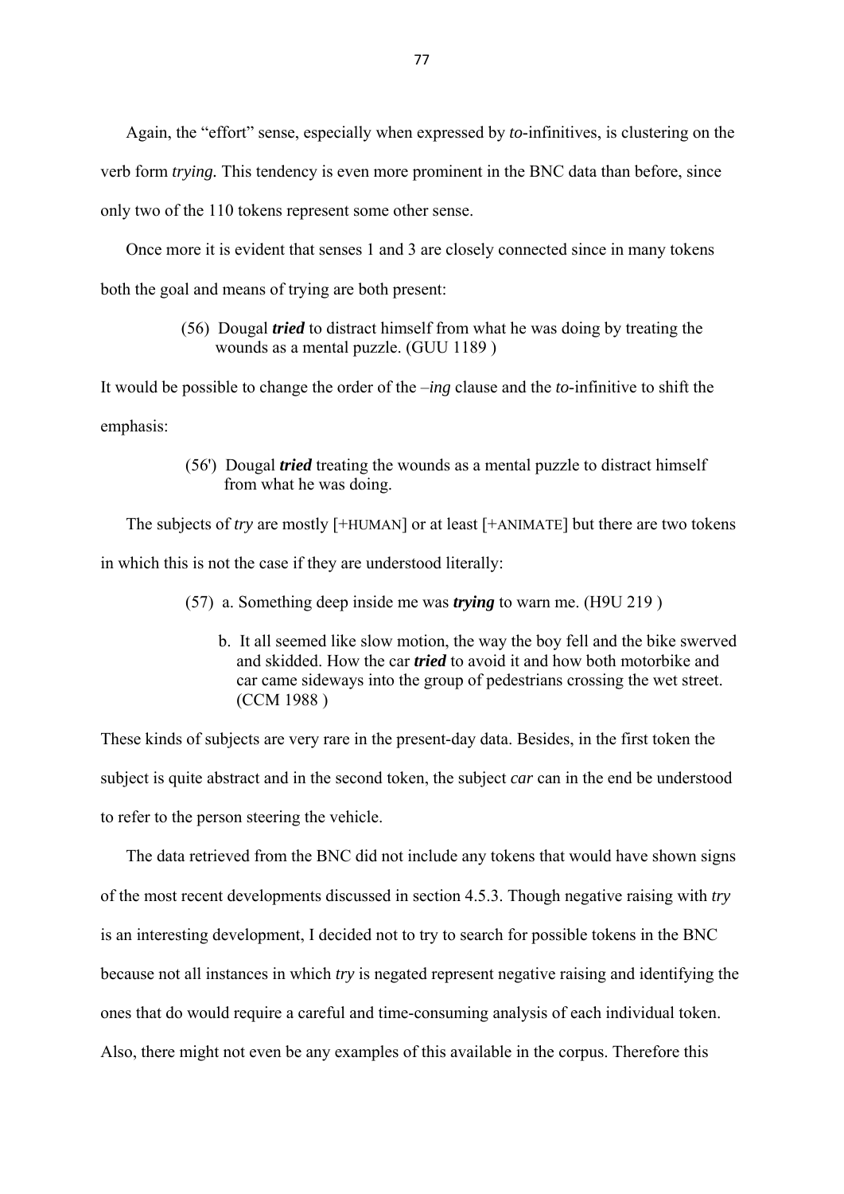Again, the "effort" sense, especially when expressed by *to*-infinitives, is clustering on the verb form *trying.* This tendency is even more prominent in the BNC data than before, since only two of the 110 tokens represent some other sense.

Once more it is evident that senses 1 and 3 are closely connected since in many tokens both the goal and means of trying are both present:

> (56) Dougal ***tried*** to distract himself from what he was doing by treating the wounds as a mental puzzle. (GUU 1189 )

It would be possible to change the order of the *–ing* clause and the *to*-infinitive to shift the emphasis:

> (56') Dougal ***tried*** treating the wounds as a mental puzzle to distract himself from what he was doing.

The subjects of *try* are mostly [+HUMAN] or at least [+ANIMATE] but there are two tokens in which this is not the case if they are understood literally:

> (57) a. Something deep inside me was ***trying*** to warn me. (H9U 219 )
>
> b. It all seemed like slow motion, the way the boy fell and the bike swerved and skidded. How the car ***tried*** to avoid it and how both motorbike and car came sideways into the group of pedestrians crossing the wet street. (CCM 1988 )

These kinds of subjects are very rare in the present-day data. Besides, in the first token the subject is quite abstract and in the second token, the subject *car* can in the end be understood to refer to the person steering the vehicle.

The data retrieved from the BNC did not include any tokens that would have shown signs of the most recent developments discussed in section 4.5.3. Though negative raising with *try* is an interesting development, I decided not to try to search for possible tokens in the BNC because not all instances in which *try* is negated represent negative raising and identifying the ones that do would require a careful and time-consuming analysis of each individual token. Also, there might not even be any examples of this available in the corpus. Therefore this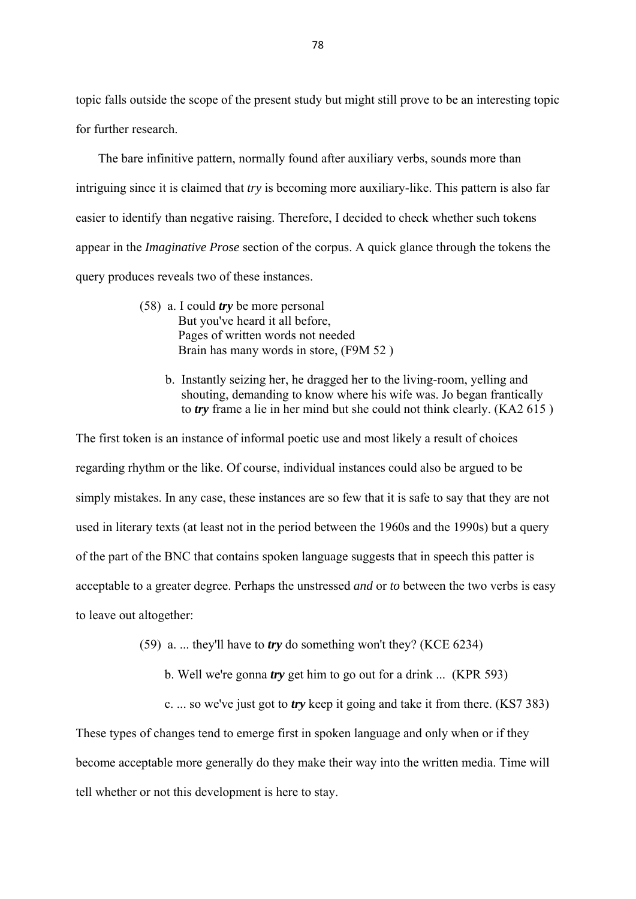topic falls outside the scope of the present study but might still prove to be an interesting topic for further research.

The bare infinitive pattern, normally found after auxiliary verbs, sounds more than intriguing since it is claimed that *try* is becoming more auxiliary-like. This pattern is also far easier to identify than negative raising. Therefore, I decided to check whether such tokens appear in the *Imaginative Prose* section of the corpus. A quick glance through the tokens the query produces reveals two of these instances.

(58) a. I could ***try*** be more personal  
But you've heard it all before,  
Pages of written words not needed  
Brain has many words in store, (F9M 52 )

b. Instantly seizing her, he dragged her to the living-room, yelling and shouting, demanding to know where his wife was. Jo began frantically to ***try*** frame a lie in her mind but she could not think clearly. (KA2 615 )

The first token is an instance of informal poetic use and most likely a result of choices regarding rhythm or the like. Of course, individual instances could also be argued to be simply mistakes. In any case, these instances are so few that it is safe to say that they are not used in literary texts (at least not in the period between the 1960s and the 1990s) but a query of the part of the BNC that contains spoken language suggests that in speech this patter is acceptable to a greater degree. Perhaps the unstressed *and* or *to* between the two verbs is easy to leave out altogether:

(59) a. ... they'll have to ***try*** do something won't they? (KCE 6234)

b. Well we're gonna ***try*** get him to go out for a drink ... (KPR 593)

c. ... so we've just got to ***try*** keep it going and take it from there. (KS7 383)

These types of changes tend to emerge first in spoken language and only when or if they become acceptable more generally do they make their way into the written media. Time will tell whether or not this development is here to stay.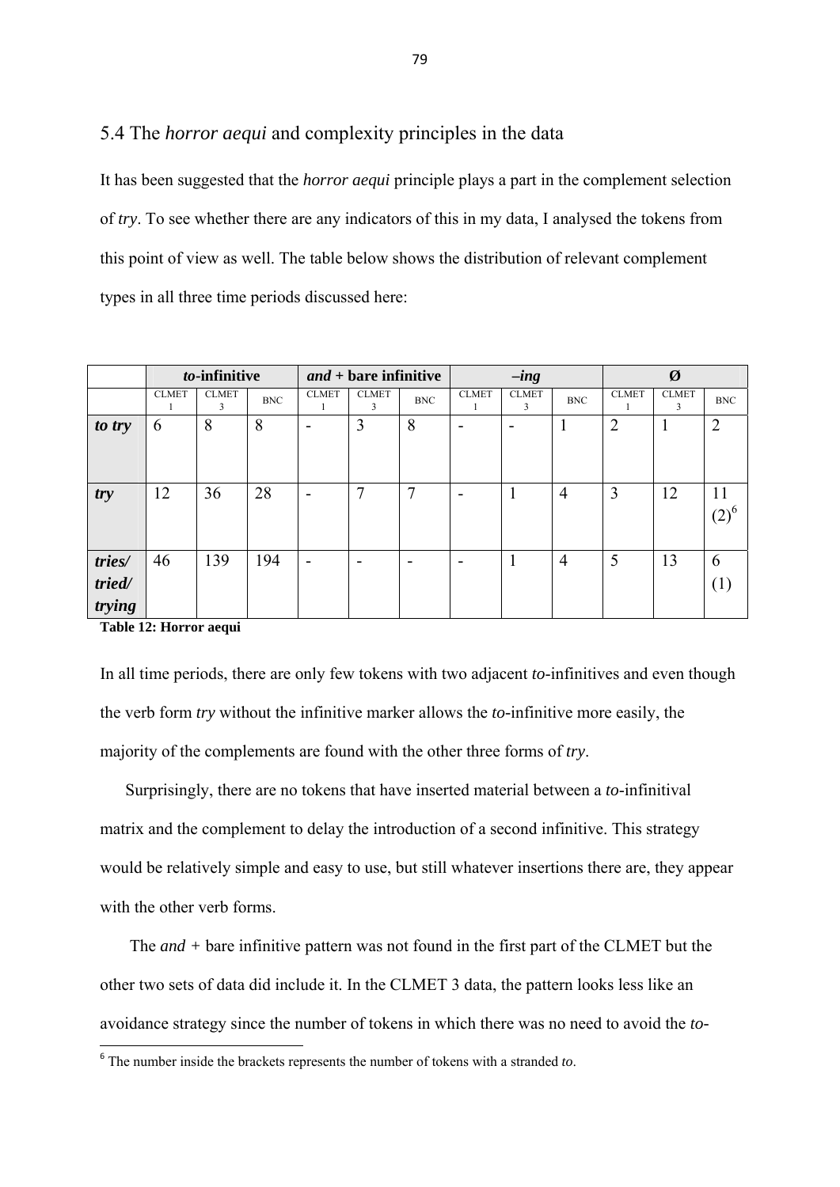## 5.4 The *horror aequi* and complexity principles in the data

It has been suggested that the *horror aequi* principle plays a part in the complement selection of *try*. To see whether there are any indicators of this in my data, I analysed the tokens from this point of view as well. The table below shows the distribution of relevant complement types in all three time periods discussed here:

| | ***to*-infinitive** | | | ***and* + bare infinitive** | | | ***–ing*** | | | **Ø** | | |
|---|---|---|---|---|---|---|---|---|---|---|---|---|
| | CLMET 1 | CLMET 3 | BNC | CLMET 1 | CLMET 3 | BNC | CLMET 1 | CLMET 3 | BNC | CLMET 1 | CLMET 3 | BNC |
| ***to try*** | 6 | 8 | 8 | - | 3 | 8 | - | - | 1 | 2 | 1 | 2 |
| ***try*** | 12 | 36 | 28 | - | 7 | 7 | - | 1 | 4 | 3 | 12 | 11 (2)[6] |
| ***tries/ tried/ trying*** | 46 | 139 | 194 | - | - | - | - | 1 | 4 | 5 | 13 | 6 (1) |

**Table 12: Horror aequi**

In all time periods, there are only few tokens with two adjacent *to*-infinitives and even though the verb form *try* without the infinitive marker allows the *to*-infinitive more easily, the majority of the complements are found with the other three forms of *try*.

Surprisingly, there are no tokens that have inserted material between a *to*-infinitival matrix and the complement to delay the introduction of a second infinitive. This strategy would be relatively simple and easy to use, but still whatever insertions there are, they appear with the other verb forms.

The *and +* bare infinitive pattern was not found in the first part of the CLMET but the other two sets of data did include it. In the CLMET 3 data, the pattern looks less like an avoidance strategy since the number of tokens in which there was no need to avoid the *to*-

[6] The number inside the brackets represents the number of tokens with a stranded *to*.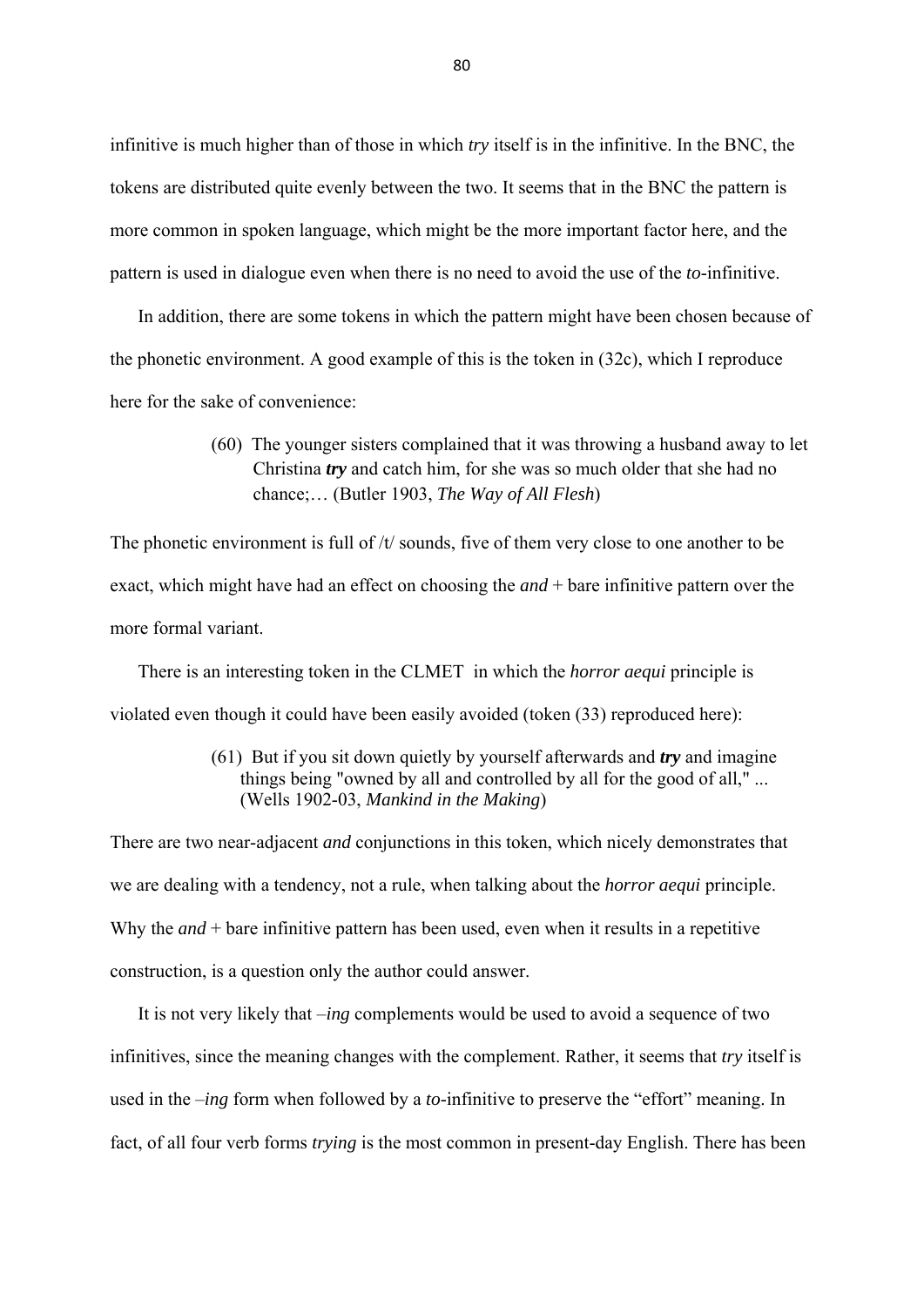infinitive is much higher than of those in which *try* itself is in the infinitive. In the BNC, the tokens are distributed quite evenly between the two. It seems that in the BNC the pattern is more common in spoken language, which might be the more important factor here, and the pattern is used in dialogue even when there is no need to avoid the use of the *to*-infinitive.

In addition, there are some tokens in which the pattern might have been chosen because of the phonetic environment. A good example of this is the token in (32c), which I reproduce here for the sake of convenience:

> (60) The younger sisters complained that it was throwing a husband away to let Christina ***try*** and catch him, for she was so much older that she had no chance;… (Butler 1903, *The Way of All Flesh*)

The phonetic environment is full of /t/ sounds, five of them very close to one another to be exact, which might have had an effect on choosing the *and* + bare infinitive pattern over the more formal variant.

There is an interesting token in the CLMET in which the *horror aequi* principle is violated even though it could have been easily avoided (token (33) reproduced here):

> (61) But if you sit down quietly by yourself afterwards and ***try*** and imagine things being "owned by all and controlled by all for the good of all," ... (Wells 1902-03, *Mankind in the Making*)

There are two near-adjacent *and* conjunctions in this token, which nicely demonstrates that we are dealing with a tendency, not a rule, when talking about the *horror aequi* principle. Why the *and* + bare infinitive pattern has been used, even when it results in a repetitive construction, is a question only the author could answer.

It is not very likely that *–ing* complements would be used to avoid a sequence of two infinitives, since the meaning changes with the complement. Rather, it seems that *try* itself is used in the *–ing* form when followed by a *to*-infinitive to preserve the "effort" meaning. In fact, of all four verb forms *trying* is the most common in present-day English. There has been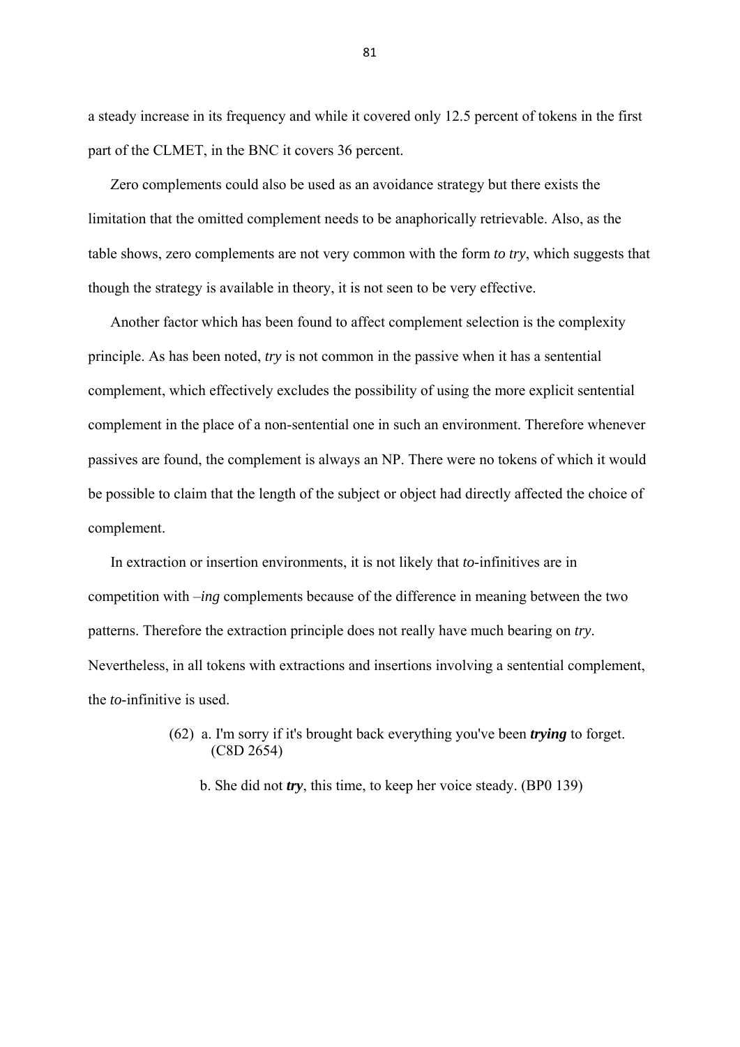a steady increase in its frequency and while it covered only 12.5 percent of tokens in the first part of the CLMET, in the BNC it covers 36 percent.

Zero complements could also be used as an avoidance strategy but there exists the limitation that the omitted complement needs to be anaphorically retrievable. Also, as the table shows, zero complements are not very common with the form *to try*, which suggests that though the strategy is available in theory, it is not seen to be very effective.

Another factor which has been found to affect complement selection is the complexity principle. As has been noted, *try* is not common in the passive when it has a sentential complement, which effectively excludes the possibility of using the more explicit sentential complement in the place of a non-sentential one in such an environment. Therefore whenever passives are found, the complement is always an NP. There were no tokens of which it would be possible to claim that the length of the subject or object had directly affected the choice of complement.

In extraction or insertion environments, it is not likely that *to*-infinitives are in competition with *–ing* complements because of the difference in meaning between the two patterns. Therefore the extraction principle does not really have much bearing on *try*. Nevertheless, in all tokens with extractions and insertions involving a sentential complement, the *to*-infinitive is used.

(62) a. I'm sorry if it's brought back everything you've been ***trying*** to forget. (C8D 2654)

b. She did not ***try***, this time, to keep her voice steady. (BP0 139)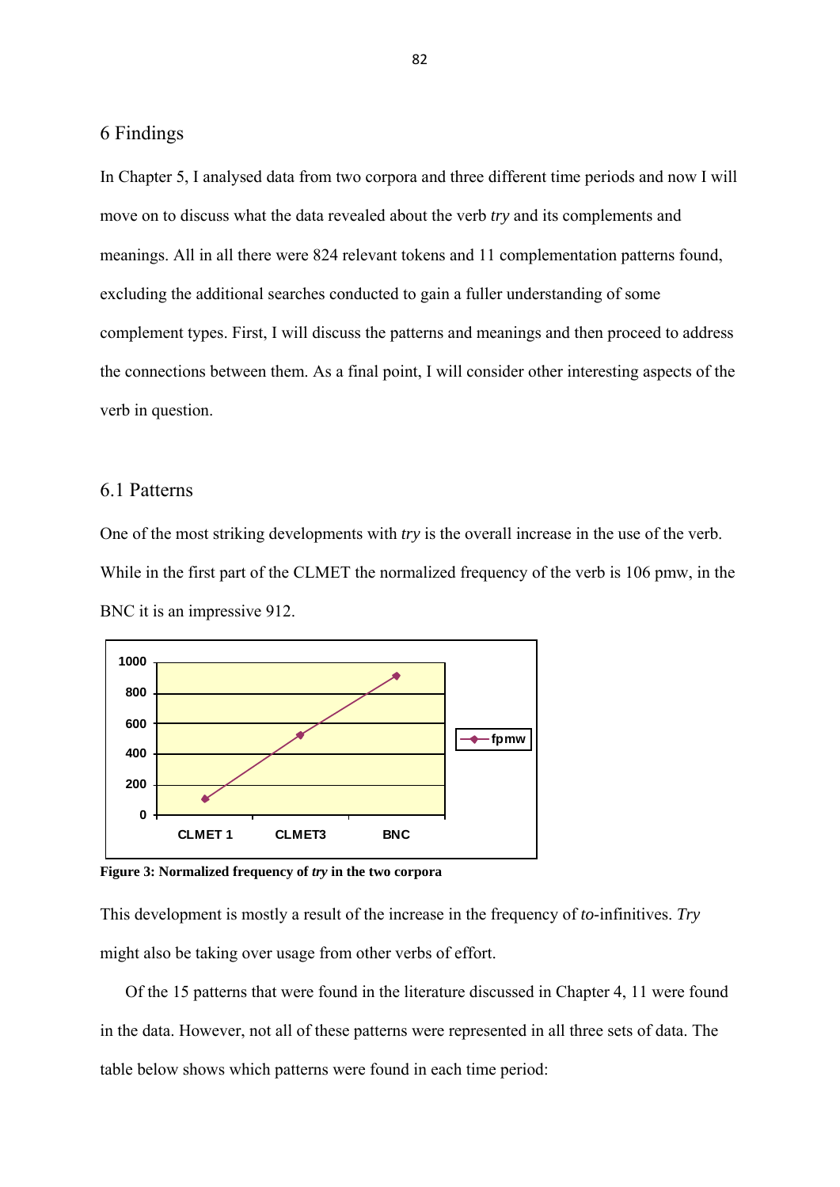## 6 Findings

In Chapter 5, I analysed data from two corpora and three different time periods and now I will move on to discuss what the data revealed about the verb *try* and its complements and meanings. All in all there were 824 relevant tokens and 11 complementation patterns found, excluding the additional searches conducted to gain a fuller understanding of some complement types. First, I will discuss the patterns and meanings and then proceed to address the connections between them. As a final point, I will consider other interesting aspects of the verb in question.

### 6.1 Patterns

One of the most striking developments with *try* is the overall increase in the use of the verb. While in the first part of the CLMET the normalized frequency of the verb is 106 pmw, in the BNC it is an impressive 912.

**Figure 3: Normalized frequency of *try* in the two corpora**

This development is mostly a result of the increase in the frequency of *to*-infinitives. *Try* might also be taking over usage from other verbs of effort.

Of the 15 patterns that were found in the literature discussed in Chapter 4, 11 were found in the data. However, not all of these patterns were represented in all three sets of data. The table below shows which patterns were found in each time period: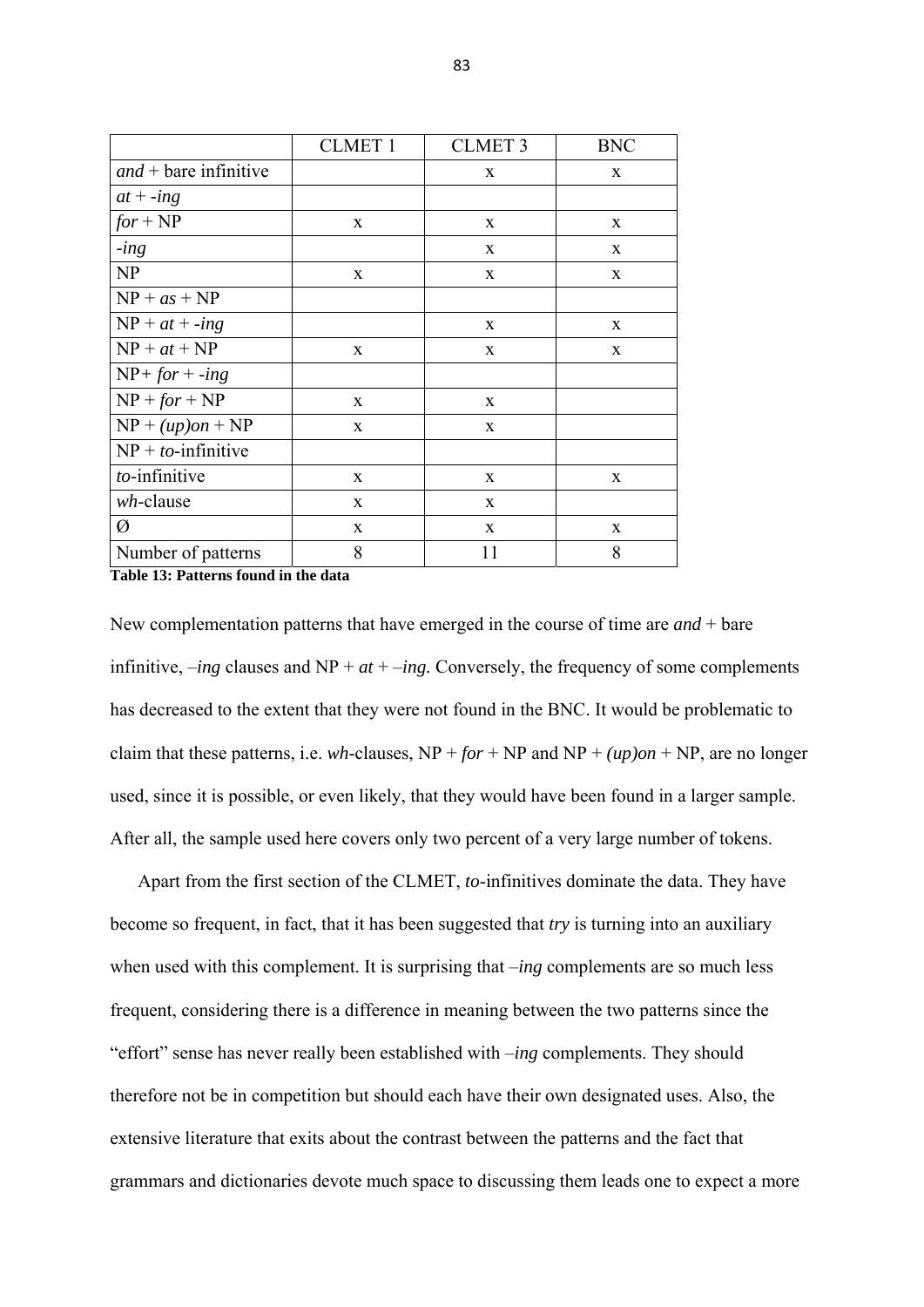| | CLMET 1 | CLMET 3 | BNC |
|---|---|---|---|
| *and* + bare infinitive | | x | x |
| *at* + *-ing* | | | |
| *for* + NP | x | x | x |
| *-ing* | | x | x |
| NP | x | x | x |
| NP + *as* + NP | | | |
| NP + *at* + *-ing* | | x | x |
| NP + *at* + NP | x | x | x |
| NP+ *for* + *-ing* | | | |
| NP + *for* + NP | x | x | |
| NP + *(up)on* + NP | x | x | |
| NP + *to*-infinitive | | | |
| *to*-infinitive | x | x | x |
| *wh*-clause | x | x | |
| Ø | x | x | x |
| Number of patterns | 8 | 11 | 8 |

**Table 13: Patterns found in the data**

New complementation patterns that have emerged in the course of time are *and* + bare infinitive, *–ing* clauses and NP + *at* + *–ing.* Conversely, the frequency of some complements has decreased to the extent that they were not found in the BNC. It would be problematic to claim that these patterns, i.e. *wh*-clauses, NP + *for* + NP and NP + *(up)on* + NP, are no longer used, since it is possible, or even likely, that they would have been found in a larger sample. After all, the sample used here covers only two percent of a very large number of tokens.

Apart from the first section of the CLMET, *to*-infinitives dominate the data. They have become so frequent, in fact, that it has been suggested that *try* is turning into an auxiliary when used with this complement. It is surprising that *–ing* complements are so much less frequent, considering there is a difference in meaning between the two patterns since the "effort" sense has never really been established with *–ing* complements. They should therefore not be in competition but should each have their own designated uses. Also, the extensive literature that exits about the contrast between the patterns and the fact that grammars and dictionaries devote much space to discussing them leads one to expect a more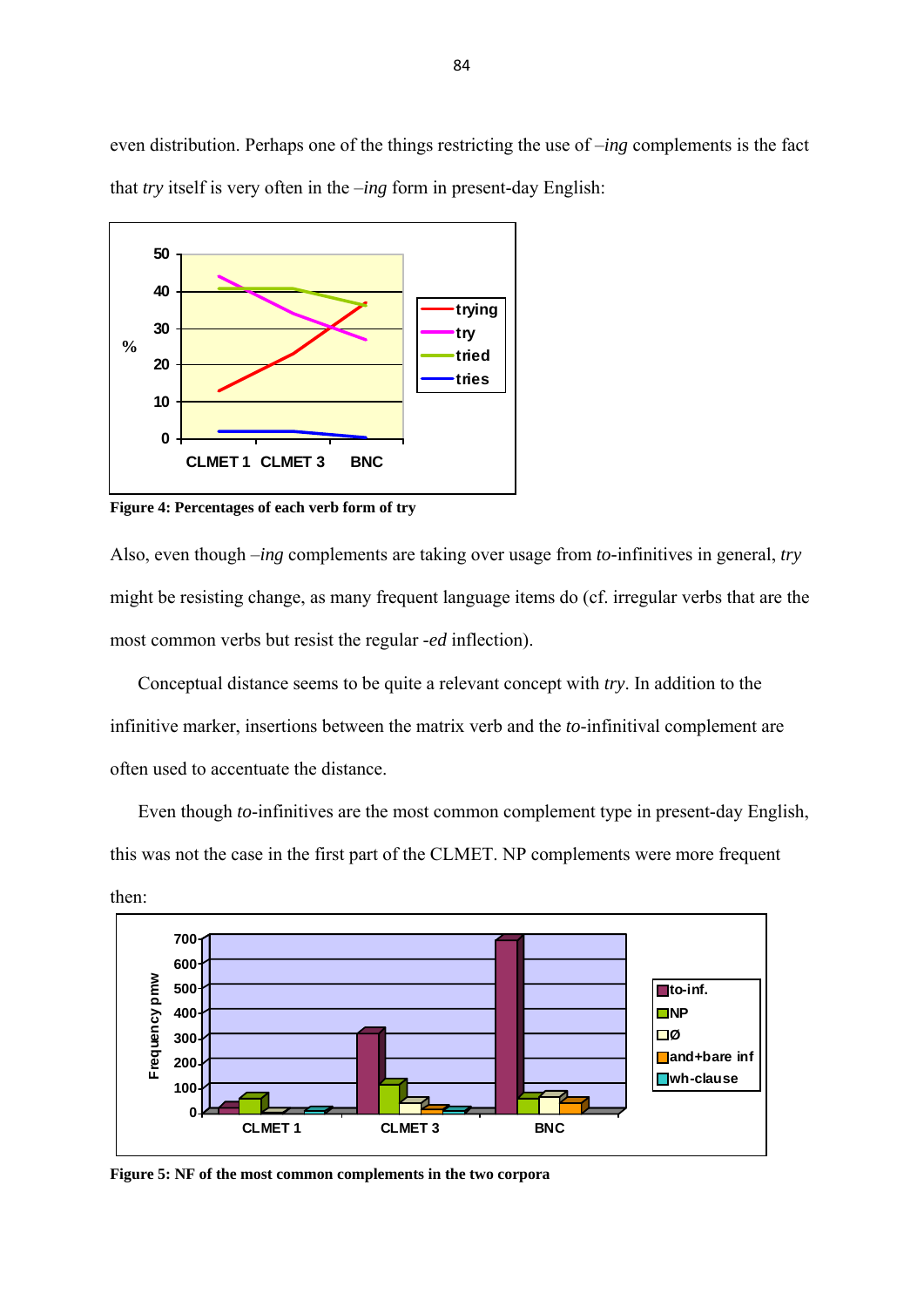even distribution. Perhaps one of the things restricting the use of *–ing* complements is the fact that *try* itself is very often in the *–ing* form in present-day English:

**Figure 4: Percentages of each verb form of try**

Also, even though *–ing* complements are taking over usage from *to*-infinitives in general, *try* might be resisting change, as many frequent language items do (cf. irregular verbs that are the most common verbs but resist the regular *-ed* inflection).

Conceptual distance seems to be quite a relevant concept with *try*. In addition to the infinitive marker, insertions between the matrix verb and the *to*-infinitival complement are often used to accentuate the distance.

Even though *to*-infinitives are the most common complement type in present-day English, this was not the case in the first part of the CLMET. NP complements were more frequent then:

**Figure 5: NF of the most common complements in the two corpora**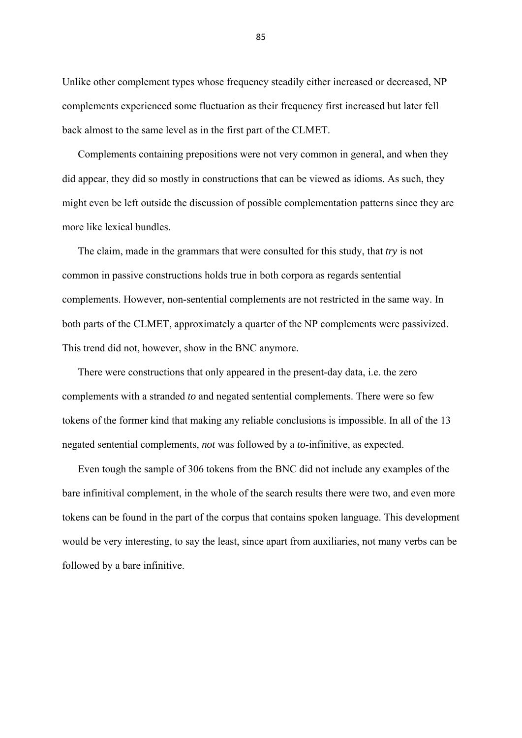Unlike other complement types whose frequency steadily either increased or decreased, NP complements experienced some fluctuation as their frequency first increased but later fell back almost to the same level as in the first part of the CLMET.

Complements containing prepositions were not very common in general, and when they did appear, they did so mostly in constructions that can be viewed as idioms. As such, they might even be left outside the discussion of possible complementation patterns since they are more like lexical bundles.

The claim, made in the grammars that were consulted for this study, that *try* is not common in passive constructions holds true in both corpora as regards sentential complements. However, non-sentential complements are not restricted in the same way. In both parts of the CLMET, approximately a quarter of the NP complements were passivized. This trend did not, however, show in the BNC anymore.

There were constructions that only appeared in the present-day data, i.e. the zero complements with a stranded *to* and negated sentential complements. There were so few tokens of the former kind that making any reliable conclusions is impossible. In all of the 13 negated sentential complements, *not* was followed by a *to*-infinitive, as expected.

Even tough the sample of 306 tokens from the BNC did not include any examples of the bare infinitival complement, in the whole of the search results there were two, and even more tokens can be found in the part of the corpus that contains spoken language. This development would be very interesting, to say the least, since apart from auxiliaries, not many verbs can be followed by a bare infinitive.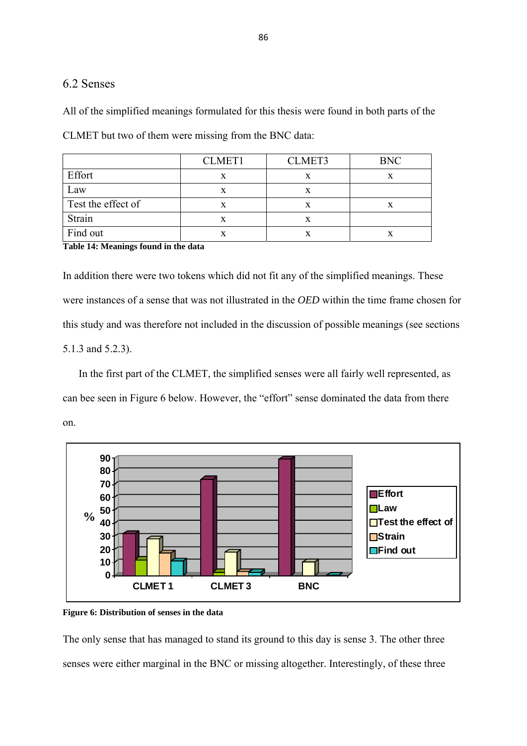## 6.2 Senses

All of the simplified meanings formulated for this thesis were found in both parts of the CLMET but two of them were missing from the BNC data:

| | CLMET1 | CLMET3 | BNC |
|---|---|---|---|
| Effort | x | x | x |
| Law | x | x | |
| Test the effect of | x | x | x |
| Strain | x | x | |
| Find out | x | x | x |

**Table 14: Meanings found in the data**

In addition there were two tokens which did not fit any of the simplified meanings. These were instances of a sense that was not illustrated in the *OED* within the time frame chosen for this study and was therefore not included in the discussion of possible meanings (see sections 5.1.3 and 5.2.3).

In the first part of the CLMET, the simplified senses were all fairly well represented, as can bee seen in Figure 6 below. However, the "effort" sense dominated the data from there on.

**Figure 6: Distribution of senses in the data**

The only sense that has managed to stand its ground to this day is sense 3. The other three senses were either marginal in the BNC or missing altogether. Interestingly, of these three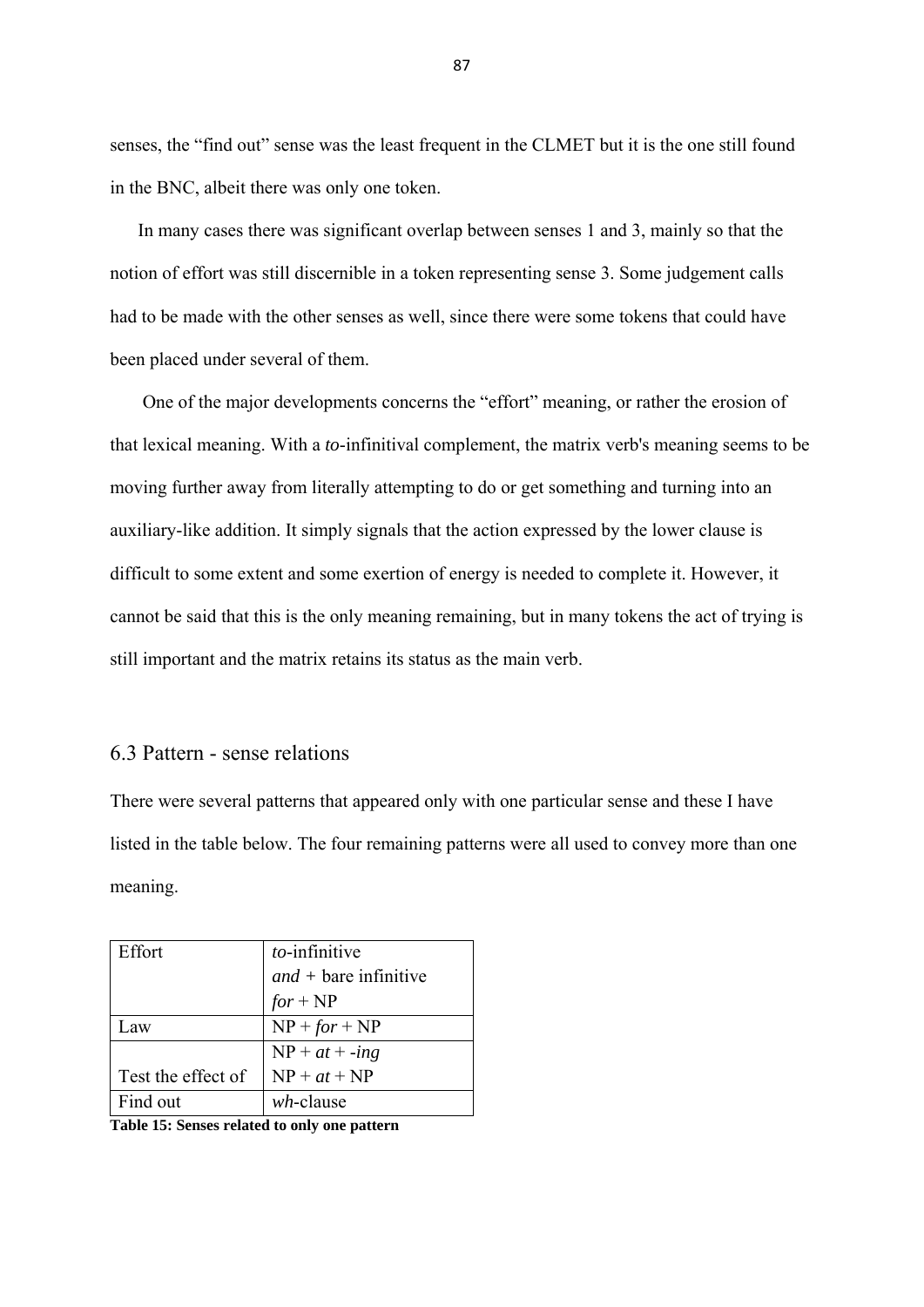senses, the "find out" sense was the least frequent in the CLMET but it is the one still found in the BNC, albeit there was only one token.

In many cases there was significant overlap between senses 1 and 3, mainly so that the notion of effort was still discernible in a token representing sense 3. Some judgement calls had to be made with the other senses as well, since there were some tokens that could have been placed under several of them.

One of the major developments concerns the "effort" meaning, or rather the erosion of that lexical meaning. With a *to*-infinitival complement, the matrix verb's meaning seems to be moving further away from literally attempting to do or get something and turning into an auxiliary-like addition. It simply signals that the action expressed by the lower clause is difficult to some extent and some exertion of energy is needed to complete it. However, it cannot be said that this is the only meaning remaining, but in many tokens the act of trying is still important and the matrix retains its status as the main verb.

## 6.3 Pattern - sense relations

There were several patterns that appeared only with one particular sense and these I have listed in the table below. The four remaining patterns were all used to convey more than one meaning.

| | |
|---|---|
| Effort | *to*-infinitive<br>*and* + bare infinitive<br>*for* + NP |
| Law | NP + *for* + NP |
| Test the effect of | NP + *at* + *-ing*<br>NP + *at* + NP |
| Find out | *wh*-clause |

**Table 15: Senses related to only one pattern**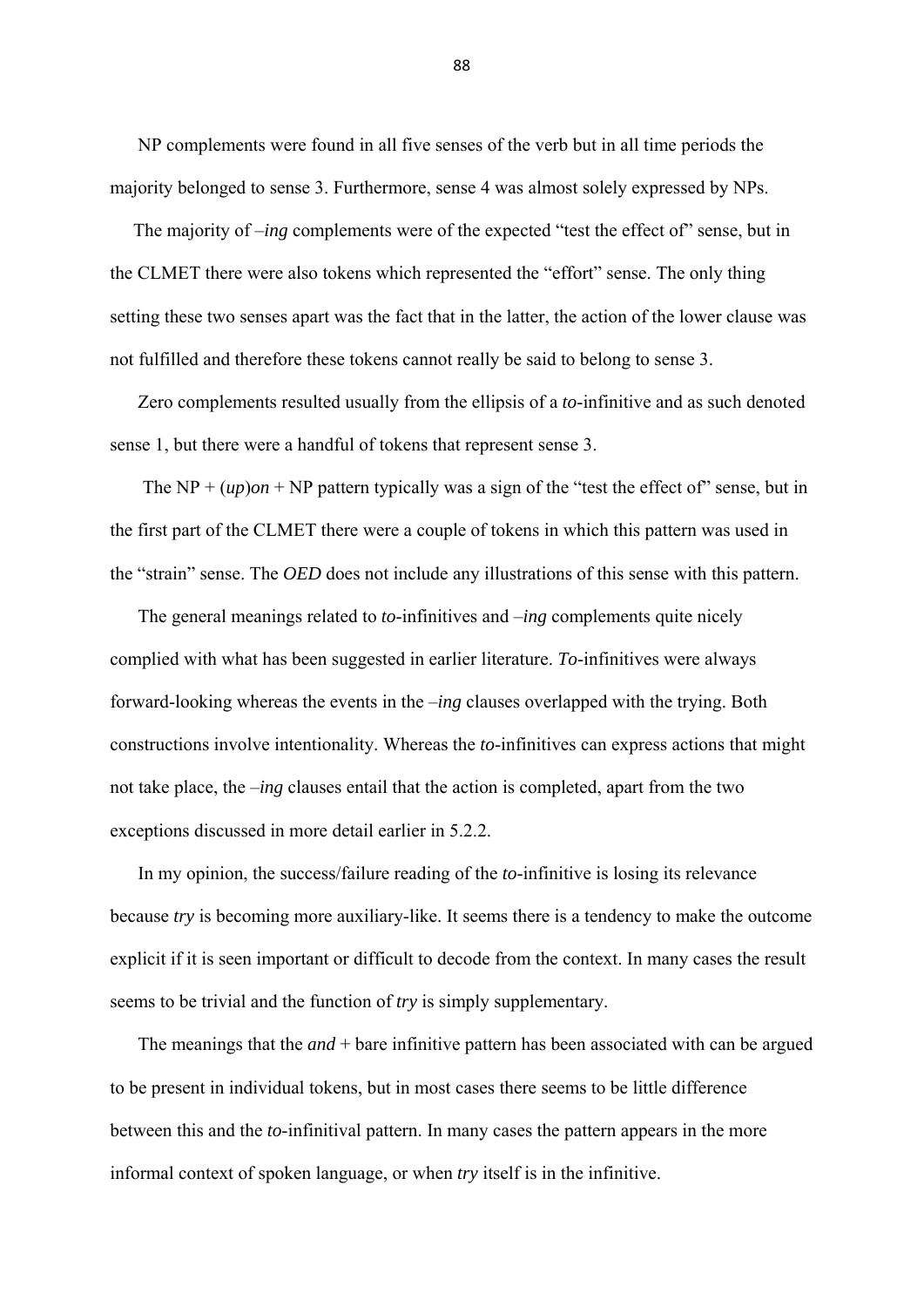NP complements were found in all five senses of the verb but in all time periods the majority belonged to sense 3. Furthermore, sense 4 was almost solely expressed by NPs.

The majority of *–ing* complements were of the expected "test the effect of" sense, but in the CLMET there were also tokens which represented the "effort" sense. The only thing setting these two senses apart was the fact that in the latter, the action of the lower clause was not fulfilled and therefore these tokens cannot really be said to belong to sense 3.

Zero complements resulted usually from the ellipsis of a *to*-infinitive and as such denoted sense 1, but there were a handful of tokens that represent sense 3.

The NP + (*up*)*on* + NP pattern typically was a sign of the "test the effect of" sense, but in the first part of the CLMET there were a couple of tokens in which this pattern was used in the "strain" sense. The *OED* does not include any illustrations of this sense with this pattern.

The general meanings related to *to*-infinitives and *–ing* complements quite nicely complied with what has been suggested in earlier literature. *To*-infinitives were always forward-looking whereas the events in the *–ing* clauses overlapped with the trying. Both constructions involve intentionality. Whereas the *to*-infinitives can express actions that might not take place, the *–ing* clauses entail that the action is completed, apart from the two exceptions discussed in more detail earlier in 5.2.2.

In my opinion, the success/failure reading of the *to*-infinitive is losing its relevance because *try* is becoming more auxiliary-like. It seems there is a tendency to make the outcome explicit if it is seen important or difficult to decode from the context. In many cases the result seems to be trivial and the function of *try* is simply supplementary.

The meanings that the *and* + bare infinitive pattern has been associated with can be argued to be present in individual tokens, but in most cases there seems to be little difference between this and the *to*-infinitival pattern. In many cases the pattern appears in the more informal context of spoken language, or when *try* itself is in the infinitive.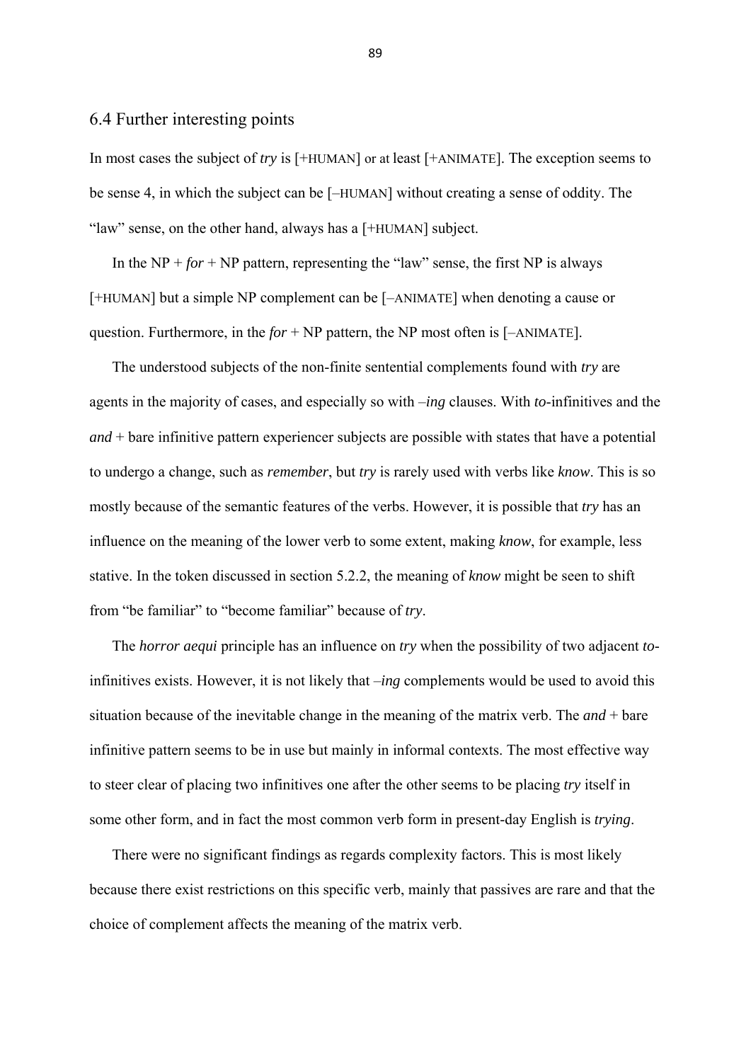## 6.4 Further interesting points

In most cases the subject of *try* is [+HUMAN] or at least [+ANIMATE]. The exception seems to be sense 4, in which the subject can be [–HUMAN] without creating a sense of oddity. The "law" sense, on the other hand, always has a [+HUMAN] subject.

In the NP + *for* + NP pattern, representing the "law" sense, the first NP is always [+HUMAN] but a simple NP complement can be [–ANIMATE] when denoting a cause or question. Furthermore, in the *for* + NP pattern, the NP most often is [–ANIMATE].

The understood subjects of the non-finite sentential complements found with *try* are agents in the majority of cases, and especially so with *–ing* clauses. With *to*-infinitives and the *and* + bare infinitive pattern experiencer subjects are possible with states that have a potential to undergo a change, such as *remember*, but *try* is rarely used with verbs like *know*. This is so mostly because of the semantic features of the verbs. However, it is possible that *try* has an influence on the meaning of the lower verb to some extent, making *know*, for example, less stative. In the token discussed in section 5.2.2, the meaning of *know* might be seen to shift from "be familiar" to "become familiar" because of *try*.

The *horror aequi* principle has an influence on *try* when the possibility of two adjacent *to*-infinitives exists. However, it is not likely that *–ing* complements would be used to avoid this situation because of the inevitable change in the meaning of the matrix verb. The *and* + bare infinitive pattern seems to be in use but mainly in informal contexts. The most effective way to steer clear of placing two infinitives one after the other seems to be placing *try* itself in some other form, and in fact the most common verb form in present-day English is *trying*.

There were no significant findings as regards complexity factors. This is most likely because there exist restrictions on this specific verb, mainly that passives are rare and that the choice of complement affects the meaning of the matrix verb.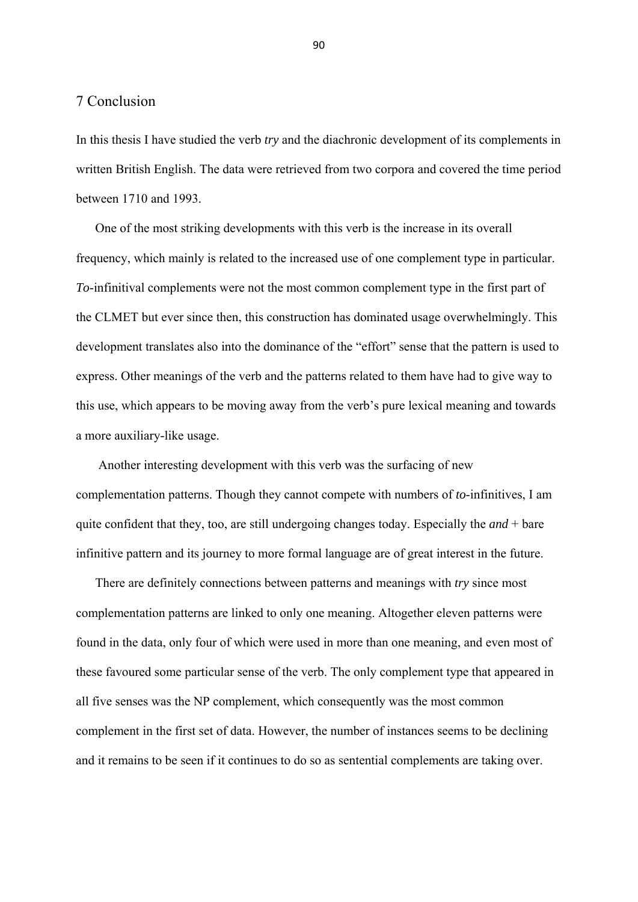# 7 Conclusion

In this thesis I have studied the verb *try* and the diachronic development of its complements in written British English. The data were retrieved from two corpora and covered the time period between 1710 and 1993.

One of the most striking developments with this verb is the increase in its overall frequency, which mainly is related to the increased use of one complement type in particular. *To*-infinitival complements were not the most common complement type in the first part of the CLMET but ever since then, this construction has dominated usage overwhelmingly. This development translates also into the dominance of the "effort" sense that the pattern is used to express. Other meanings of the verb and the patterns related to them have had to give way to this use, which appears to be moving away from the verb's pure lexical meaning and towards a more auxiliary-like usage.

Another interesting development with this verb was the surfacing of new complementation patterns. Though they cannot compete with numbers of *to*-infinitives, I am quite confident that they, too, are still undergoing changes today. Especially the *and* + bare infinitive pattern and its journey to more formal language are of great interest in the future.

There are definitely connections between patterns and meanings with *try* since most complementation patterns are linked to only one meaning. Altogether eleven patterns were found in the data, only four of which were used in more than one meaning, and even most of these favoured some particular sense of the verb. The only complement type that appeared in all five senses was the NP complement, which consequently was the most common complement in the first set of data. However, the number of instances seems to be declining and it remains to be seen if it continues to do so as sentential complements are taking over.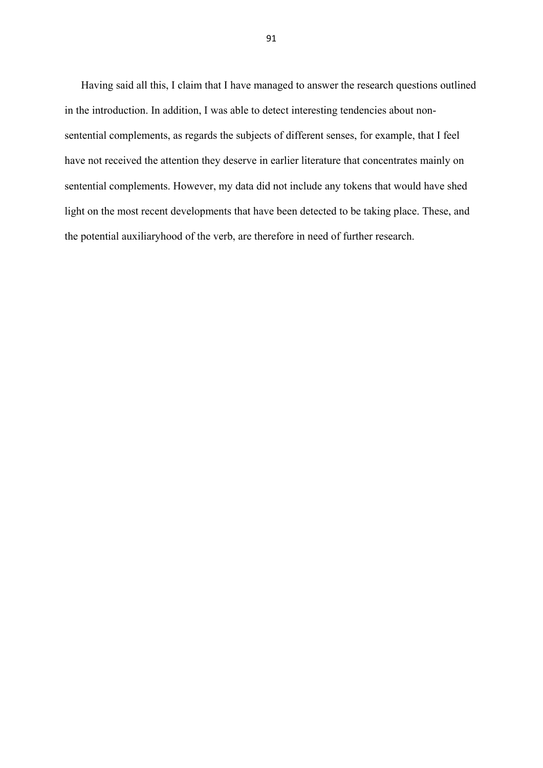Having said all this, I claim that I have managed to answer the research questions outlined in the introduction. In addition, I was able to detect interesting tendencies about non-sentential complements, as regards the subjects of different senses, for example, that I feel have not received the attention they deserve in earlier literature that concentrates mainly on sentential complements. However, my data did not include any tokens that would have shed light on the most recent developments that have been detected to be taking place. These, and the potential auxiliaryhood of the verb, are therefore in need of further research.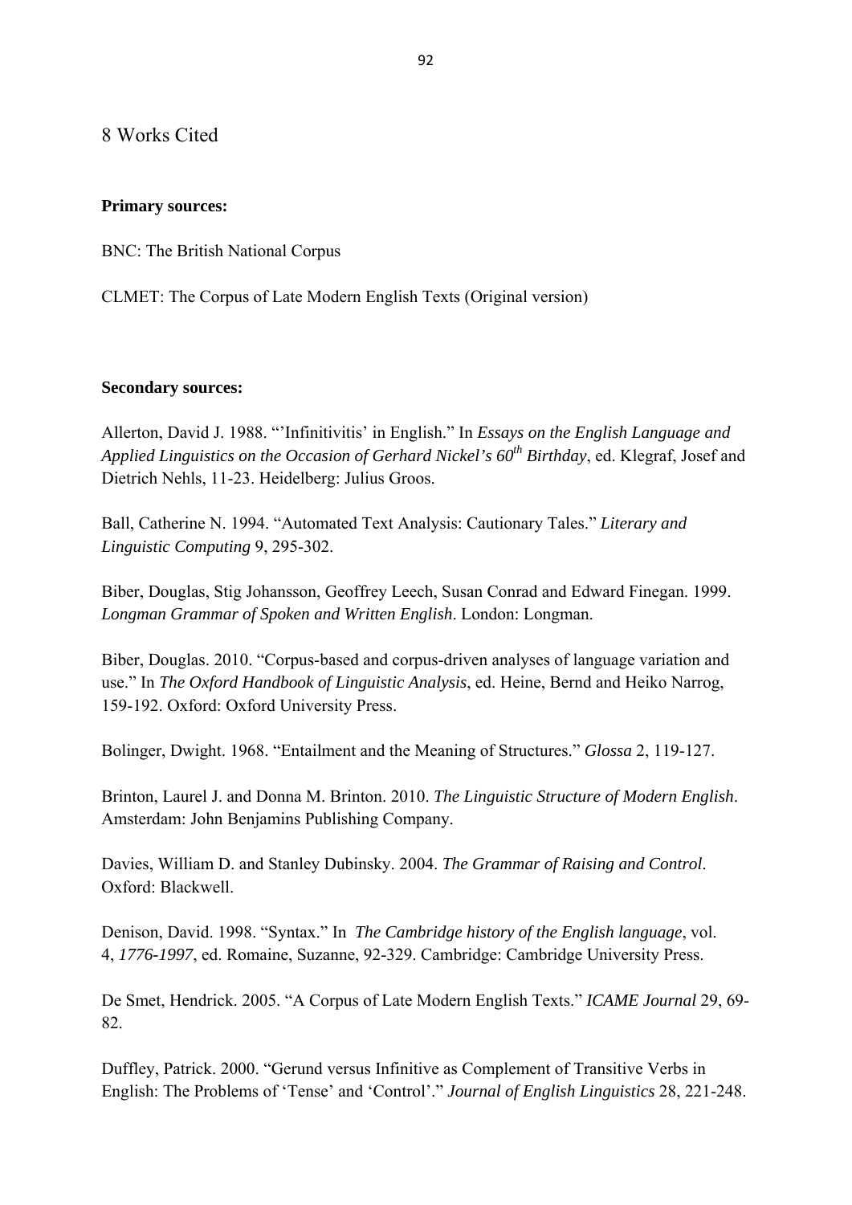# 8 Works Cited

**Primary sources:**

BNC: The British National Corpus

CLMET: The Corpus of Late Modern English Texts (Original version)

**Secondary sources:**

Allerton, David J. 1988. "'Infinitivitis' in English." In *Essays on the English Language and Applied Linguistics on the Occasion of Gerhard Nickel's 60th Birthday*, ed. Klegraf, Josef and Dietrich Nehls, 11-23. Heidelberg: Julius Groos.

Ball, Catherine N. 1994. "Automated Text Analysis: Cautionary Tales." *Literary and Linguistic Computing* 9, 295-302.

Biber, Douglas, Stig Johansson, Geoffrey Leech, Susan Conrad and Edward Finegan. 1999. *Longman Grammar of Spoken and Written English*. London: Longman.

Biber, Douglas. 2010. "Corpus-based and corpus-driven analyses of language variation and use." In *The Oxford Handbook of Linguistic Analysis*, ed. Heine, Bernd and Heiko Narrog, 159-192. Oxford: Oxford University Press.

Bolinger, Dwight. 1968. "Entailment and the Meaning of Structures." *Glossa* 2, 119-127.

Brinton, Laurel J. and Donna M. Brinton. 2010. *The Linguistic Structure of Modern English*. Amsterdam: John Benjamins Publishing Company.

Davies, William D. and Stanley Dubinsky. 2004. *The Grammar of Raising and Control*. Oxford: Blackwell.

Denison, David. 1998. "Syntax." In *The Cambridge history of the English language*, vol. 4, *1776-1997*, ed. Romaine, Suzanne, 92-329. Cambridge: Cambridge University Press.

De Smet, Hendrick. 2005. "A Corpus of Late Modern English Texts." *ICAME Journal* 29, 69-82.

Duffley, Patrick. 2000. "Gerund versus Infinitive as Complement of Transitive Verbs in English: The Problems of 'Tense' and 'Control'." *Journal of English Linguistics* 28, 221-248.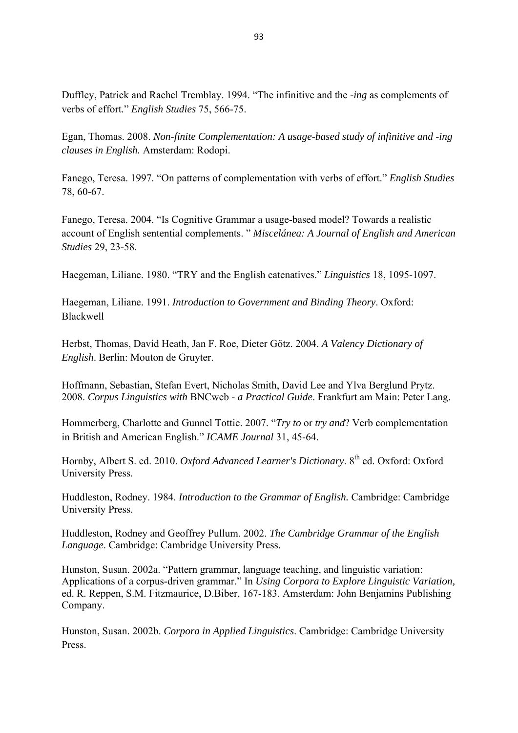Duffley, Patrick and Rachel Tremblay. 1994. "The infinitive and the *-ing* as complements of verbs of effort." *English Studies* 75, 566-75.

Egan, Thomas. 2008. *Non-finite Complementation: A usage-based study of infinitive and -ing clauses in English.* Amsterdam: Rodopi.

Fanego, Teresa. 1997. "On patterns of complementation with verbs of effort." *English Studies* 78, 60-67.

Fanego, Teresa. 2004. "Is Cognitive Grammar a usage-based model? Towards a realistic account of English sentential complements. " *Miscelánea: A Journal of English and American Studies* 29, 23-58.

Haegeman, Liliane. 1980. "TRY and the English catenatives." *Linguistics* 18, 1095-1097.

Haegeman, Liliane. 1991. *Introduction to Government and Binding Theory*. Oxford: Blackwell

Herbst, Thomas, David Heath, Jan F. Roe, Dieter Götz. 2004. *A Valency Dictionary of English*. Berlin: Mouton de Gruyter.

Hoffmann, Sebastian, Stefan Evert, Nicholas Smith, David Lee and Ylva Berglund Prytz. 2008. *Corpus Linguistics with* BNCweb *- a Practical Guide*. Frankfurt am Main: Peter Lang.

Hommerberg, Charlotte and Gunnel Tottie. 2007. "*Try to* or *try and*? Verb complementation in British and American English." *ICAME Journal* 31, 45-64.

Hornby, Albert S. ed. 2010. *Oxford Advanced Learner's Dictionary*. 8th ed. Oxford: Oxford University Press.

Huddleston, Rodney. 1984. *Introduction to the Grammar of English.* Cambridge: Cambridge University Press.

Huddleston, Rodney and Geoffrey Pullum. 2002. *The Cambridge Grammar of the English Language*. Cambridge: Cambridge University Press.

Hunston, Susan. 2002a. "Pattern grammar, language teaching, and linguistic variation: Applications of a corpus-driven grammar." In *Using Corpora to Explore Linguistic Variation,* ed. R. Reppen, S.M. Fitzmaurice, D.Biber, 167-183. Amsterdam: John Benjamins Publishing Company.

Hunston, Susan. 2002b. *Corpora in Applied Linguistics*. Cambridge: Cambridge University Press.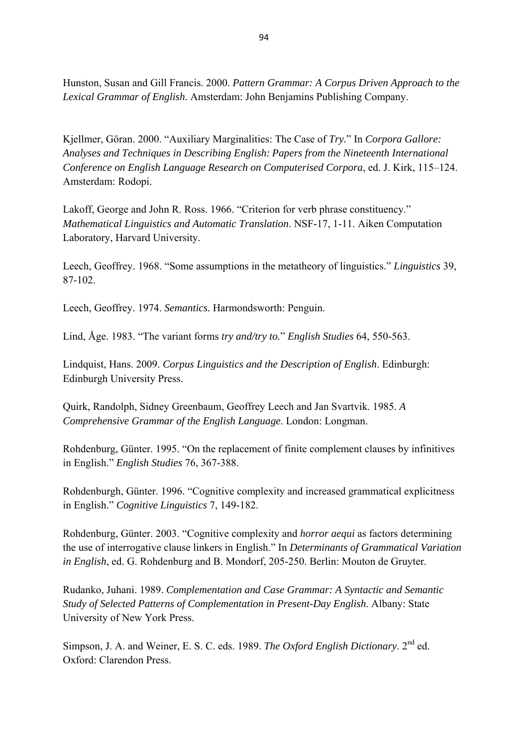Hunston, Susan and Gill Francis. 2000. *Pattern Grammar: A Corpus Driven Approach to the Lexical Grammar of English*. Amsterdam: John Benjamins Publishing Company.

Kjellmer, Göran. 2000. "Auxiliary Marginalities: The Case of *Try.*" In *Corpora Gallore: Analyses and Techniques in Describing English: Papers from the Nineteenth International Conference on English Language Research on Computerised Corpora*, ed. J. Kirk, 115–124. Amsterdam: Rodopi.

Lakoff, George and John R. Ross. 1966. "Criterion for verb phrase constituency." *Mathematical Linguistics and Automatic Translation*. NSF-17, 1-11. Aiken Computation Laboratory, Harvard University.

Leech, Geoffrey. 1968. "Some assumptions in the metatheory of linguistics." *Linguistics* 39, 87-102.

Leech, Geoffrey. 1974. *Semantics.* Harmondsworth: Penguin.

Lind, Åge. 1983. "The variant forms *try and/try to.*" *English Studies* 64, 550-563.

Lindquist, Hans. 2009. *Corpus Linguistics and the Description of English*. Edinburgh: Edinburgh University Press.

Quirk, Randolph, Sidney Greenbaum, Geoffrey Leech and Jan Svartvik. 1985. *A Comprehensive Grammar of the English Language*. London: Longman.

Rohdenburg, Günter. 1995. "On the replacement of finite complement clauses by infinitives in English." *English Studies* 76, 367-388.

Rohdenburgh, Günter. 1996. "Cognitive complexity and increased grammatical explicitness in English." *Cognitive Linguistics* 7, 149-182.

Rohdenburg, Günter. 2003. "Cognitive complexity and *horror aequi* as factors determining the use of interrogative clause linkers in English." In *Determinants of Grammatical Variation in English*, ed. G. Rohdenburg and B. Mondorf, 205-250. Berlin: Mouton de Gruyter.

Rudanko, Juhani. 1989. *Complementation and Case Grammar: A Syntactic and Semantic Study of Selected Patterns of Complementation in Present-Day English*. Albany: State University of New York Press.

Simpson, J. A. and Weiner, E. S. C. eds. 1989. *The Oxford English Dictionary*. 2nd ed. Oxford: Clarendon Press.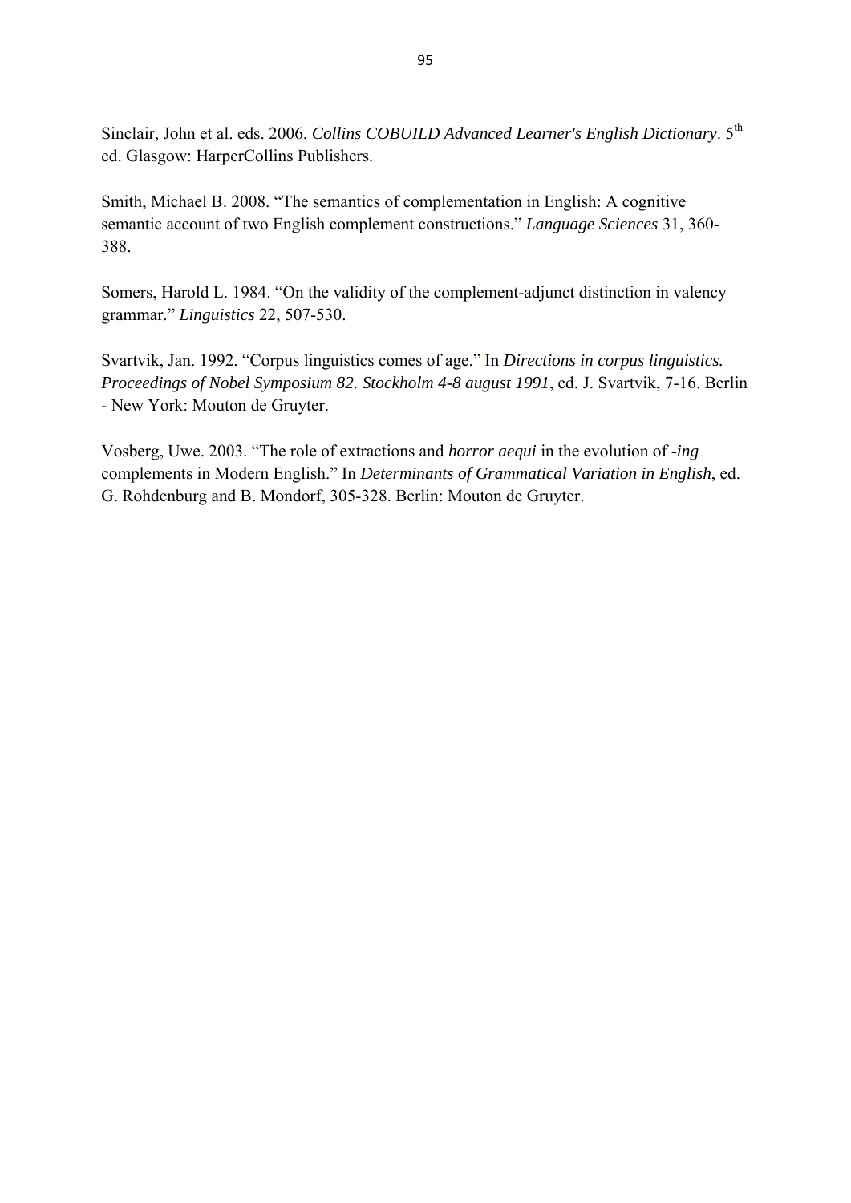Sinclair, John et al. eds. 2006. *Collins COBUILD Advanced Learner's English Dictionary*. 5th ed. Glasgow: HarperCollins Publishers.

Smith, Michael B. 2008. "The semantics of complementation in English: A cognitive semantic account of two English complement constructions." *Language Sciences* 31, 360-388.

Somers, Harold L. 1984. "On the validity of the complement-adjunct distinction in valency grammar." *Linguistics* 22, 507-530.

Svartvik, Jan. 1992. "Corpus linguistics comes of age." In *Directions in corpus linguistics. Proceedings of Nobel Symposium 82. Stockholm 4-8 august 1991*, ed. J. Svartvik, 7-16. Berlin - New York: Mouton de Gruyter.

Vosberg, Uwe. 2003. "The role of extractions and *horror aequi* in the evolution of *-ing* complements in Modern English." In *Determinants of Grammatical Variation in English*, ed. G. Rohdenburg and B. Mondorf, 305-328. Berlin: Mouton de Gruyter.